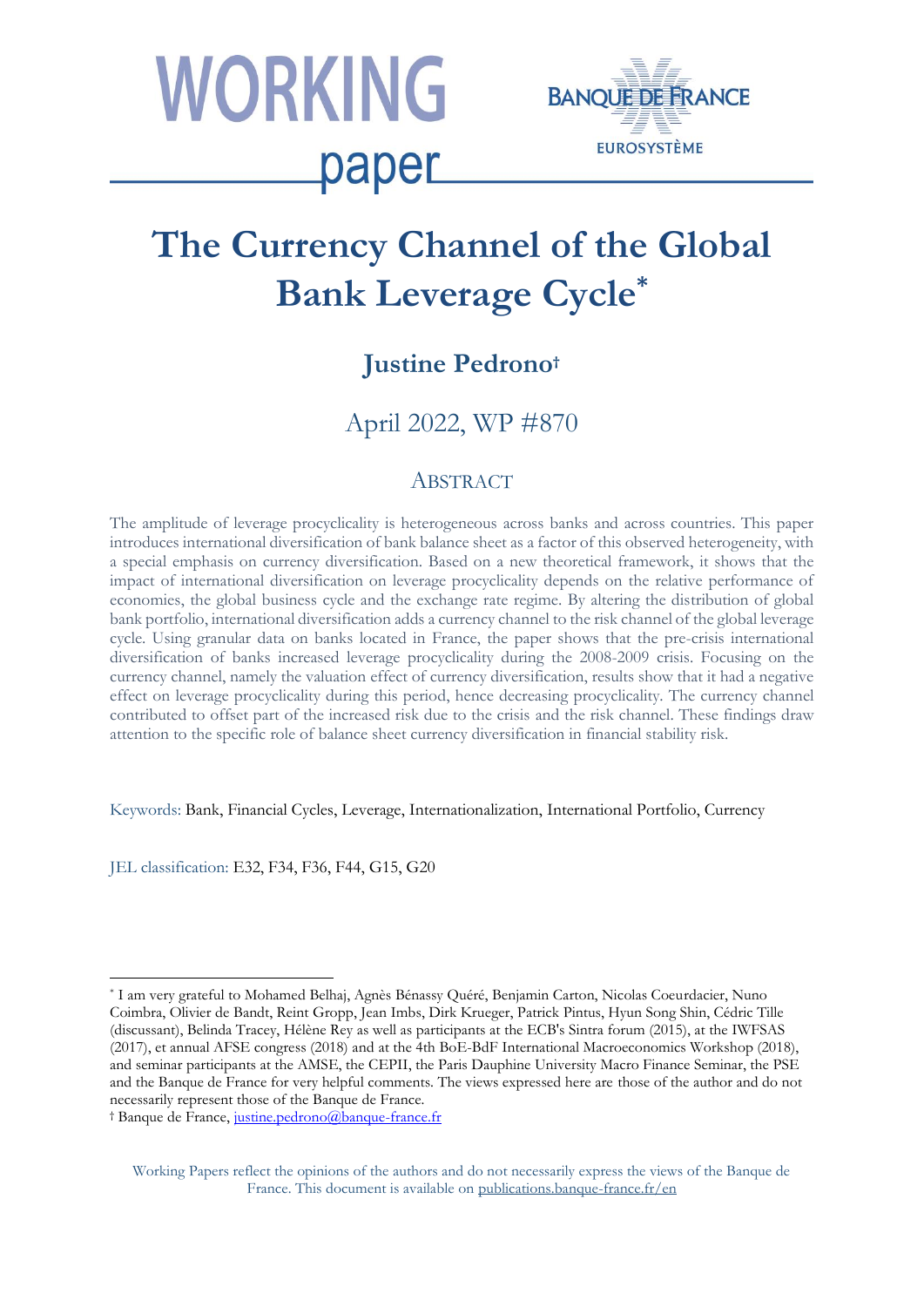# WORKING paper

BANQUE DE FRANCE

EUROSYSTÈME

# The Currency Channel of the Global Bank Leverage Cycle*

## Justine Pedrono†

April 2022, WP #870

## ABSTRACT

The amplitude of leverage procyclicality is heterogeneous across banks and across countries. This paper introduces international diversification of bank balance sheet as a factor of this observed heterogeneity, with a special emphasis on currency diversification. Based on a new theoretical framework, it shows that the impact of international diversification on leverage procyclicality depends on the relative performance of economies, the global business cycle and the exchange rate regime. By altering the distribution of global bank portfolio, international diversification adds a currency channel to the risk channel of the global leverage cycle. Using granular data on banks located in France, the paper shows that the pre-crisis international diversification of banks increased leverage procyclicality during the 2008-2009 crisis. Focusing on the currency channel, namely the valuation effect of currency diversification, results show that it had a negative effect on leverage procyclicality during this period, hence decreasing procyclicality. The currency channel contributed to offset part of the increased risk due to the crisis and the risk channel. These findings draw attention to the specific role of balance sheet currency diversification in financial stability risk.

Keywords: Bank, Financial Cycles, Leverage, Internationalization, International Portfolio, Currency

JEL classification: E32, F34, F36, F44, G15, G20

---

* I am very grateful to Mohamed Belhaj, Agnès Bénassy Quéré, Benjamin Carton, Nicolas Coeurdacier, Nuno Coimbra, Olivier de Bandt, Reint Gropp, Jean Imbs, Dirk Krueger, Patrick Pintus, Hyun Song Shin, Cédric Tille (discussant), Belinda Tracey, Hélène Rey as well as participants at the ECB's Sintra forum (2015), at the IWFSAS (2017), et annual AFSE congress (2018) and at the 4th BoE-BdF International Macroeconomics Workshop (2018), and seminar participants at the AMSE, the CEPII, the Paris Dauphine University Macro Finance Seminar, the PSE and the Banque de France for very helpful comments. The views expressed here are those of the author and do not necessarily represent those of the Banque de France.

† Banque de France, justine.pedrono@banque-france.fr

Working Papers reflect the opinions of the authors and do not necessarily express the views of the Banque de France. This document is available on publications.banque-france.fr/en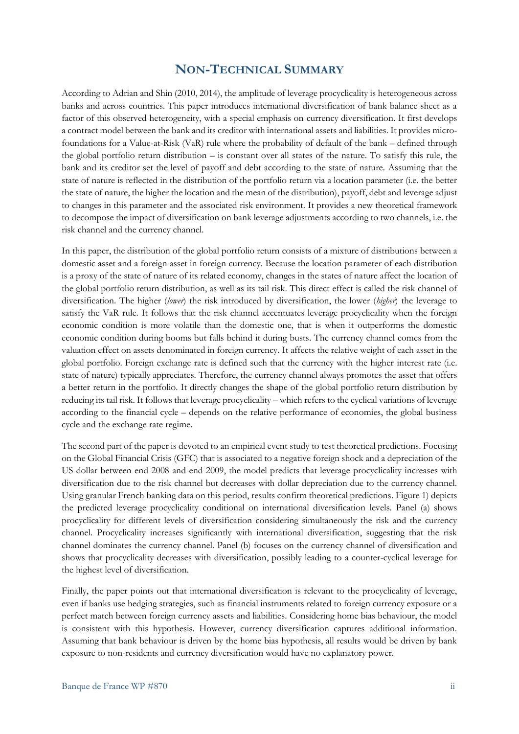# NON-TECHNICAL SUMMARY

According to Adrian and Shin (2010, 2014), the amplitude of leverage procyclicality is heterogeneous across banks and across countries. This paper introduces international diversification of bank balance sheet as a factor of this observed heterogeneity, with a special emphasis on currency diversification. It first develops a contract model between the bank and its creditor with international assets and liabilities. It provides micro-foundations for a Value-at-Risk (VaR) rule where the probability of default of the bank – defined through the global portfolio return distribution – is constant over all states of the nature. To satisfy this rule, the bank and its creditor set the level of payoff and debt according to the state of nature. Assuming that the state of nature is reflected in the distribution of the portfolio return via a location parameter (i.e. the better the state of nature, the higher the location and the mean of the distribution), payoff, debt and leverage adjust to changes in this parameter and the associated risk environment. It provides a new theoretical framework to decompose the impact of diversification on bank leverage adjustments according to two channels, i.e. the risk channel and the currency channel.

In this paper, the distribution of the global portfolio return consists of a mixture of distributions between a domestic asset and a foreign asset in foreign currency. Because the location parameter of each distribution is a proxy of the state of nature of its related economy, changes in the states of nature affect the location of the global portfolio return distribution, as well as its tail risk. This direct effect is called the risk channel of diversification. The higher (*lower*) the risk introduced by diversification, the lower (*higher*) the leverage to satisfy the VaR rule. It follows that the risk channel accentuates leverage procyclicality when the foreign economic condition is more volatile than the domestic one, that is when it outperforms the domestic economic condition during booms but falls behind it during busts. The currency channel comes from the valuation effect on assets denominated in foreign currency. It affects the relative weight of each asset in the global portfolio. Foreign exchange rate is defined such that the currency with the higher interest rate (i.e. state of nature) typically appreciates. Therefore, the currency channel always promotes the asset that offers a better return in the portfolio. It directly changes the shape of the global portfolio return distribution by reducing its tail risk. It follows that leverage procyclicality – which refers to the cyclical variations of leverage according to the financial cycle – depends on the relative performance of economies, the global business cycle and the exchange rate regime.

The second part of the paper is devoted to an empirical event study to test theoretical predictions. Focusing on the Global Financial Crisis (GFC) that is associated to a negative foreign shock and a depreciation of the US dollar between end 2008 and end 2009, the model predicts that leverage procyclicality increases with diversification due to the risk channel but decreases with dollar depreciation due to the currency channel. Using granular French banking data on this period, results confirm theoretical predictions. Figure 1) depicts the predicted leverage procyclicality conditional on international diversification levels. Panel (a) shows procyclicality for different levels of diversification considering simultaneously the risk and the currency channel. Procyclicality increases significantly with international diversification, suggesting that the risk channel dominates the currency channel. Panel (b) focuses on the currency channel of diversification and shows that procyclicality decreases with diversification, possibly leading to a counter-cyclical leverage for the highest level of diversification.

Finally, the paper points out that international diversification is relevant to the procyclicality of leverage, even if banks use hedging strategies, such as financial instruments related to foreign currency exposure or a perfect match between foreign currency assets and liabilities. Considering home bias behaviour, the model is consistent with this hypothesis. However, currency diversification captures additional information. Assuming that bank behaviour is driven by the home bias hypothesis, all results would be driven by bank exposure to non-residents and currency diversification would have no explanatory power.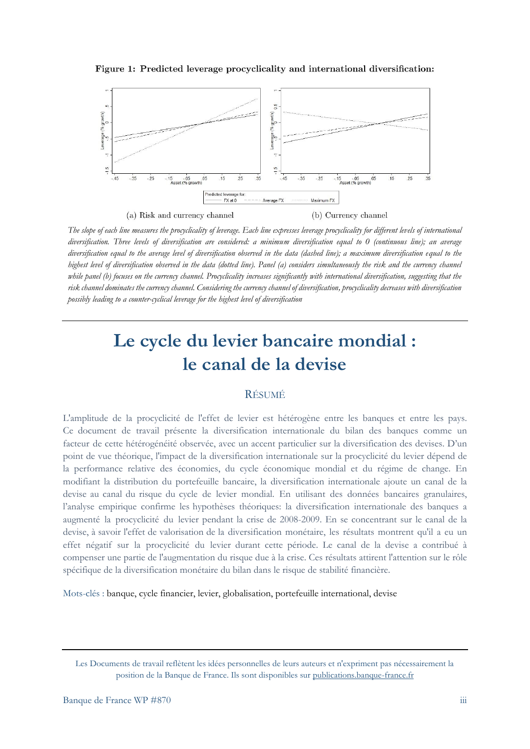**Figure 1: Predicted leverage procyclicality and international diversification:**

(a) Risk and currency channel

(b) Currency channel

*The slope of each line measures the procyclicality of leverage. Each line expresses leverage procyclicality for different levels of international diversification. Three levels of diversification are considered: a minimum diversification equal to 0 (continuous line); an average diversification equal to the average level of diversification observed in the data (dashed line); a maximum diversification equal to the highest level of diversification observed in the data (dotted line). Panel (a) considers simultaneously the risk and the currency channel while panel (b) focuses on the currency channel. Procyclicality increases significantly with international diversification, suggesting that the risk channel dominates the currency channel. Considering the currency channel of diversification, procyclicality decreases with diversification possibly leading to a counter-cyclical leverage for the highest level of diversification*

# Le cycle du levier bancaire mondial : le canal de la devise

## RÉSUMÉ

L'amplitude de la procyclicité de l'effet de levier est hétérogène entre les banques et entre les pays. Ce document de travail présente la diversification internationale du bilan des banques comme un facteur de cette hétérogénéité observée, avec un accent particulier sur la diversification des devises. D'un point de vue théorique, l'impact de la diversification internationale sur la procyclicité du levier dépend de la performance relative des économies, du cycle économique mondial et du régime de change. En modifiant la distribution du portefeuille bancaire, la diversification internationale ajoute un canal de la devise au canal du risque du cycle de levier mondial. En utilisant des données bancaires granulaires, l'analyse empirique confirme les hypothèses théoriques: la diversification internationale des banques a augmenté la procyclicité du levier pendant la crise de 2008-2009. En se concentrant sur le canal de la devise, à savoir l'effet de valorisation de la diversification monétaire, les résultats montrent qu'il a eu un effet négatif sur la procyclicité du levier durant cette période. Le canal de la devise a contribué à compenser une partie de l'augmentation du risque due à la crise. Ces résultats attirent l'attention sur le rôle spécifique de la diversification monétaire du bilan dans le risque de stabilité financière.

Mots-clés : banque, cycle financier, levier, globalisation, portefeuille international, devise

Les Documents de travail reflètent les idées personnelles de leurs auteurs et n'expriment pas nécessairement la position de la Banque de France. Ils sont disponibles sur publications.banque-france.fr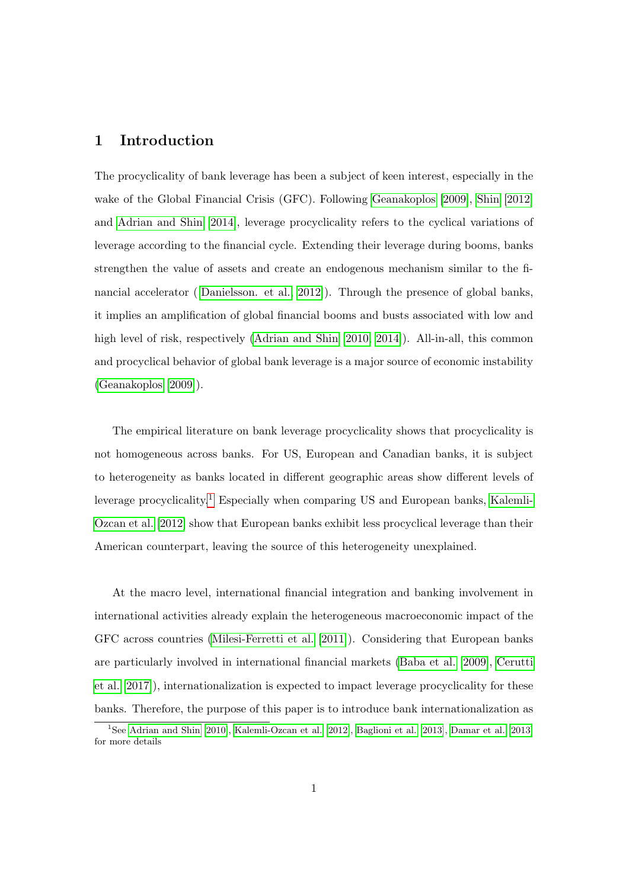# 1 Introduction

The procyclicality of bank leverage has been a subject of keen interest, especially in the wake of the Global Financial Crisis (GFC). Following Geanakoplos [2009], Shin [2012] and Adrian and Shin [2014], leverage procyclicality refers to the cyclical variations of leverage according to the financial cycle. Extending their leverage during booms, banks strengthen the value of assets and create an endogenous mechanism similar to the financial accelerator ( Danielsson. et al. [2012]). Through the presence of global banks, it implies an amplification of global financial booms and busts associated with low and high level of risk, respectively (Adrian and Shin [2010, 2014]). All-in-all, this common and procyclical behavior of global bank leverage is a major source of economic instability (Geanakoplos [2009]).

The empirical literature on bank leverage procyclicality shows that procyclicality is not homogeneous across banks. For US, European and Canadian banks, it is subject to heterogeneity as banks located in different geographic areas show different levels of leverage procyclicality.[1] Especially when comparing US and European banks, Kalemli-Ozcan et al. [2012] show that European banks exhibit less procyclical leverage than their American counterpart, leaving the source of this heterogeneity unexplained.

At the macro level, international financial integration and banking involvement in international activities already explain the heterogeneous macroeconomic impact of the GFC across countries (Milesi-Ferretti et al. [2011]). Considering that European banks are particularly involved in international financial markets (Baba et al. [2009], Cerutti et al. [2017]), internationalization is expected to impact leverage procyclicality for these banks. Therefore, the purpose of this paper is to introduce bank internationalization as

[1] See Adrian and Shin [2010], Kalemli-Ozcan et al. [2012], Baglioni et al. [2013], Damar et al. [2013] for more details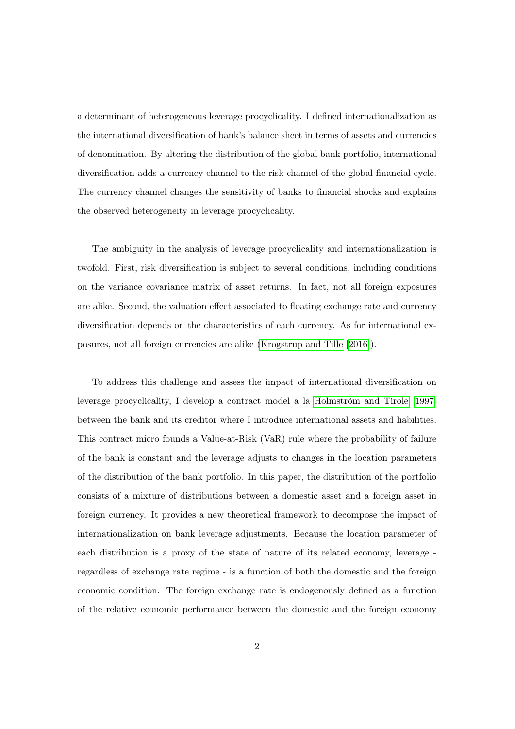a determinant of heterogeneous leverage procyclicality. I defined internationalization as the international diversification of bank's balance sheet in terms of assets and currencies of denomination. By altering the distribution of the global bank portfolio, international diversification adds a currency channel to the risk channel of the global financial cycle. The currency channel changes the sensitivity of banks to financial shocks and explains the observed heterogeneity in leverage procyclicality.

The ambiguity in the analysis of leverage procyclicality and internationalization is twofold. First, risk diversification is subject to several conditions, including conditions on the variance covariance matrix of asset returns. In fact, not all foreign exposures are alike. Second, the valuation effect associated to floating exchange rate and currency diversification depends on the characteristics of each currency. As for international exposures, not all foreign currencies are alike (Krogstrup and Tille [2016]).

To address this challenge and assess the impact of international diversification on leverage procyclicality, I develop a contract model a la Holmström and Tirole [1997] between the bank and its creditor where I introduce international assets and liabilities. This contract micro founds a Value-at-Risk (VaR) rule where the probability of failure of the bank is constant and the leverage adjusts to changes in the location parameters of the distribution of the bank portfolio. In this paper, the distribution of the portfolio consists of a mixture of distributions between a domestic asset and a foreign asset in foreign currency. It provides a new theoretical framework to decompose the impact of internationalization on bank leverage adjustments. Because the location parameter of each distribution is a proxy of the state of nature of its related economy, leverage - regardless of exchange rate regime - is a function of both the domestic and the foreign economic condition. The foreign exchange rate is endogenously defined as a function of the relative economic performance between the domestic and the foreign economy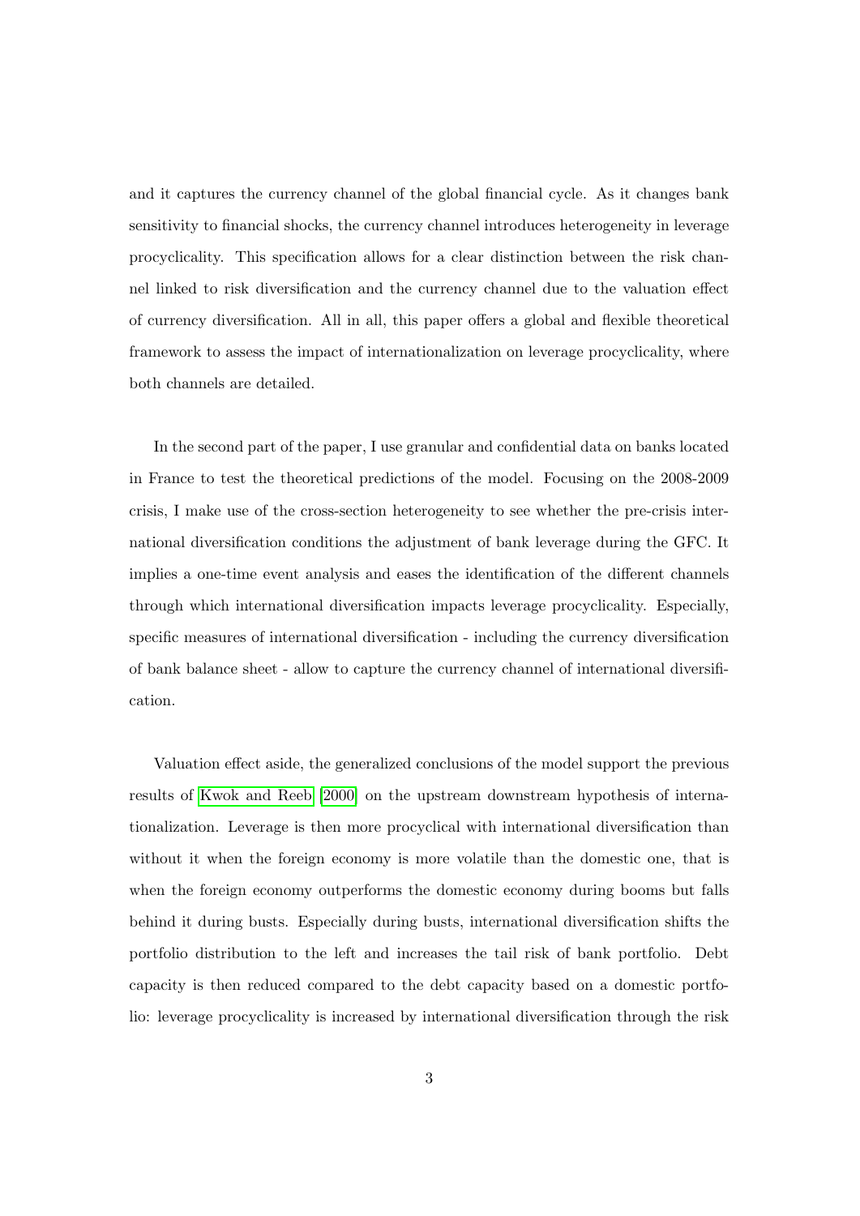and it captures the currency channel of the global financial cycle. As it changes bank sensitivity to financial shocks, the currency channel introduces heterogeneity in leverage procyclicality. This specification allows for a clear distinction between the risk channel linked to risk diversification and the currency channel due to the valuation effect of currency diversification. All in all, this paper offers a global and flexible theoretical framework to assess the impact of internationalization on leverage procyclicality, where both channels are detailed.

In the second part of the paper, I use granular and confidential data on banks located in France to test the theoretical predictions of the model. Focusing on the 2008-2009 crisis, I make use of the cross-section heterogeneity to see whether the pre-crisis international diversification conditions the adjustment of bank leverage during the GFC. It implies a one-time event analysis and eases the identification of the different channels through which international diversification impacts leverage procyclicality. Especially, specific measures of international diversification - including the currency diversification of bank balance sheet - allow to capture the currency channel of international diversification.

Valuation effect aside, the generalized conclusions of the model support the previous results of Kwok and Reeb [2000] on the upstream downstream hypothesis of internationalization. Leverage is then more procyclical with international diversification than without it when the foreign economy is more volatile than the domestic one, that is when the foreign economy outperforms the domestic economy during booms but falls behind it during busts. Especially during busts, international diversification shifts the portfolio distribution to the left and increases the tail risk of bank portfolio. Debt capacity is then reduced compared to the debt capacity based on a domestic portfolio: leverage procyclicality is increased by international diversification through the risk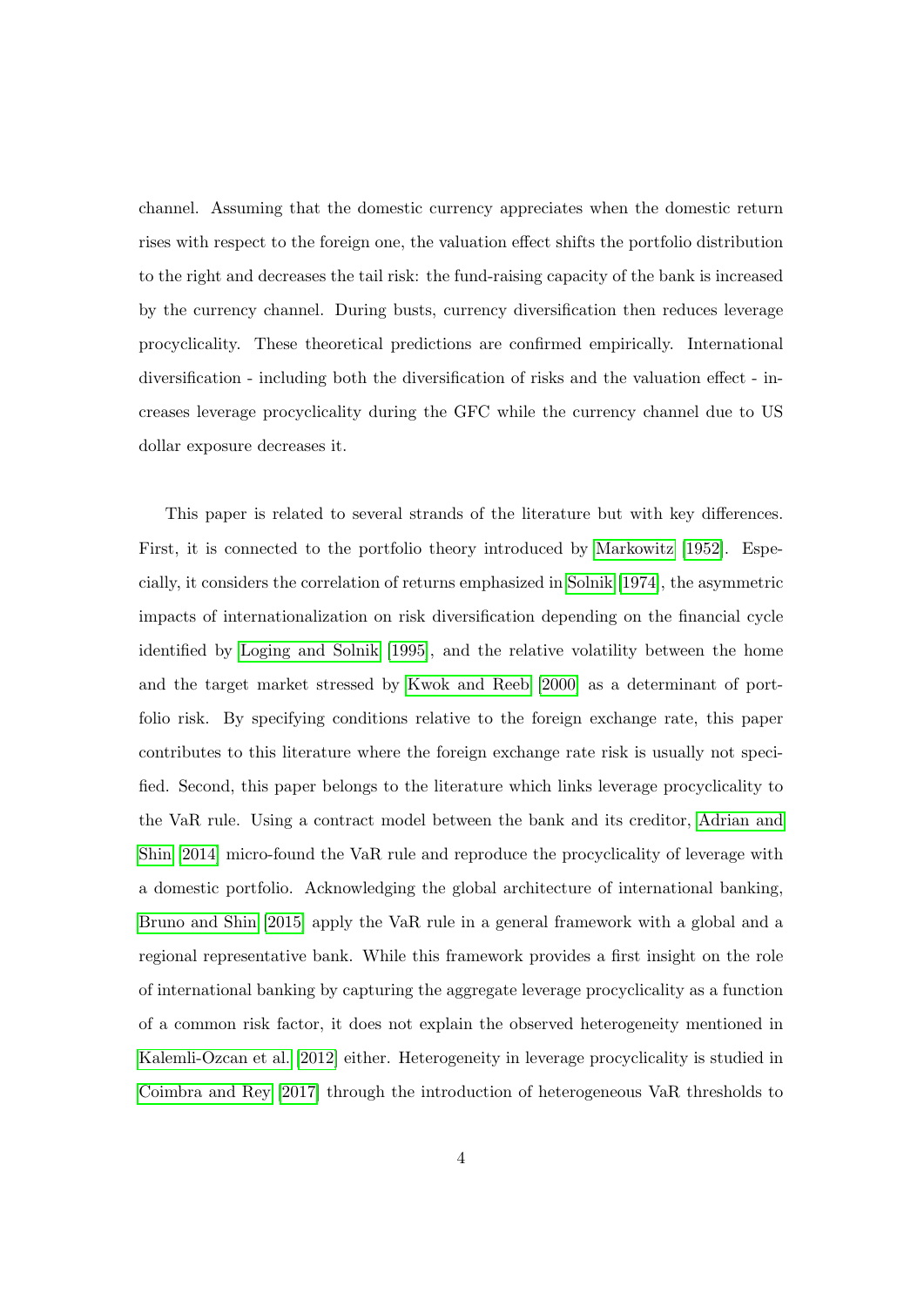channel. Assuming that the domestic currency appreciates when the domestic return rises with respect to the foreign one, the valuation effect shifts the portfolio distribution to the right and decreases the tail risk: the fund-raising capacity of the bank is increased by the currency channel. During busts, currency diversification then reduces leverage procyclicality. These theoretical predictions are confirmed empirically. International diversification - including both the diversification of risks and the valuation effect - increases leverage procyclicality during the GFC while the currency channel due to US dollar exposure decreases it.

This paper is related to several strands of the literature but with key differences. First, it is connected to the portfolio theory introduced by Markowitz [1952]. Especially, it considers the correlation of returns emphasized in Solnik [1974], the asymmetric impacts of internationalization on risk diversification depending on the financial cycle identified by Loging and Solnik [1995], and the relative volatility between the home and the target market stressed by Kwok and Reeb [2000] as a determinant of portfolio risk. By specifying conditions relative to the foreign exchange rate, this paper contributes to this literature where the foreign exchange rate risk is usually not specified. Second, this paper belongs to the literature which links leverage procyclicality to the VaR rule. Using a contract model between the bank and its creditor, Adrian and Shin [2014] micro-found the VaR rule and reproduce the procyclicality of leverage with a domestic portfolio. Acknowledging the global architecture of international banking, Bruno and Shin [2015] apply the VaR rule in a general framework with a global and a regional representative bank. While this framework provides a first insight on the role of international banking by capturing the aggregate leverage procyclicality as a function of a common risk factor, it does not explain the observed heterogeneity mentioned in Kalemli-Ozcan et al. [2012] either. Heterogeneity in leverage procyclicality is studied in Coimbra and Rey [2017] through the introduction of heterogeneous VaR thresholds to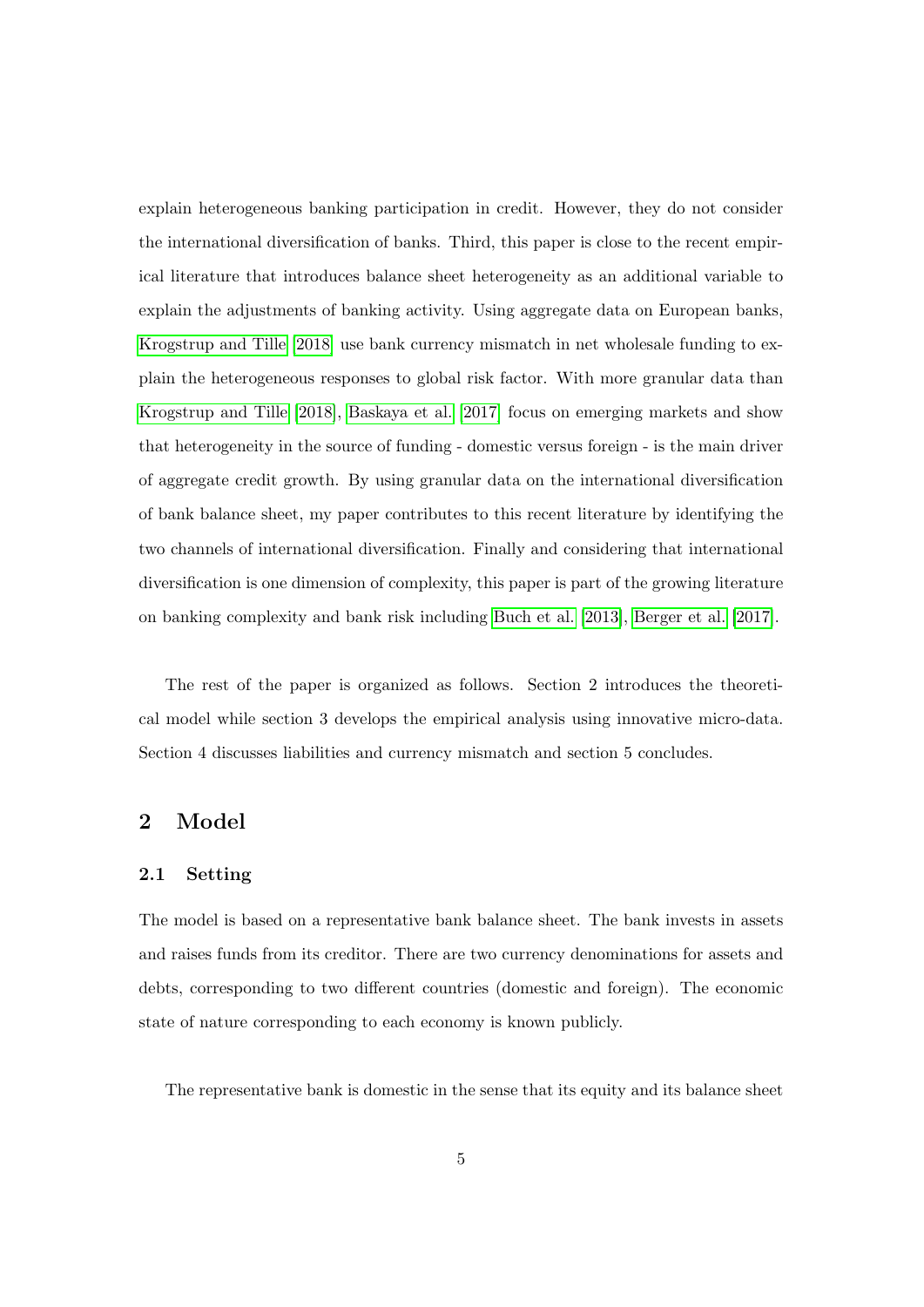explain heterogeneous banking participation in credit. However, they do not consider the international diversification of banks. Third, this paper is close to the recent empirical literature that introduces balance sheet heterogeneity as an additional variable to explain the adjustments of banking activity. Using aggregate data on European banks, Krogstrup and Tille [2018] use bank currency mismatch in net wholesale funding to explain the heterogeneous responses to global risk factor. With more granular data than Krogstrup and Tille [2018], Baskaya et al. [2017] focus on emerging markets and show that heterogeneity in the source of funding - domestic versus foreign - is the main driver of aggregate credit growth. By using granular data on the international diversification of bank balance sheet, my paper contributes to this recent literature by identifying the two channels of international diversification. Finally and considering that international diversification is one dimension of complexity, this paper is part of the growing literature on banking complexity and bank risk including Buch et al. [2013], Berger et al. [2017].

The rest of the paper is organized as follows. Section 2 introduces the theoretical model while section 3 develops the empirical analysis using innovative micro-data. Section 4 discusses liabilities and currency mismatch and section 5 concludes.

# 2 Model

## 2.1 Setting

The model is based on a representative bank balance sheet. The bank invests in assets and raises funds from its creditor. There are two currency denominations for assets and debts, corresponding to two different countries (domestic and foreign). The economic state of nature corresponding to each economy is known publicly.

The representative bank is domestic in the sense that its equity and its balance sheet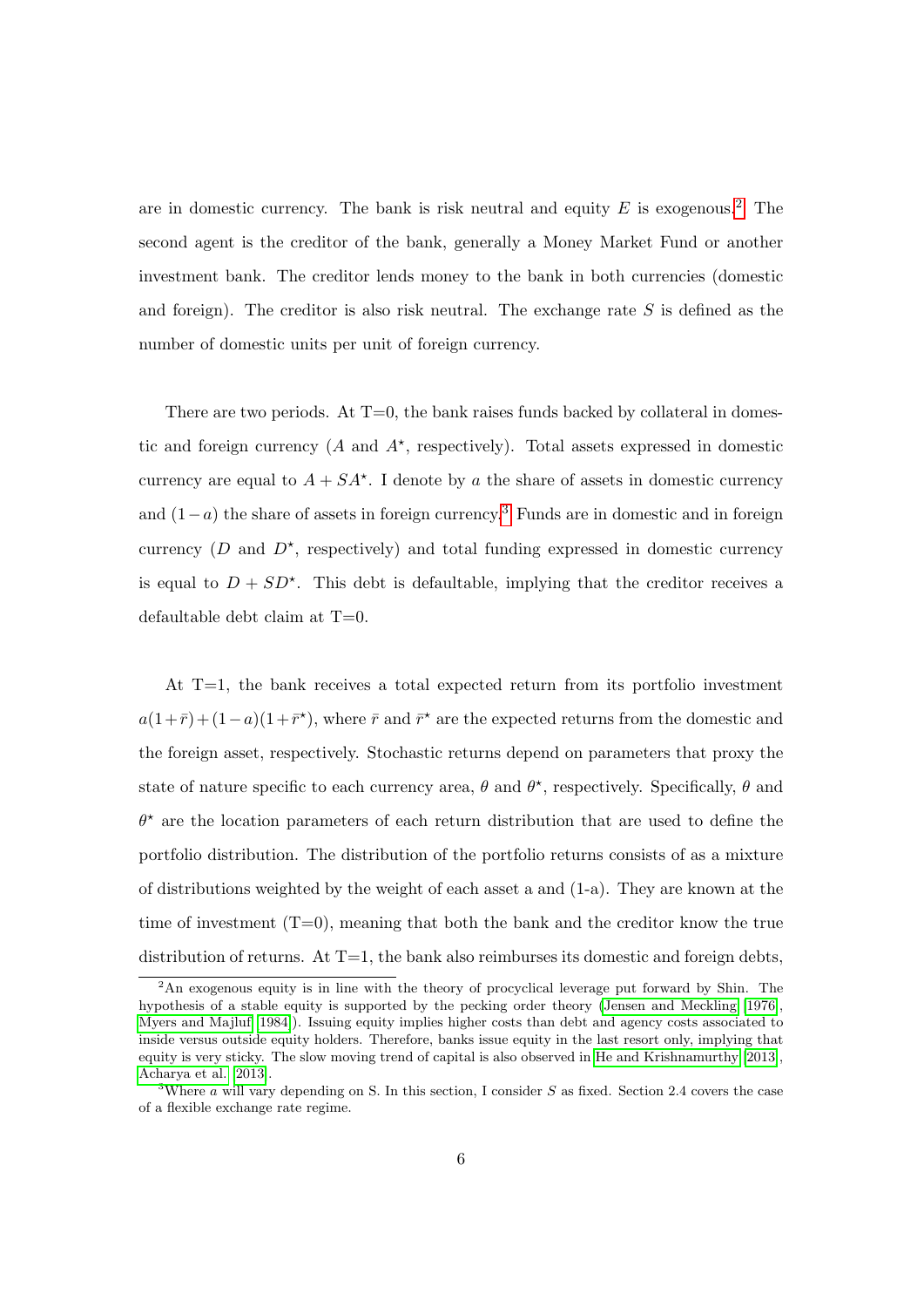are in domestic currency. The bank is risk neutral and equity $E$ is exogenous.[2] The second agent is the creditor of the bank, generally a Money Market Fund or another investment bank. The creditor lends money to the bank in both currencies (domestic and foreign). The creditor is also risk neutral. The exchange rate $S$ is defined as the number of domestic units per unit of foreign currency.

There are two periods. At T=0, the bank raises funds backed by collateral in domestic and foreign currency ($A$ and $A^{\star}$, respectively). Total assets expressed in domestic currency are equal to $A + SA^{\star}$. I denote by $a$ the share of assets in domestic currency and $(1-a)$ the share of assets in foreign currency.[3] Funds are in domestic and in foreign currency ($D$ and $D^{\star}$, respectively) and total funding expressed in domestic currency is equal to $D + SD^{\star}$. This debt is defaultable, implying that the creditor receives a defaultable debt claim at T=0.

At T=1, the bank receives a total expected return from its portfolio investment $a(1+\bar{r})+(1-a)(1+\bar{r}^{\star})$, where $\bar{r}$ and $\bar{r}^{\star}$ are the expected returns from the domestic and the foreign asset, respectively. Stochastic returns depend on parameters that proxy the state of nature specific to each currency area, $\theta$ and $\theta^{\star}$, respectively. Specifically, $\theta$ and $\theta^{\star}$ are the location parameters of each return distribution that are used to define the portfolio distribution. The distribution of the portfolio returns consists of as a mixture of distributions weighted by the weight of each asset a and (1-a). They are known at the time of investment (T=0), meaning that both the bank and the creditor know the true distribution of returns. At T=1, the bank also reimburses its domestic and foreign debts,

[2] An exogenous equity is in line with the theory of procyclical leverage put forward by Shin. The hypothesis of a stable equity is supported by the pecking order theory (Jensen and Meckling 1976, Myers and Majluf 1984). Issuing equity implies higher costs than debt and agency costs associated to inside versus outside equity holders. Therefore, banks issue equity in the last resort only, implying that equity is very sticky. The slow moving trend of capital is also observed in He and Krishnamurthy 2013, Acharya et al. 2013.

[3] Where $a$ will vary depending on S. In this section, I consider $S$ as fixed. Section 2.4 covers the case of a flexible exchange rate regime.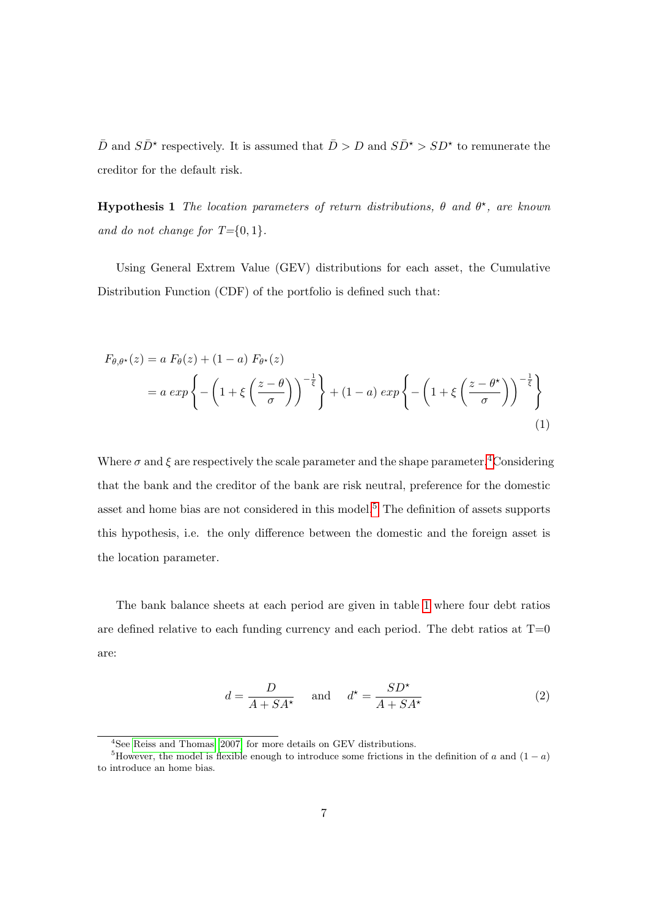$\bar{D}$ and $S\bar{D}^{\star}$ respectively. It is assumed that $\bar{D} > D$ and $S\bar{D}^{\star} > SD^{\star}$ to remunerate the creditor for the default risk.

**Hypothesis 1** *The location parameters of return distributions, $\theta$ and $\theta^{\star}$, are known and do not change for $T$={0, 1}.*

Using General Extrem Value (GEV) distributions for each asset, the Cumulative Distribution Function (CDF) of the portfolio is defined such that:

$$
\begin{aligned}
F_{\theta,\theta^{\star}}(z) &= a\ F_{\theta}(z) + (1-a)\ F_{\theta^{\star}}(z) \\
&= a\ exp\left\{-\left(1+\xi\left(\frac{z-\theta}{\sigma}\right)\right)^{-\frac{1}{\xi}}\right\} + (1-a)\ exp\left\{-\left(1+\xi\left(\frac{z-\theta^{\star}}{\sigma}\right)\right)^{-\frac{1}{\xi}}\right\}
\end{aligned} \tag{1}
$$

Where $\sigma$ and $\xi$ are respectively the scale parameter and the shape parameter.[4] Considering that the bank and the creditor of the bank are risk neutral, preference for the domestic asset and home bias are not considered in this model.[5] The definition of assets supports this hypothesis, i.e. the only difference between the domestic and the foreign asset is the location parameter.

The bank balance sheets at each period are given in table 1 where four debt ratios are defined relative to each funding currency and each period. The debt ratios at T=0 are:

$$
d = \frac{D}{A + SA^{\star}} \quad \text{and} \quad d^{\star} = \frac{SD^{\star}}{A + SA^{\star}} \tag{2}
$$

[4] See Reiss and Thomas (2007) for more details on GEV distributions.

[5] However, the model is flexible enough to introduce some frictions in the definition of $a$ and $(1-a)$ to introduce an home bias.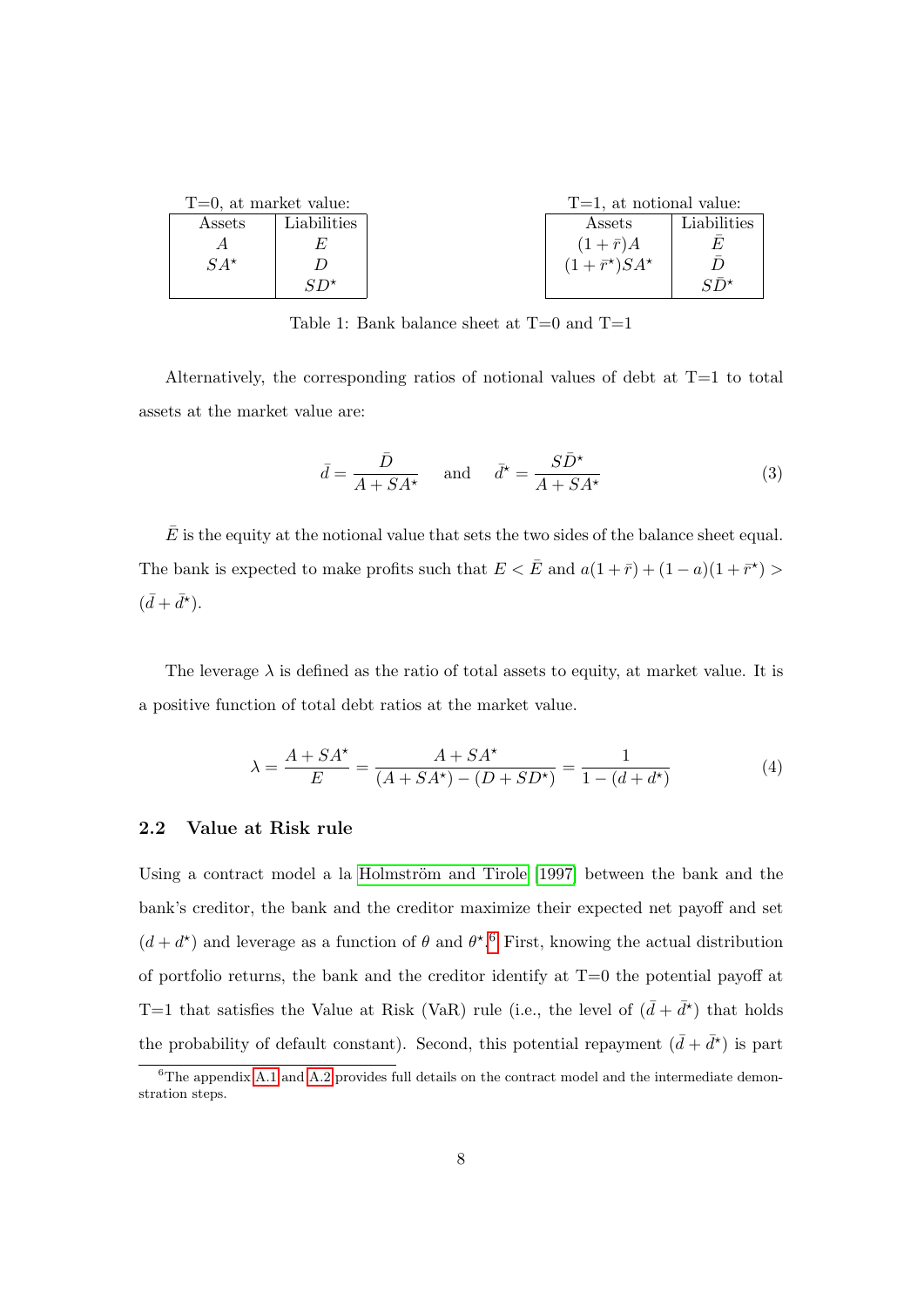T=0, at market value:

| Assets | Liabilities |
|---|---|
| $A$ | $E$ |
| $SA^\star$ | $D$ |
| | $SD^\star$ |

T=1, at notional value:

| Assets | Liabilities |
|---|---|
| $(1+\bar{r})A$ | $\bar{E}$ |
| $(1+\bar{r}^\star)SA^\star$ | $\bar{D}$ |
| | $S\bar{D}^\star$ |

Table 1: Bank balance sheet at T=0 and T=1

Alternatively, the corresponding ratios of notional values of debt at T=1 to total assets at the market value are:

$$\bar{d} = \frac{\bar{D}}{A + SA^\star} \quad \text{and} \quad \bar{d}^\star = \frac{S\bar{D}^\star}{A + SA^\star} \tag{3}$$

$\bar{E}$ is the equity at the notional value that sets the two sides of the balance sheet equal. The bank is expected to make profits such that $E < \bar{E}$ and $a(1+\bar{r}) + (1-a)(1+\bar{r}^\star) > (\bar{d} + \bar{d}^\star)$.

The leverage $\lambda$ is defined as the ratio of total assets to equity, at market value. It is a positive function of total debt ratios at the market value.

$$\lambda = \frac{A + SA^\star}{E} = \frac{A + SA^\star}{(A + SA^\star) - (D + SD^\star)} = \frac{1}{1 - (d + d^\star)} \tag{4}$$

### 2.2 Value at Risk rule

Using a contract model a la Holmström and Tirole [1997] between the bank and the bank's creditor, the bank and the creditor maximize their expected net payoff and set $(d + d^\star)$ and leverage as a function of $\theta$ and $\theta^\star$.[6] First, knowing the actual distribution of portfolio returns, the bank and the creditor identify at T=0 the potential payoff at T=1 that satisfies the Value at Risk (VaR) rule (i.e., the level of $(\bar{d} + \bar{d}^\star)$ that holds the probability of default constant). Second, this potential repayment $(\bar{d} + \bar{d}^\star)$ is part

[6] The appendix A.1 and A.2 provides full details on the contract model and the intermediate demonstration steps.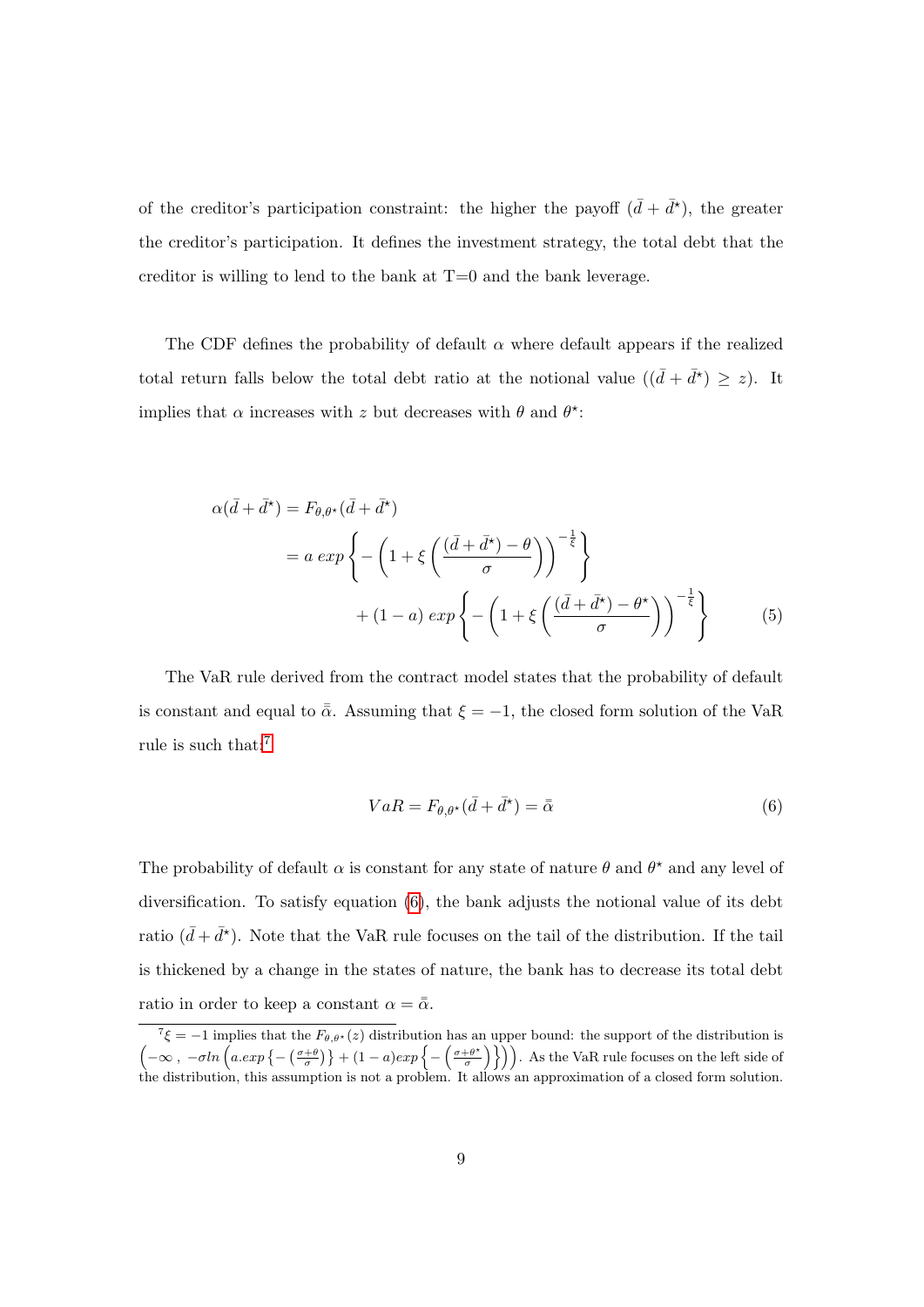of the creditor's participation constraint: the higher the payoff $(\bar{d} + \bar{d}^{\star})$, the greater the creditor's participation. It defines the investment strategy, the total debt that the creditor is willing to lend to the bank at T=0 and the bank leverage.

The CDF defines the probability of default $\alpha$ where default appears if the realized total return falls below the total debt ratio at the notional value $((\bar{d} + \bar{d}^{\star}) \geq z)$. It implies that $\alpha$ increases with $z$ but decreases with $\theta$ and $\theta^{\star}$:

$$
\begin{aligned}
\alpha(\bar{d} + \bar{d}^{\star}) &= F_{\theta,\theta^{\star}}(\bar{d} + \bar{d}^{\star}) \\
&= a \ exp\left\{ -\left(1 + \xi\left(\frac{(\bar{d} + \bar{d}^{\star}) - \theta}{\sigma}\right)\right)^{-\frac{1}{\xi}} \right\} \\
&\quad + (1-a) \ exp\left\{ -\left(1 + \xi\left(\frac{(\bar{d} + \bar{d}^{\star}) - \theta^{\star}}{\sigma}\right)\right)^{-\frac{1}{\xi}} \right\}
\end{aligned} \tag{5}
$$

The VaR rule derived from the contract model states that the probability of default is constant and equal to $\bar{\bar{\alpha}}$. Assuming that $\xi = -1$, the closed form solution of the VaR rule is such that:[7]

$$
VaR = F_{\theta,\theta^{\star}}(\bar{d} + \bar{d}^{\star}) = \bar{\bar{\alpha}} \tag{6}
$$

The probability of default $\alpha$ is constant for any state of nature $\theta$ and $\theta^{\star}$ and any level of diversification. To satisfy equation (6), the bank adjusts the notional value of its debt ratio $(\bar{d} + \bar{d}^{\star})$. Note that the VaR rule focuses on the tail of the distribution. If the tail is thickened by a change in the states of nature, the bank has to decrease its total debt ratio in order to keep a constant $\alpha = \bar{\bar{\alpha}}$.

[7] $\xi = -1$ implies that the $F_{\theta,\theta^{\star}}(z)$ distribution has an upper bound: the support of the distribution is $\left(-\infty \ , \ -\sigma ln\left(a.exp\left\{-\left(\frac{\sigma+\theta}{\sigma}\right)\right\} + (1-a)exp\left\{-\left(\frac{\sigma+\theta^{\star}}{\sigma}\right)\right\}\right)\right)$. As the VaR rule focuses on the left side of the distribution, this assumption is not a problem. It allows an approximation of a closed form solution.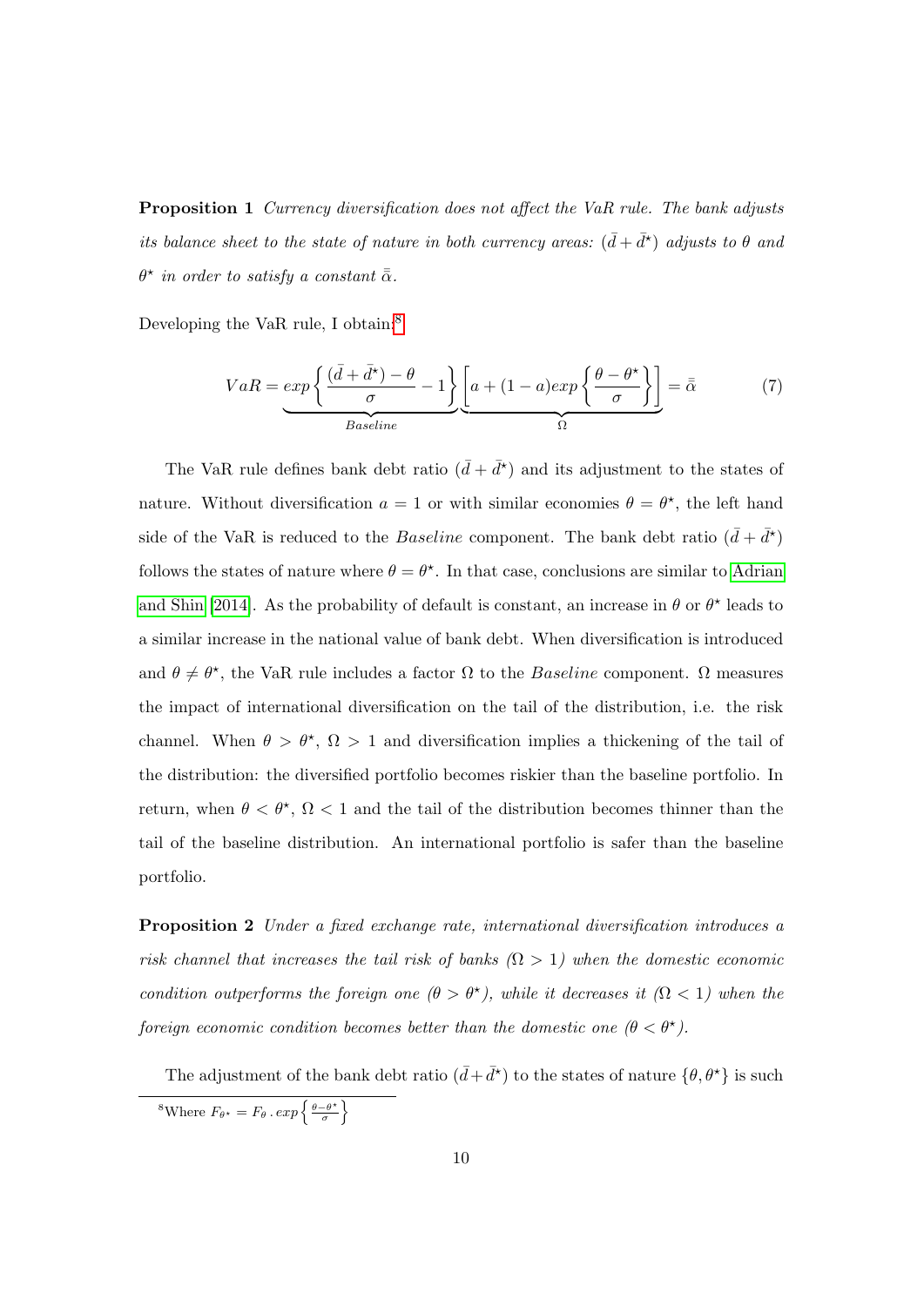**Proposition 1** *Currency diversification does not affect the VaR rule. The bank adjusts its balance sheet to the state of nature in both currency areas: $(\bar{d}+\bar{d}^\star)$ adjusts to $\theta$ and $\theta^\star$ in order to satisfy a constant $\bar{\bar{\alpha}}$.*

Developing the VaR rule, I obtain:[8]

$$VaR = \underbrace{exp\left\{\frac{(\bar{d}+\bar{d}^\star)-\theta}{\sigma}-1\right\}}_{Baseline}\underbrace{\left[a+(1-a)exp\left\{\frac{\theta-\theta^\star}{\sigma}\right\}\right]}_{\Omega} = \bar{\bar{\alpha}} \tag{7}$$

The VaR rule defines bank debt ratio $(\bar{d}+\bar{d}^\star)$ and its adjustment to the states of nature. Without diversification $a = 1$ or with similar economies $\theta = \theta^\star$, the left hand side of the VaR is reduced to the *Baseline* component. The bank debt ratio $(\bar{d}+\bar{d}^\star)$ follows the states of nature where $\theta = \theta^\star$. In that case, conclusions are similar to Adrian and Shin [2014]. As the probability of default is constant, an increase in $\theta$ or $\theta^\star$ leads to a similar increase in the national value of bank debt. When diversification is introduced and $\theta \neq \theta^\star$, the VaR rule includes a factor $\Omega$ to the *Baseline* component. $\Omega$ measures the impact of international diversification on the tail of the distribution, i.e. the risk channel. When $\theta > \theta^\star$, $\Omega > 1$ and diversification implies a thickening of the tail of the distribution: the diversified portfolio becomes riskier than the baseline portfolio. In return, when $\theta < \theta^\star$, $\Omega < 1$ and the tail of the distribution becomes thinner than the tail of the baseline distribution. An international portfolio is safer than the baseline portfolio.

**Proposition 2** *Under a fixed exchange rate, international diversification introduces a risk channel that increases the tail risk of banks ($\Omega > 1$) when the domestic economic condition outperforms the foreign one ($\theta > \theta^\star$), while it decreases it ($\Omega < 1$) when the foreign economic condition becomes better than the domestic one ($\theta < \theta^\star$).*

The adjustment of the bank debt ratio $(\bar{d}+\bar{d}^\star)$ to the states of nature $\{\theta, \theta^\star\}$ is such

[8] Where $F_{\theta^\star} = F_\theta \, . \, exp\left\{\frac{\theta-\theta^\star}{\sigma}\right\}$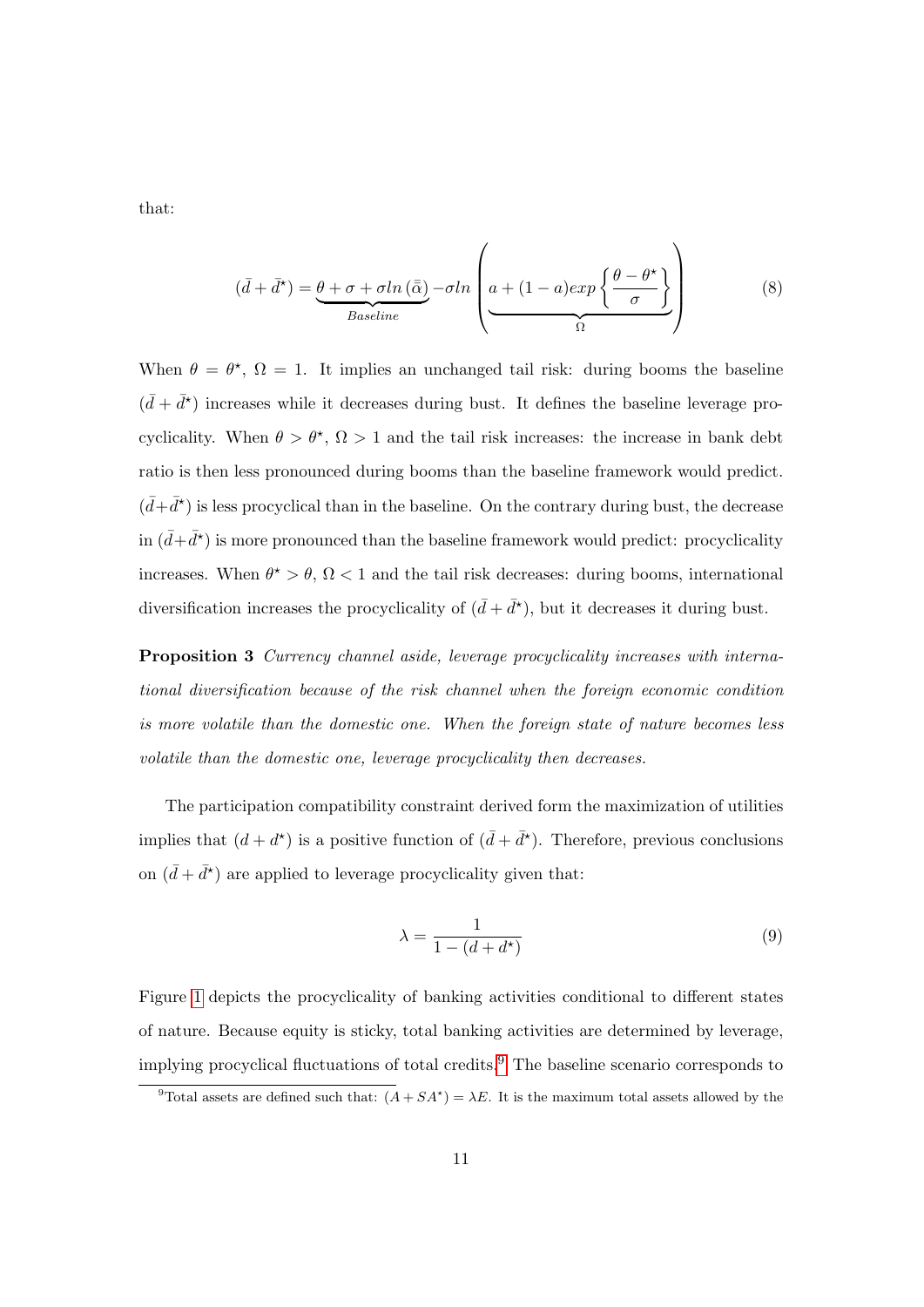that:

$$(\bar{d}+\bar{d}^{\star}) = \underbrace{\theta + \sigma + \sigma ln\left(\bar{\alpha}\right)}_{Baseline} - \sigma ln\left(\underbrace{a + (1-a)exp\left\{\frac{\theta - \theta^{\star}}{\sigma}\right\}}_{\Omega}\right) \tag{8}$$

When $\theta = \theta^{\star}$, $\Omega = 1$. It implies an unchanged tail risk: during booms the baseline $(\bar{d}+\bar{d}^{\star})$ increases while it decreases during bust. It defines the baseline leverage procyclicality. When $\theta > \theta^{\star}$, $\Omega > 1$ and the tail risk increases: the increase in bank debt ratio is then less pronounced during booms than the baseline framework would predict. $(\bar{d}+\bar{d}^{\star})$ is less procyclical than in the baseline. On the contrary during bust, the decrease in $(\bar{d}+\bar{d}^{\star})$ is more pronounced than the baseline framework would predict: procyclicality increases. When $\theta^{\star} > \theta$, $\Omega < 1$ and the tail risk decreases: during booms, international diversification increases the procyclicality of $(\bar{d}+\bar{d}^{\star})$, but it decreases it during bust.

**Proposition 3** *Currency channel aside, leverage procyclicality increases with international diversification because of the risk channel when the foreign economic condition is more volatile than the domestic one. When the foreign state of nature becomes less volatile than the domestic one, leverage procyclicality then decreases.*

The participation compatibility constraint derived form the maximization of utilities implies that $(d+d^{\star})$ is a positive function of $(\bar{d}+\bar{d}^{\star})$. Therefore, previous conclusions on $(\bar{d}+\bar{d}^{\star})$ are applied to leverage procyclicality given that:

$$\lambda = \frac{1}{1-(d+d^{\star})} \tag{9}$$

Figure 1 depicts the procyclicality of banking activities conditional to different states of nature. Because equity is sticky, total banking activities are determined by leverage, implying procyclical fluctuations of total credits.[9] The baseline scenario corresponds to

[9] Total assets are defined such that: $(A+SA^{\star}) = \lambda E$. It is the maximum total assets allowed by the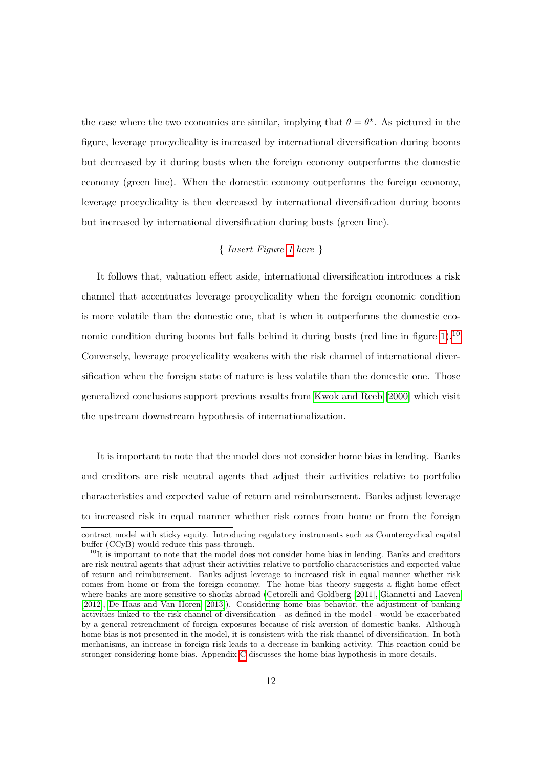the case where the two economies are similar, implying that $\theta = \theta^{\star}$. As pictured in the figure, leverage procyclicality is increased by international diversification during booms but decreased by it during busts when the foreign economy outperforms the domestic economy (green line). When the domestic economy outperforms the foreign economy, leverage procyclicality is then decreased by international diversification during booms but increased by international diversification during busts (green line).

{ *Insert Figure 1 here* }

It follows that, valuation effect aside, international diversification introduces a risk channel that accentuates leverage procyclicality when the foreign economic condition is more volatile than the domestic one, that is when it outperforms the domestic economic condition during booms but falls behind it during busts (red line in figure 1).[10] Conversely, leverage procyclicality weakens with the risk channel of international diversification when the foreign state of nature is less volatile than the domestic one. Those generalized conclusions support previous results from Kwok and Reeb [2000] which visit the upstream downstream hypothesis of internationalization.

It is important to note that the model does not consider home bias in lending. Banks and creditors are risk neutral agents that adjust their activities relative to portfolio characteristics and expected value of return and reimbursement. Banks adjust leverage to increased risk in equal manner whether risk comes from home or from the foreign

contract model with sticky equity. Introducing regulatory instruments such as Countercyclical capital buffer (CCyB) would reduce this pass-through.

[10]It is important to note that the model does not consider home bias in lending. Banks and creditors are risk neutral agents that adjust their activities relative to portfolio characteristics and expected value of return and reimbursement. Banks adjust leverage to increased risk in equal manner whether risk comes from home or from the foreign economy. The home bias theory suggests a flight home effect where banks are more sensitive to shocks abroad (Cetorelli and Goldberg [2011], Giannetti and Laeven [2012], De Haas and Van Horen [2013]). Considering home bias behavior, the adjustment of banking activities linked to the risk channel of diversification - as defined in the model - would be exacerbated by a general retrenchment of foreign exposures because of risk aversion of domestic banks. Although home bias is not presented in the model, it is consistent with the risk channel of diversification. In both mechanisms, an increase in foreign risk leads to a decrease in banking activity. This reaction could be stronger considering home bias. Appendix C discusses the home bias hypothesis in more details.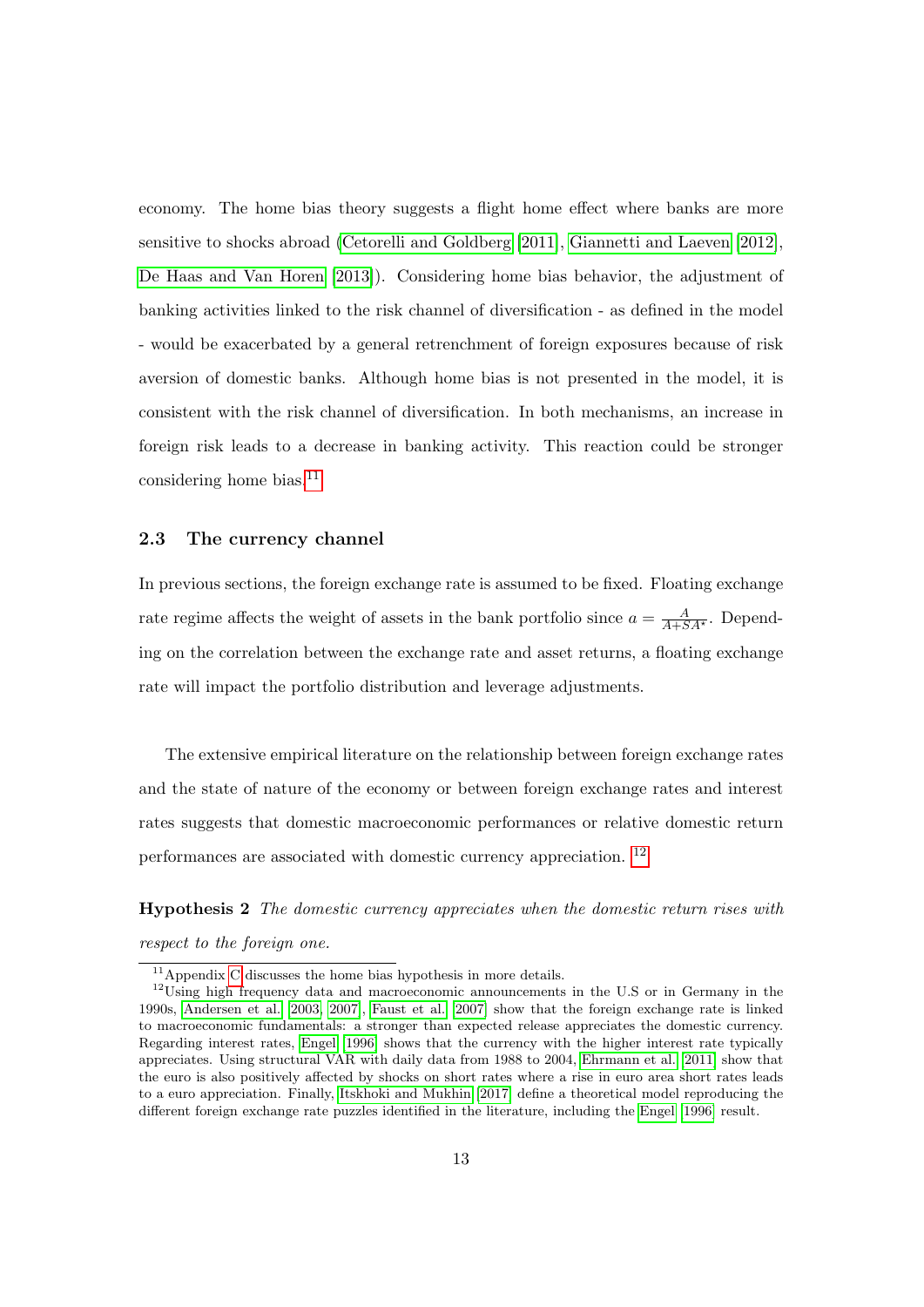economy. The home bias theory suggests a flight home effect where banks are more sensitive to shocks abroad (Cetorelli and Goldberg [2011], Giannetti and Laeven [2012], De Haas and Van Horen [2013]). Considering home bias behavior, the adjustment of banking activities linked to the risk channel of diversification - as defined in the model - would be exacerbated by a general retrenchment of foreign exposures because of risk aversion of domestic banks. Although home bias is not presented in the model, it is consistent with the risk channel of diversification. In both mechanisms, an increase in foreign risk leads to a decrease in banking activity. This reaction could be stronger considering home bias.[11]

### 2.3 The currency channel

In previous sections, the foreign exchange rate is assumed to be fixed. Floating exchange rate regime affects the weight of assets in the bank portfolio since $a = \frac{A}{A+SA^{\star}}$. Depending on the correlation between the exchange rate and asset returns, a floating exchange rate will impact the portfolio distribution and leverage adjustments.

The extensive empirical literature on the relationship between foreign exchange rates and the state of nature of the economy or between foreign exchange rates and interest rates suggests that domestic macroeconomic performances or relative domestic return performances are associated with domestic currency appreciation. [12]

**Hypothesis 2** *The domestic currency appreciates when the domestic return rises with respect to the foreign one.*

[11] Appendix C discusses the home bias hypothesis in more details.

[12] Using high frequency data and macroeconomic announcements in the U.S or in Germany in the 1990s, Andersen et al. [2003, 2007], Faust et al. [2007] show that the foreign exchange rate is linked to macroeconomic fundamentals: a stronger than expected release appreciates the domestic currency. Regarding interest rates, Engel [1996] shows that the currency with the higher interest rate typically appreciates. Using structural VAR with daily data from 1988 to 2004, Ehrmann et al. [2011] show that the euro is also positively affected by shocks on short rates where a rise in euro area short rates leads to a euro appreciation. Finally, Itskhoki and Mukhin [2017] define a theoretical model reproducing the different foreign exchange rate puzzles identified in the literature, including the Engel [1996] result.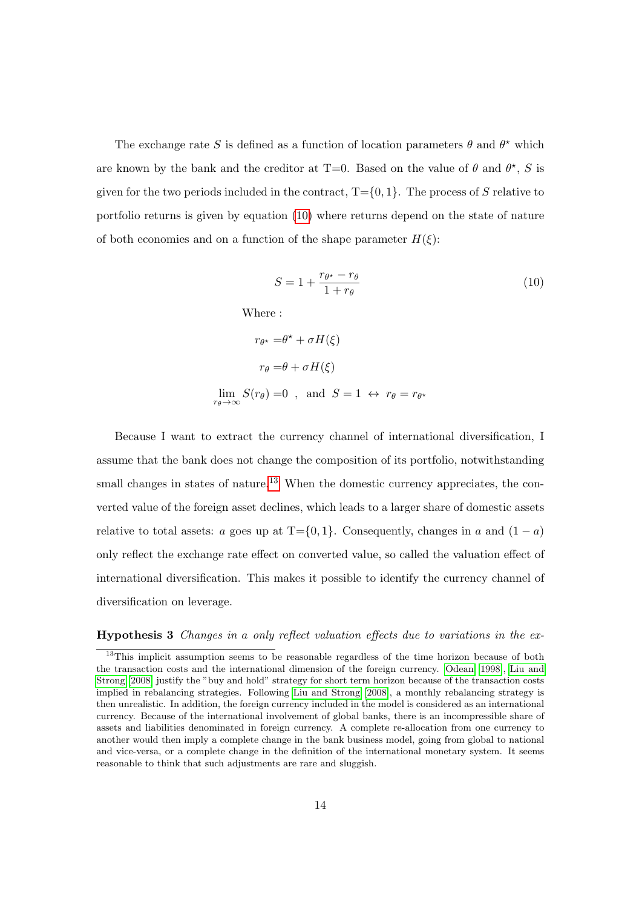The exchange rate $S$ is defined as a function of location parameters $\theta$ and $\theta^{\star}$ which are known by the bank and the creditor at T=0. Based on the value of $\theta$ and $\theta^{\star}$, $S$ is given for the two periods included in the contract, T=$\{0, 1\}$. The process of $S$ relative to portfolio returns is given by equation (10) where returns depend on the state of nature of both economies and on a function of the shape parameter $H(\xi)$:

$$S = 1 + \frac{r_{\theta^{\star}} - r_{\theta}}{1 + r_{\theta}} \tag{10}$$

Where :

$$r_{\theta^{\star}} = \theta^{\star} + \sigma H(\xi)$$

$$r_{\theta} = \theta + \sigma H(\xi)$$

$$\lim_{r_{\theta} \to \infty} S(r_{\theta}) = 0 \;\; , \;\; \text{and} \;\; S = 1 \; \leftrightarrow \; r_{\theta} = r_{\theta^{\star}}$$

Because I want to extract the currency channel of international diversification, I assume that the bank does not change the composition of its portfolio, notwithstanding small changes in states of nature.[13] When the domestic currency appreciates, the converted value of the foreign asset declines, which leads to a larger share of domestic assets relative to total assets: $a$ goes up at T=$\{0, 1\}$. Consequently, changes in $a$ and $(1 - a)$ only reflect the exchange rate effect on converted value, so called the valuation effect of international diversification. This makes it possible to identify the currency channel of diversification on leverage.

**Hypothesis 3** *Changes in a only reflect valuation effects due to variations in the ex-*

[13] This implicit assumption seems to be reasonable regardless of the time horizon because of both the transaction costs and the international dimension of the foreign currency. Odean 1998, Liu and Strong 2008 justify the "buy and hold" strategy for short term horizon because of the transaction costs implied in rebalancing strategies. Following Liu and Strong 2008, a monthly rebalancing strategy is then unrealistic. In addition, the foreign currency included in the model is considered as an international currency. Because of the international involvement of global banks, there is an incompressible share of assets and liabilities denominated in foreign currency. A complete re-allocation from one currency to another would then imply a complete change in the bank business model, going from global to national and vice-versa, or a complete change in the definition of the international monetary system. It seems reasonable to think that such adjustments are rare and sluggish.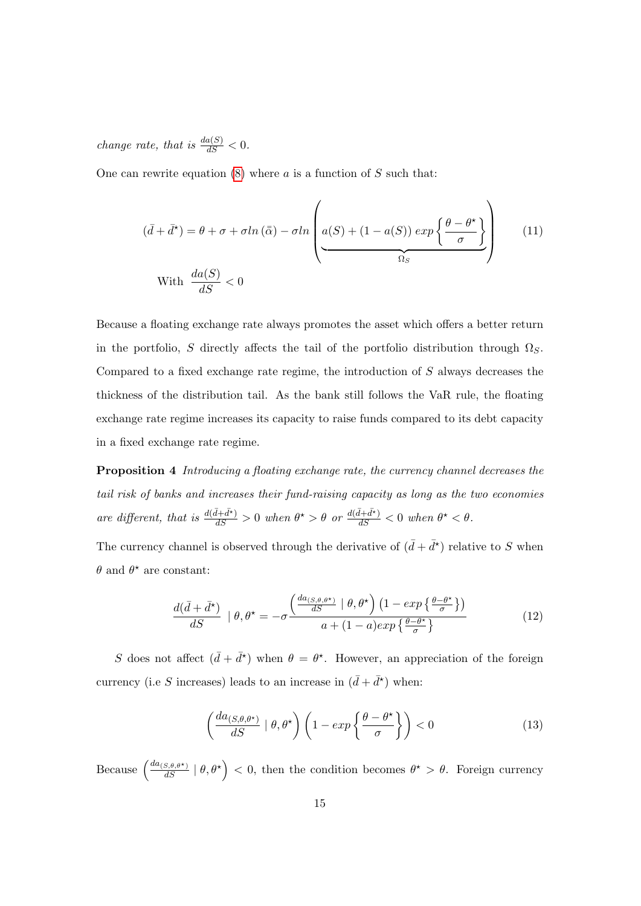*change rate, that is $\frac{da(S)}{dS} < 0$.*

One can rewrite equation (8) where $a$ is a function of $S$ such that:

$$(\bar{d} + \bar{d}^{\star}) = \theta + \sigma + \sigma ln\left(\bar{\bar{\alpha}}\right) - \sigma ln\left(\underbrace{a(S) + (1 - a(S))\, exp\left\{\frac{\theta - \theta^{\star}}{\sigma}\right\}}_{\Omega_S}\right) \tag{11}$$

$$\text{With } \frac{da(S)}{dS} < 0$$

Because a floating exchange rate always promotes the asset which offers a better return in the portfolio, $S$ directly affects the tail of the portfolio distribution through $\Omega_S$. Compared to a fixed exchange rate regime, the introduction of $S$ always decreases the thickness of the distribution tail. As the bank still follows the VaR rule, the floating exchange rate regime increases its capacity to raise funds compared to its debt capacity in a fixed exchange rate regime.

**Proposition 4** *Introducing a floating exchange rate, the currency channel decreases the tail risk of banks and increases their fund-raising capacity as long as the two economies are different, that is $\frac{d(\bar{d}+\bar{d}^{\star})}{dS} > 0$ when $\theta^{\star} > \theta$ or $\frac{d(\bar{d}+\bar{d}^{\star})}{dS} < 0$ when $\theta^{\star} < \theta$.*

The currency channel is observed through the derivative of $(\bar{d} + \bar{d}^{\star})$ relative to $S$ when $\theta$ and $\theta^{\star}$ are constant:

$$\frac{d(\bar{d} + \bar{d}^{\star})}{dS} \mid \theta, \theta^{\star} = -\sigma \frac{\left(\frac{da_{(S,\theta,\theta^{\star})}}{dS} \mid \theta, \theta^{\star}\right)\left(1 - exp\left\{\frac{\theta - \theta^{\star}}{\sigma}\right\}\right)}{a + (1-a) exp\left\{\frac{\theta - \theta^{\star}}{\sigma}\right\}} \tag{12}$$

$S$ does not affect $(\bar{d} + \bar{d}^{\star})$ when $\theta = \theta^{\star}$. However, an appreciation of the foreign currency (i.e $S$ increases) leads to an increase in $(\bar{d} + \bar{d}^{\star})$ when:

$$\left(\frac{da_{(S,\theta,\theta^{\star})}}{dS} \mid \theta, \theta^{\star}\right)\left(1 - exp\left\{\frac{\theta - \theta^{\star}}{\sigma}\right\}\right) < 0 \tag{13}$$

Because $\left(\frac{da_{(S,\theta,\theta^{\star})}}{dS} \mid \theta, \theta^{\star}\right) < 0$, then the condition becomes $\theta^{\star} > \theta$. Foreign currency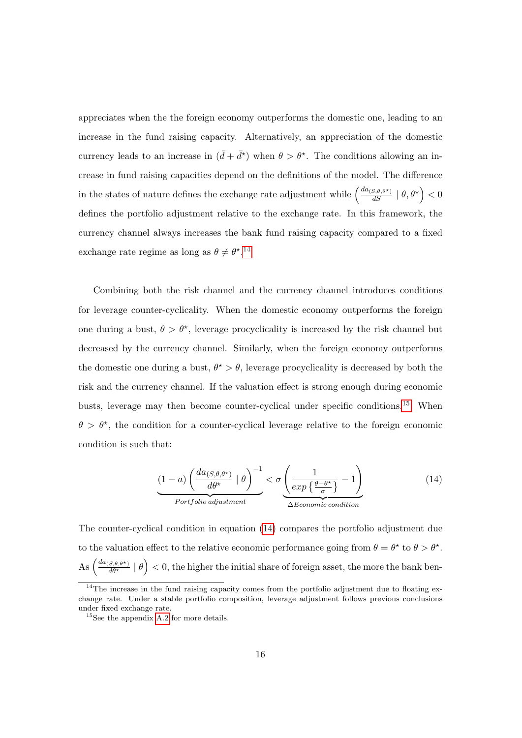appreciates when the the foreign economy outperforms the domestic one, leading to an increase in the fund raising capacity. Alternatively, an appreciation of the domestic currency leads to an increase in $(\bar{d} + \bar{d}^\star)$ when $\theta > \theta^\star$. The conditions allowing an increase in fund raising capacities depend on the definitions of the model. The difference in the states of nature defines the exchange rate adjustment while $\left(\frac{da_{(S,\theta,\theta^\star)}}{dS} \mid \theta, \theta^\star\right) < 0$ defines the portfolio adjustment relative to the exchange rate. In this framework, the currency channel always increases the bank fund raising capacity compared to a fixed exchange rate regime as long as $\theta \neq \theta^\star$.[14]

Combining both the risk channel and the currency channel introduces conditions for leverage counter-cyclicality. When the domestic economy outperforms the foreign one during a bust, $\theta > \theta^\star$, leverage procyclicality is increased by the risk channel but decreased by the currency channel. Similarly, when the foreign economy outperforms the domestic one during a bust, $\theta^\star > \theta$, leverage procyclicality is decreased by both the risk and the currency channel. If the valuation effect is strong enough during economic busts, leverage may then become counter-cyclical under specific conditions.[15] When $\theta > \theta^\star$, the condition for a counter-cyclical leverage relative to the foreign economic condition is such that:

$$\underbrace{(1-a)\left(\frac{da_{(S,\theta,\theta^\star)}}{d\theta^\star} \mid \theta\right)^{-1}}_{Portfolio\, adjustment} < \sigma \underbrace{\left(\frac{1}{exp\left\{\frac{\theta-\theta^\star}{\sigma}\right\}} - 1\right)}_{\Delta Economic\, condition} \tag{14}$$

The counter-cyclical condition in equation (14) compares the portfolio adjustment due to the valuation effect to the relative economic performance going from $\theta = \theta^\star$ to $\theta > \theta^\star$. As $\left(\frac{da_{(S,\theta,\theta^\star)}}{d\theta^\star} \mid \theta\right) < 0$, the higher the initial share of foreign asset, the more the bank ben-

[14] The increase in the fund raising capacity comes from the portfolio adjustment due to floating exchange rate. Under a stable portfolio composition, leverage adjustment follows previous conclusions under fixed exchange rate.

[15] See the appendix A.2 for more details.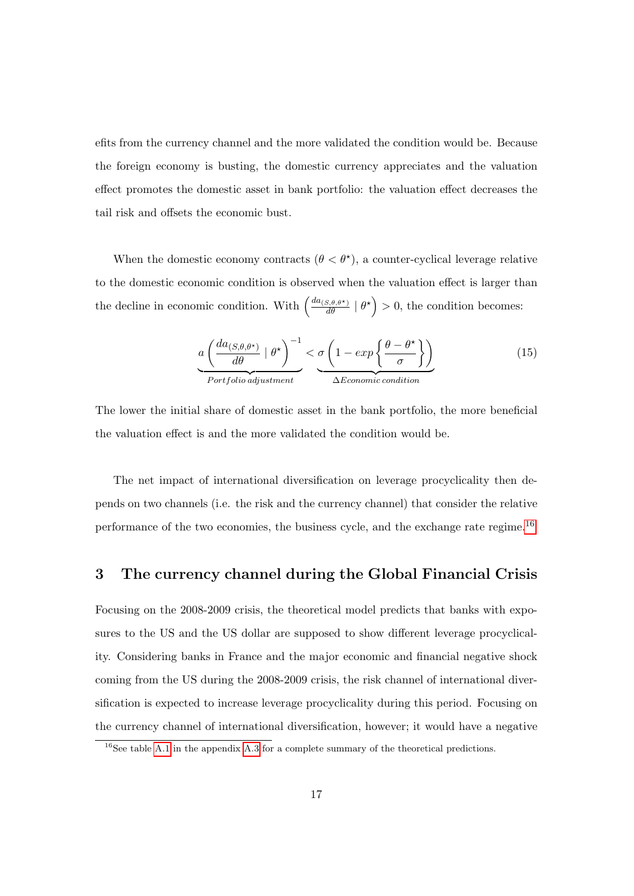efits from the currency channel and the more validated the condition would be. Because the foreign economy is busting, the domestic currency appreciates and the valuation effect promotes the domestic asset in bank portfolio: the valuation effect decreases the tail risk and offsets the economic bust.

When the domestic economy contracts ($\theta < \theta^{\star}$), a counter-cyclical leverage relative to the domestic economic condition is observed when the valuation effect is larger than the decline in economic condition. With $\left(\frac{da_{(S,\theta,\theta^{\star})}}{d\theta} \mid \theta^{\star}\right) > 0$, the condition becomes:

$$\underbrace{a\left(\frac{da_{(S,\theta,\theta^{\star})}}{d\theta} \mid \theta^{\star}\right)^{-1}}_{Portfolio\,adjustment} < \underbrace{\sigma\left(1 - exp\left\{\frac{\theta - \theta^{\star}}{\sigma}\right\}\right)}_{\Delta Economic\,condition} \tag{15}$$

The lower the initial share of domestic asset in the bank portfolio, the more beneficial the valuation effect is and the more validated the condition would be.

The net impact of international diversification on leverage procyclicality then depends on two channels (i.e. the risk and the currency channel) that consider the relative performance of the two economies, the business cycle, and the exchange rate regime.[16]

## 3 The currency channel during the Global Financial Crisis

Focusing on the 2008-2009 crisis, the theoretical model predicts that banks with exposures to the US and the US dollar are supposed to show different leverage procyclicality. Considering banks in France and the major economic and financial negative shock coming from the US during the 2008-2009 crisis, the risk channel of international diversification is expected to increase leverage procyclicality during this period. Focusing on the currency channel of international diversification, however; it would have a negative

[16] See table A.1 in the appendix A.3 for a complete summary of the theoretical predictions.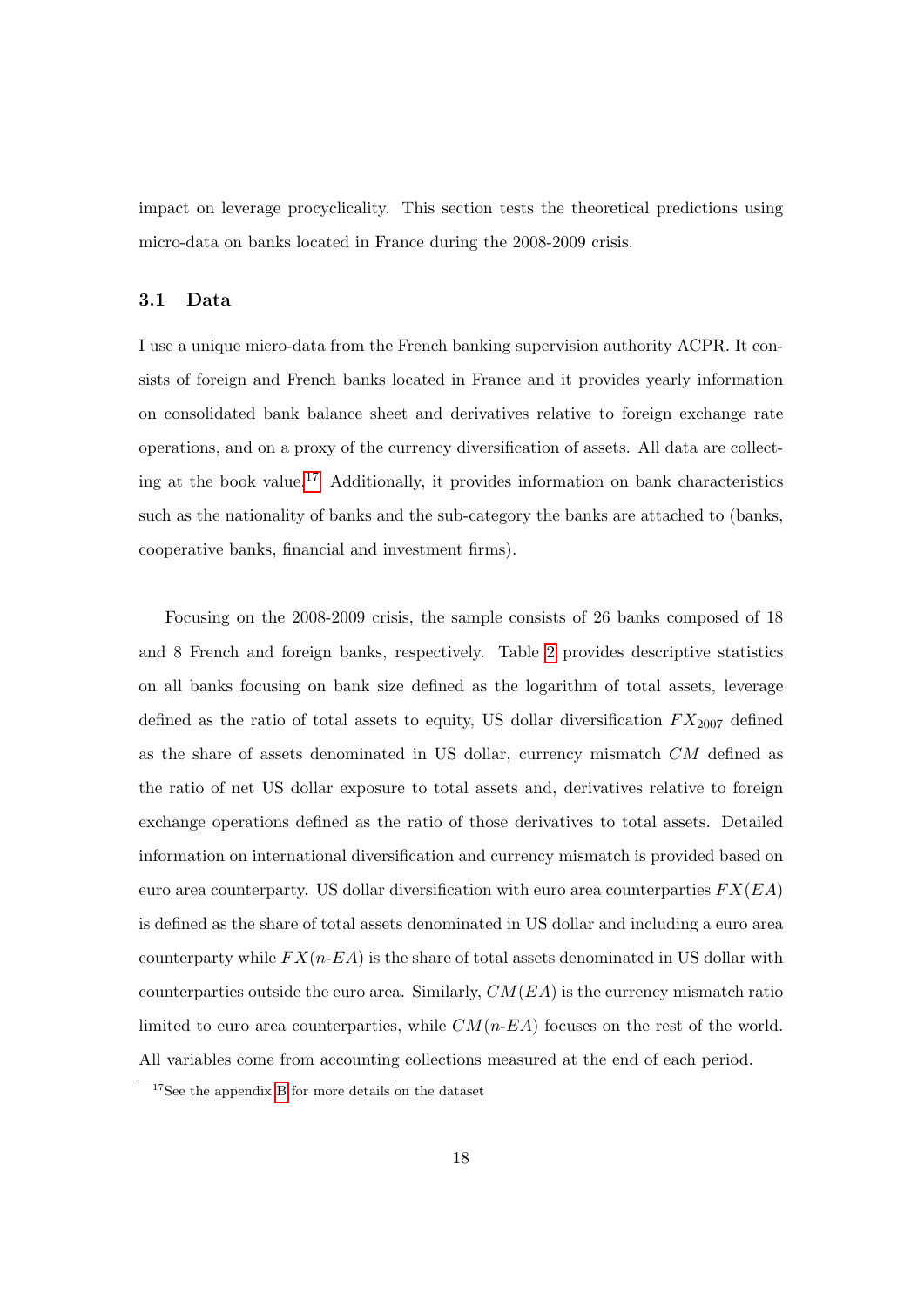impact on leverage procyclicality. This section tests the theoretical predictions using micro-data on banks located in France during the 2008-2009 crisis.

### 3.1 Data

I use a unique micro-data from the French banking supervision authority ACPR. It consists of foreign and French banks located in France and it provides yearly information on consolidated bank balance sheet and derivatives relative to foreign exchange rate operations, and on a proxy of the currency diversification of assets. All data are collecting at the book value.[17] Additionally, it provides information on bank characteristics such as the nationality of banks and the sub-category the banks are attached to (banks, cooperative banks, financial and investment firms).

Focusing on the 2008-2009 crisis, the sample consists of 26 banks composed of 18 and 8 French and foreign banks, respectively. Table 2 provides descriptive statistics on all banks focusing on bank size defined as the logarithm of total assets, leverage defined as the ratio of total assets to equity, US dollar diversification $FX_{2007}$ defined as the share of assets denominated in US dollar, currency mismatch $CM$ defined as the ratio of net US dollar exposure to total assets and, derivatives relative to foreign exchange operations defined as the ratio of those derivatives to total assets. Detailed information on international diversification and currency mismatch is provided based on euro area counterparty. US dollar diversification with euro area counterparties $FX(EA)$ is defined as the share of total assets denominated in US dollar and including a euro area counterparty while $FX(n\text{-}EA)$ is the share of total assets denominated in US dollar with counterparties outside the euro area. Similarly, $CM(EA)$ is the currency mismatch ratio limited to euro area counterparties, while $CM(n\text{-}EA)$ focuses on the rest of the world. All variables come from accounting collections measured at the end of each period.

[17] See the appendix B for more details on the dataset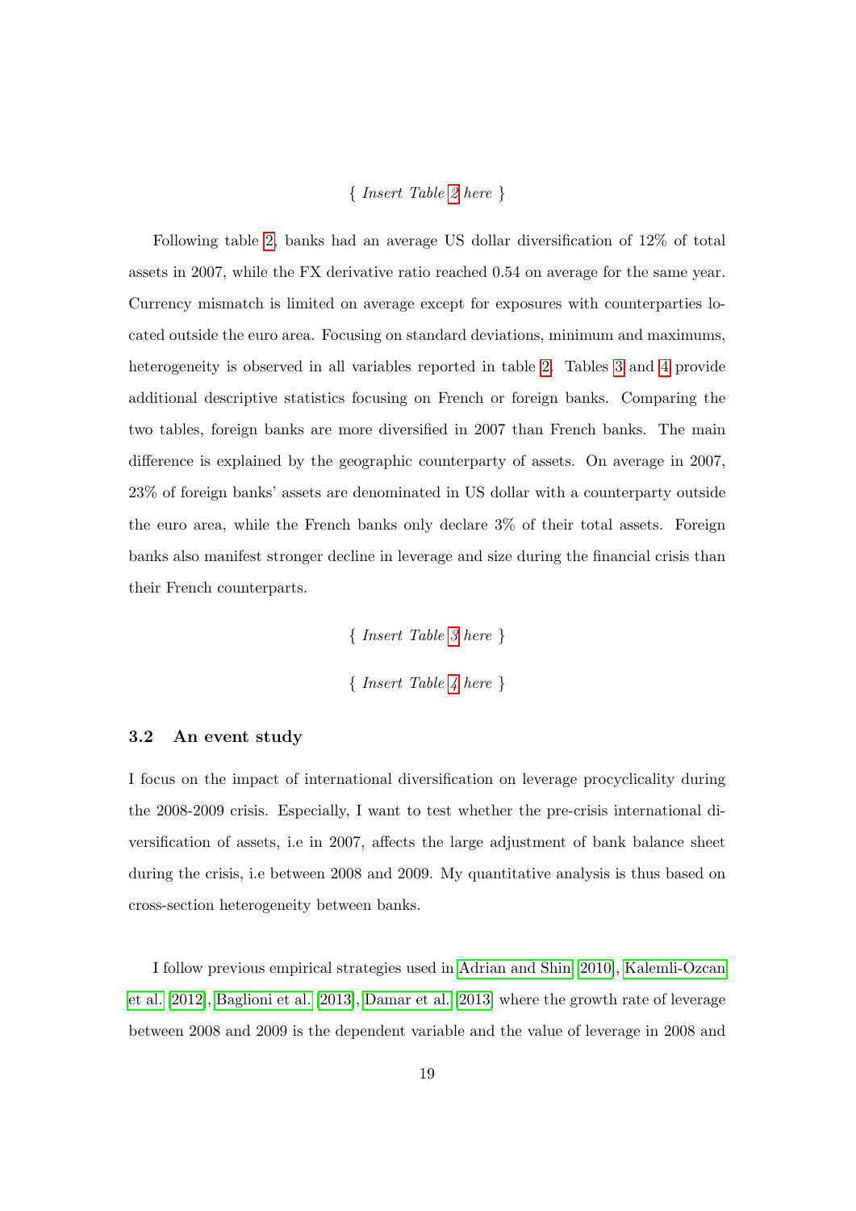{ *Insert Table 2 here* }

Following table 2, banks had an average US dollar diversification of 12% of total assets in 2007, while the FX derivative ratio reached 0.54 on average for the same year. Currency mismatch is limited on average except for exposures with counterparties located outside the euro area. Focusing on standard deviations, minimum and maximums, heterogeneity is observed in all variables reported in table 2. Tables 3 and 4 provide additional descriptive statistics focusing on French or foreign banks. Comparing the two tables, foreign banks are more diversified in 2007 than French banks. The main difference is explained by the geographic counterparty of assets. On average in 2007, 23% of foreign banks' assets are denominated in US dollar with a counterparty outside the euro area, while the French banks only declare 3% of their total assets. Foreign banks also manifest stronger decline in leverage and size during the financial crisis than their French counterparts.

{ *Insert Table 3 here* }

{ *Insert Table 4 here* }

### 3.2 An event study

I focus on the impact of international diversification on leverage procyclicality during the 2008-2009 crisis. Especially, I want to test whether the pre-crisis international diversification of assets, i.e in 2007, affects the large adjustment of bank balance sheet during the crisis, i.e between 2008 and 2009. My quantitative analysis is thus based on cross-section heterogeneity between banks.

I follow previous empirical strategies used in Adrian and Shin [2010], Kalemli-Ozcan et al. [2012], Baglioni et al. [2013], Damar et al. [2013] where the growth rate of leverage between 2008 and 2009 is the dependent variable and the value of leverage in 2008 and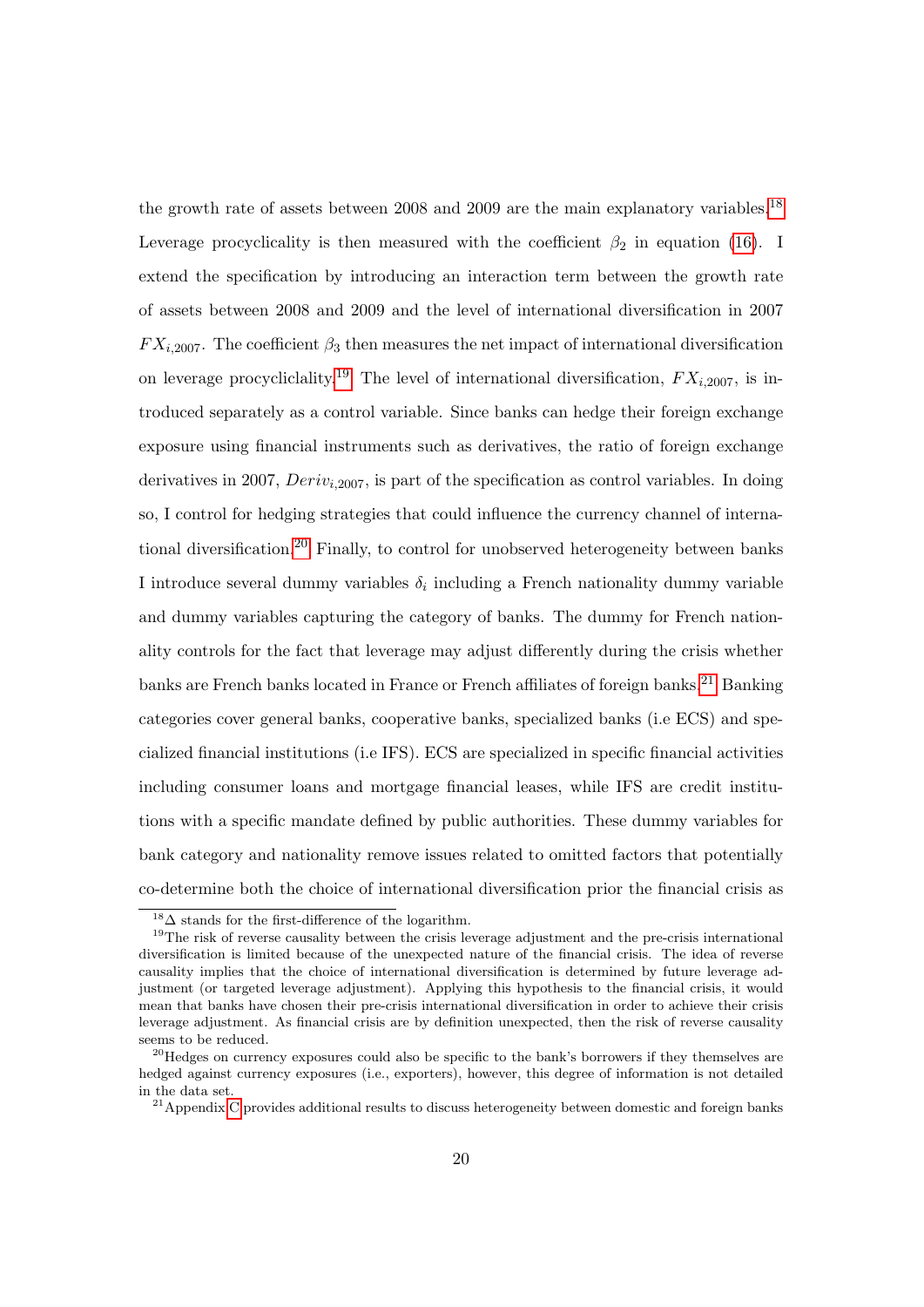the growth rate of assets between 2008 and 2009 are the main explanatory variables.[18] Leverage procyclicality is then measured with the coefficient $\beta_2$ in equation (16). I extend the specification by introducing an interaction term between the growth rate of assets between 2008 and 2009 and the level of international diversification in 2007 $FX_{i,2007}$. The coefficient $\beta_3$ then measures the net impact of international diversification on leverage procycliclality.[19] The level of international diversification, $FX_{i,2007}$, is introduced separately as a control variable. Since banks can hedge their foreign exchange exposure using financial instruments such as derivatives, the ratio of foreign exchange derivatives in 2007, $Deriv_{i,2007}$, is part of the specification as control variables. In doing so, I control for hedging strategies that could influence the currency channel of international diversification.[20] Finally, to control for unobserved heterogeneity between banks I introduce several dummy variables $\delta_i$ including a French nationality dummy variable and dummy variables capturing the category of banks. The dummy for French nationality controls for the fact that leverage may adjust differently during the crisis whether banks are French banks located in France or French affiliates of foreign banks.[21] Banking categories cover general banks, cooperative banks, specialized banks (i.e ECS) and specialized financial institutions (i.e IFS). ECS are specialized in specific financial activities including consumer loans and mortgage financial leases, while IFS are credit institutions with a specific mandate defined by public authorities. These dummy variables for bank category and nationality remove issues related to omitted factors that potentially co-determine both the choice of international diversification prior the financial crisis as

[18] $\Delta$ stands for the first-difference of the logarithm.

[19] The risk of reverse causality between the crisis leverage adjustment and the pre-crisis international diversification is limited because of the unexpected nature of the financial crisis. The idea of reverse causality implies that the choice of international diversification is determined by future leverage adjustment (or targeted leverage adjustment). Applying this hypothesis to the financial crisis, it would mean that banks have chosen their pre-crisis international diversification in order to achieve their crisis leverage adjustment. As financial crisis are by definition unexpected, then the risk of reverse causality seems to be reduced.

[20] Hedges on currency exposures could also be specific to the bank's borrowers if they themselves are hedged against currency exposures (i.e., exporters), however, this degree of information is not detailed in the data set.

[21] Appendix C provides additional results to discuss heterogeneity between domestic and foreign banks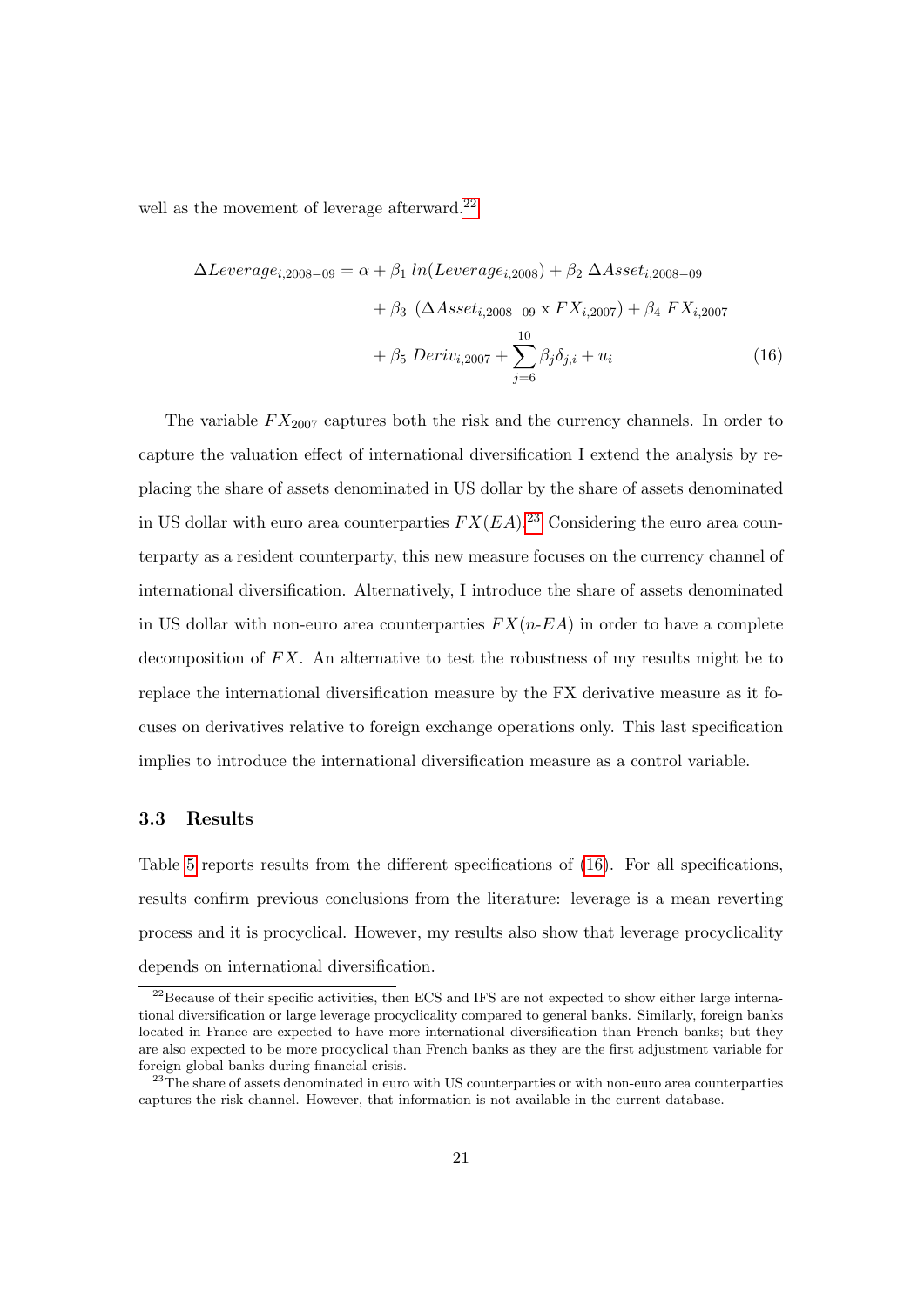well as the movement of leverage afterward.[22]

$$
\begin{aligned}
\Delta Leverage_{i,2008-09} = \alpha &+ \beta_1 \; ln(Leverage_{i,2008}) + \beta_2 \; \Delta Asset_{i,2008-09} \\
&+ \beta_3 \; (\Delta Asset_{i,2008-09} \text{ x } FX_{i,2007}) + \beta_4 \; FX_{i,2007} \\
&+ \beta_5 \; Deriv_{i,2007} + \sum_{j=6}^{10} \beta_j \delta_{j,i} + u_i
\end{aligned}
\tag{16}
$$

The variable $FX_{2007}$ captures both the risk and the currency channels. In order to capture the valuation effect of international diversification I extend the analysis by replacing the share of assets denominated in US dollar by the share of assets denominated in US dollar with euro area counterparties $FX(EA)$.[23] Considering the euro area counterparty as a resident counterparty, this new measure focuses on the currency channel of international diversification. Alternatively, I introduce the share of assets denominated in US dollar with non-euro area counterparties $FX(n\text{-}EA)$ in order to have a complete decomposition of $FX$. An alternative to test the robustness of my results might be to replace the international diversification measure by the FX derivative measure as it focuses on derivatives relative to foreign exchange operations only. This last specification implies to introduce the international diversification measure as a control variable.

### 3.3 Results

Table 5 reports results from the different specifications of (16). For all specifications, results confirm previous conclusions from the literature: leverage is a mean reverting process and it is procyclical. However, my results also show that leverage procyclicality depends on international diversification.

[22] Because of their specific activities, then ECS and IFS are not expected to show either large international diversification or large leverage procyclicality compared to general banks. Similarly, foreign banks located in France are expected to have more international diversification than French banks; but they are also expected to be more procyclical than French banks as they are the first adjustment variable for foreign global banks during financial crisis.

[23] The share of assets denominated in euro with US counterparties or with non-euro area counterparties captures the risk channel. However, that information is not available in the current database.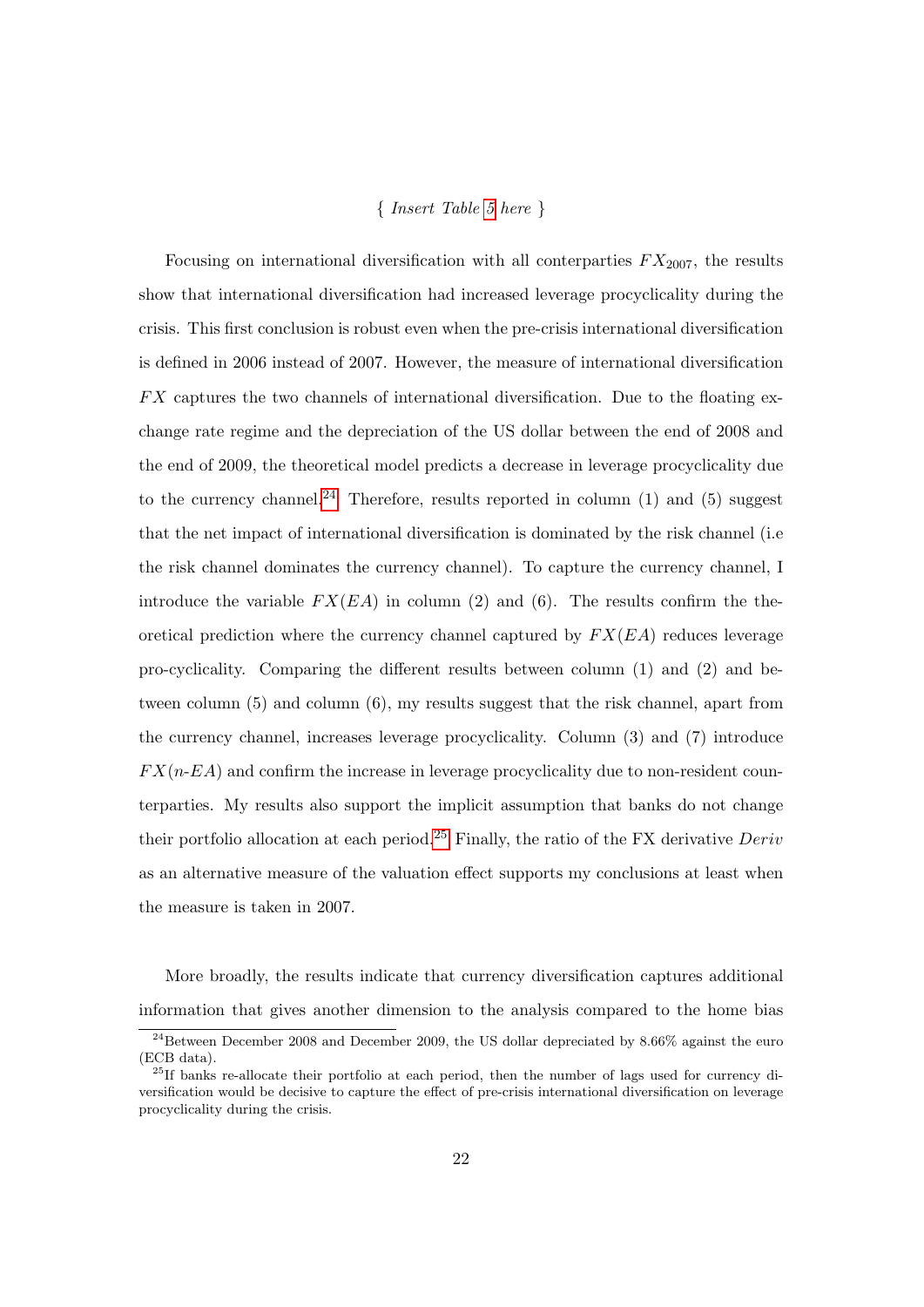{ *Insert Table 5 here* }

Focusing on international diversification with all conterparties $FX_{2007}$, the results show that international diversification had increased leverage procyclicality during the crisis. This first conclusion is robust even when the pre-crisis international diversification is defined in 2006 instead of 2007. However, the measure of international diversification $FX$ captures the two channels of international diversification. Due to the floating exchange rate regime and the depreciation of the US dollar between the end of 2008 and the end of 2009, the theoretical model predicts a decrease in leverage procyclicality due to the currency channel.[24] Therefore, results reported in column (1) and (5) suggest that the net impact of international diversification is dominated by the risk channel (i.e the risk channel dominates the currency channel). To capture the currency channel, I introduce the variable $FX(EA)$ in column (2) and (6). The results confirm the theoretical prediction where the currency channel captured by $FX(EA)$ reduces leverage pro-cyclicality. Comparing the different results between column (1) and (2) and between column (5) and column (6), my results suggest that the risk channel, apart from the currency channel, increases leverage procyclicality. Column (3) and (7) introduce $FX(n\text{-}EA)$ and confirm the increase in leverage procyclicality due to non-resident counterparties. My results also support the implicit assumption that banks do not change their portfolio allocation at each period.[25] Finally, the ratio of the FX derivative *Deriv* as an alternative measure of the valuation effect supports my conclusions at least when the measure is taken in 2007.

More broadly, the results indicate that currency diversification captures additional information that gives another dimension to the analysis compared to the home bias

[24] Between December 2008 and December 2009, the US dollar depreciated by 8.66% against the euro (ECB data).

[25] If banks re-allocate their portfolio at each period, then the number of lags used for currency diversification would be decisive to capture the effect of pre-crisis international diversification on leverage procyclicality during the crisis.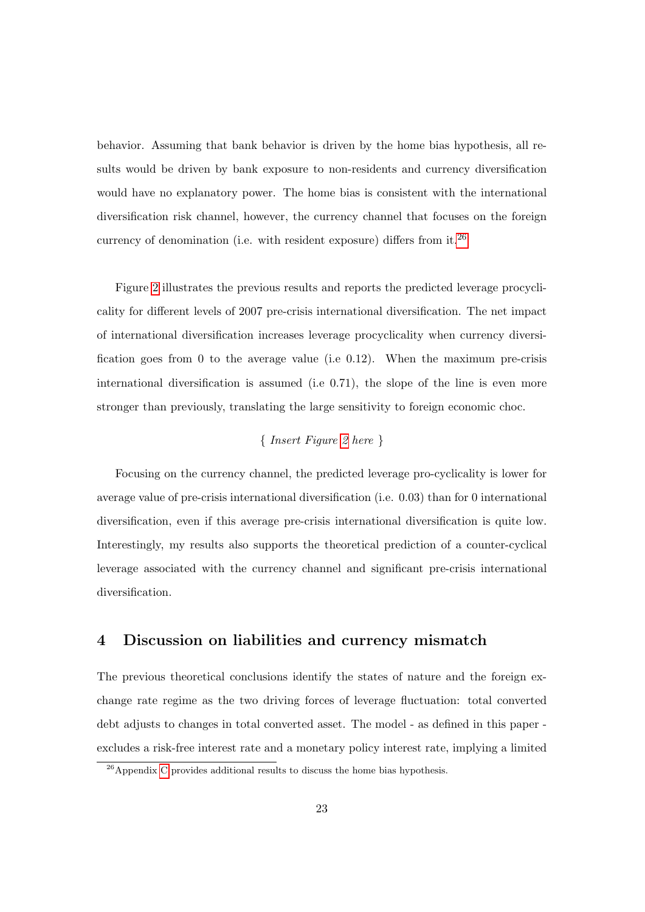behavior. Assuming that bank behavior is driven by the home bias hypothesis, all results would be driven by bank exposure to non-residents and currency diversification would have no explanatory power. The home bias is consistent with the international diversification risk channel, however, the currency channel that focuses on the foreign currency of denomination (i.e. with resident exposure) differs from it.[26]

Figure 2 illustrates the previous results and reports the predicted leverage procyclicality for different levels of 2007 pre-crisis international diversification. The net impact of international diversification increases leverage procyclicality when currency diversification goes from 0 to the average value (i.e 0.12). When the maximum pre-crisis international diversification is assumed (i.e 0.71), the slope of the line is even more stronger than previously, translating the large sensitivity to foreign economic choc.

{ *Insert Figure 2 here* }

Focusing on the currency channel, the predicted leverage pro-cyclicality is lower for average value of pre-crisis international diversification (i.e. 0.03) than for 0 international diversification, even if this average pre-crisis international diversification is quite low. Interestingly, my results also supports the theoretical prediction of a counter-cyclical leverage associated with the currency channel and significant pre-crisis international diversification.

## 4 Discussion on liabilities and currency mismatch

The previous theoretical conclusions identify the states of nature and the foreign exchange rate regime as the two driving forces of leverage fluctuation: total converted debt adjusts to changes in total converted asset. The model - as defined in this paper - excludes a risk-free interest rate and a monetary policy interest rate, implying a limited

[26] Appendix C provides additional results to discuss the home bias hypothesis.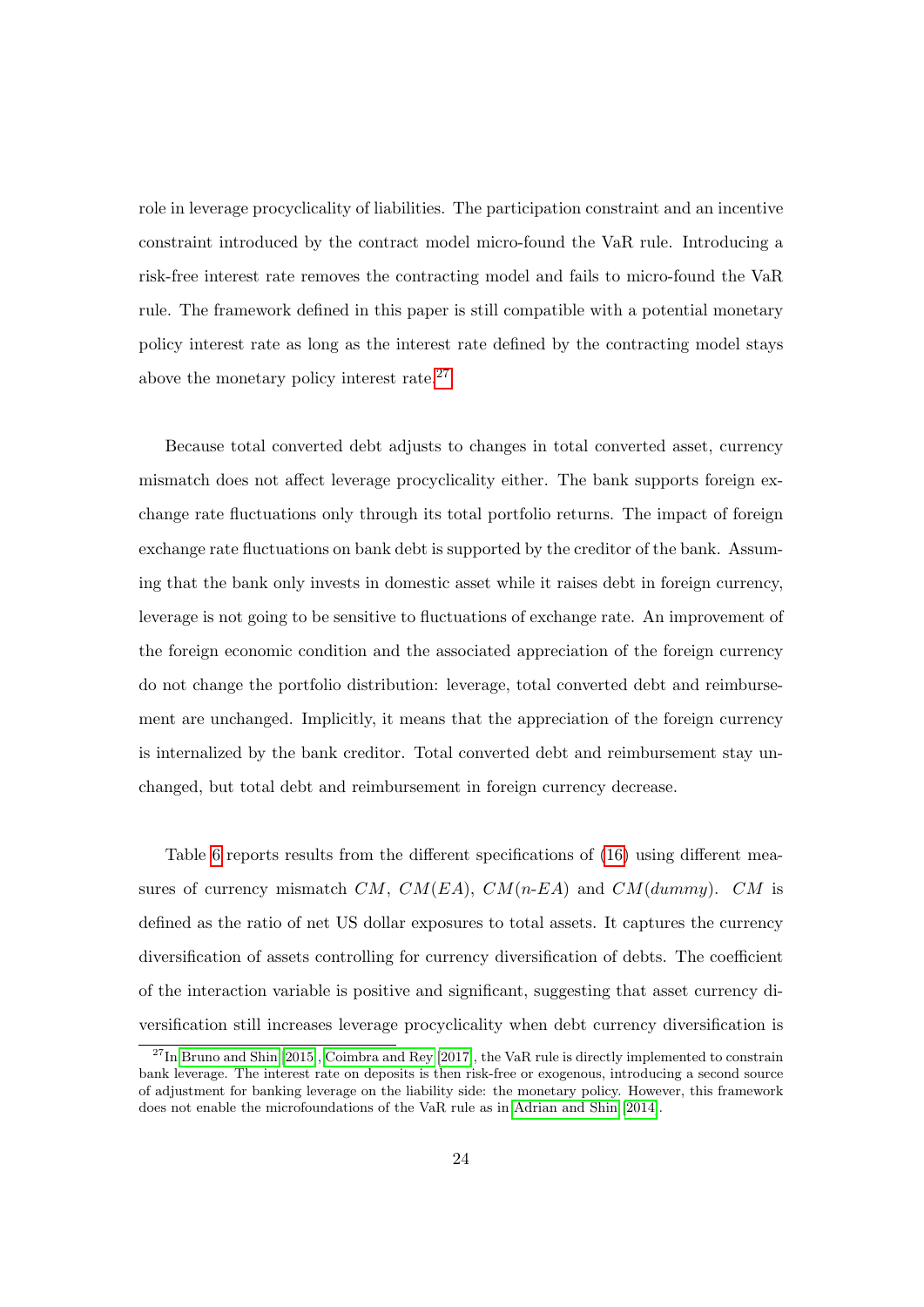role in leverage procyclicality of liabilities. The participation constraint and an incentive constraint introduced by the contract model micro-found the VaR rule. Introducing a risk-free interest rate removes the contracting model and fails to micro-found the VaR rule. The framework defined in this paper is still compatible with a potential monetary policy interest rate as long as the interest rate defined by the contracting model stays above the monetary policy interest rate.[27]

Because total converted debt adjusts to changes in total converted asset, currency mismatch does not affect leverage procyclicality either. The bank supports foreign exchange rate fluctuations only through its total portfolio returns. The impact of foreign exchange rate fluctuations on bank debt is supported by the creditor of the bank. Assuming that the bank only invests in domestic asset while it raises debt in foreign currency, leverage is not going to be sensitive to fluctuations of exchange rate. An improvement of the foreign economic condition and the associated appreciation of the foreign currency do not change the portfolio distribution: leverage, total converted debt and reimbursement are unchanged. Implicitly, it means that the appreciation of the foreign currency is internalized by the bank creditor. Total converted debt and reimbursement stay unchanged, but total debt and reimbursement in foreign currency decrease.

Table 6 reports results from the different specifications of (16) using different measures of currency mismatch $CM$, $CM(EA)$, $CM(n\text{-}EA)$ and $CM(dummy)$. $CM$ is defined as the ratio of net US dollar exposures to total assets. It captures the currency diversification of assets controlling for currency diversification of debts. The coefficient of the interaction variable is positive and significant, suggesting that asset currency diversification still increases leverage procyclicality when debt currency diversification is

[27] In Bruno and Shin (2015), Coimbra and Rey (2017), the VaR rule is directly implemented to constrain bank leverage. The interest rate on deposits is then risk-free or exogenous, introducing a second source of adjustment for banking leverage on the liability side: the monetary policy. However, this framework does not enable the microfoundations of the VaR rule as in Adrian and Shin (2014).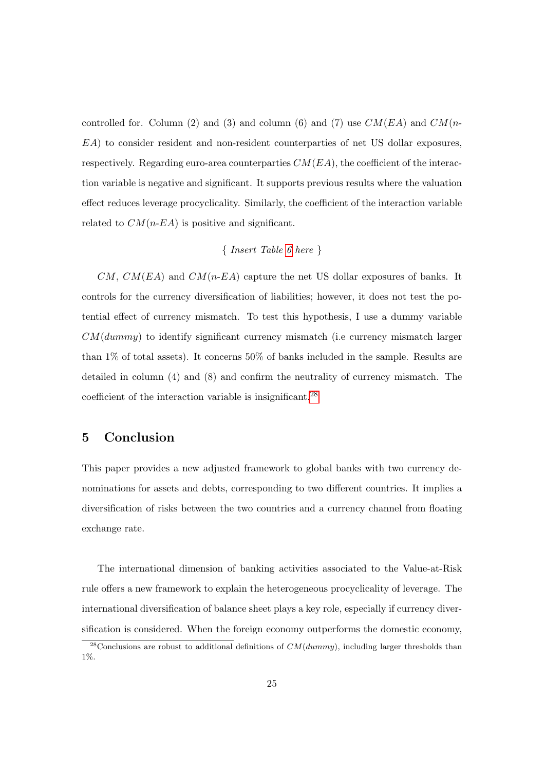controlled for. Column (2) and (3) and column (6) and (7) use $CM(EA)$ and $CM(n\text{-}EA)$ to consider resident and non-resident counterparties of net US dollar exposures, respectively. Regarding euro-area counterparties $CM(EA)$, the coefficient of the interaction variable is negative and significant. It supports previous results where the valuation effect reduces leverage procyclicality. Similarly, the coefficient of the interaction variable related to $CM(n\text{-}EA)$ is positive and significant.

{ *Insert Table 6 here* }

$CM$, $CM(EA)$ and $CM(n\text{-}EA)$ capture the net US dollar exposures of banks. It controls for the currency diversification of liabilities; however, it does not test the potential effect of currency mismatch. To test this hypothesis, I use a dummy variable $CM(dummy)$ to identify significant currency mismatch (i.e currency mismatch larger than 1% of total assets). It concerns 50% of banks included in the sample. Results are detailed in column (4) and (8) and confirm the neutrality of currency mismatch. The coefficient of the interaction variable is insignificant.[28]

## 5 Conclusion

This paper provides a new adjusted framework to global banks with two currency denominations for assets and debts, corresponding to two different countries. It implies a diversification of risks between the two countries and a currency channel from floating exchange rate.

The international dimension of banking activities associated to the Value-at-Risk rule offers a new framework to explain the heterogeneous procyclicality of leverage. The international diversification of balance sheet plays a key role, especially if currency diversification is considered. When the foreign economy outperforms the domestic economy,

[28] Conclusions are robust to additional definitions of $CM(dummy)$, including larger thresholds than 1%.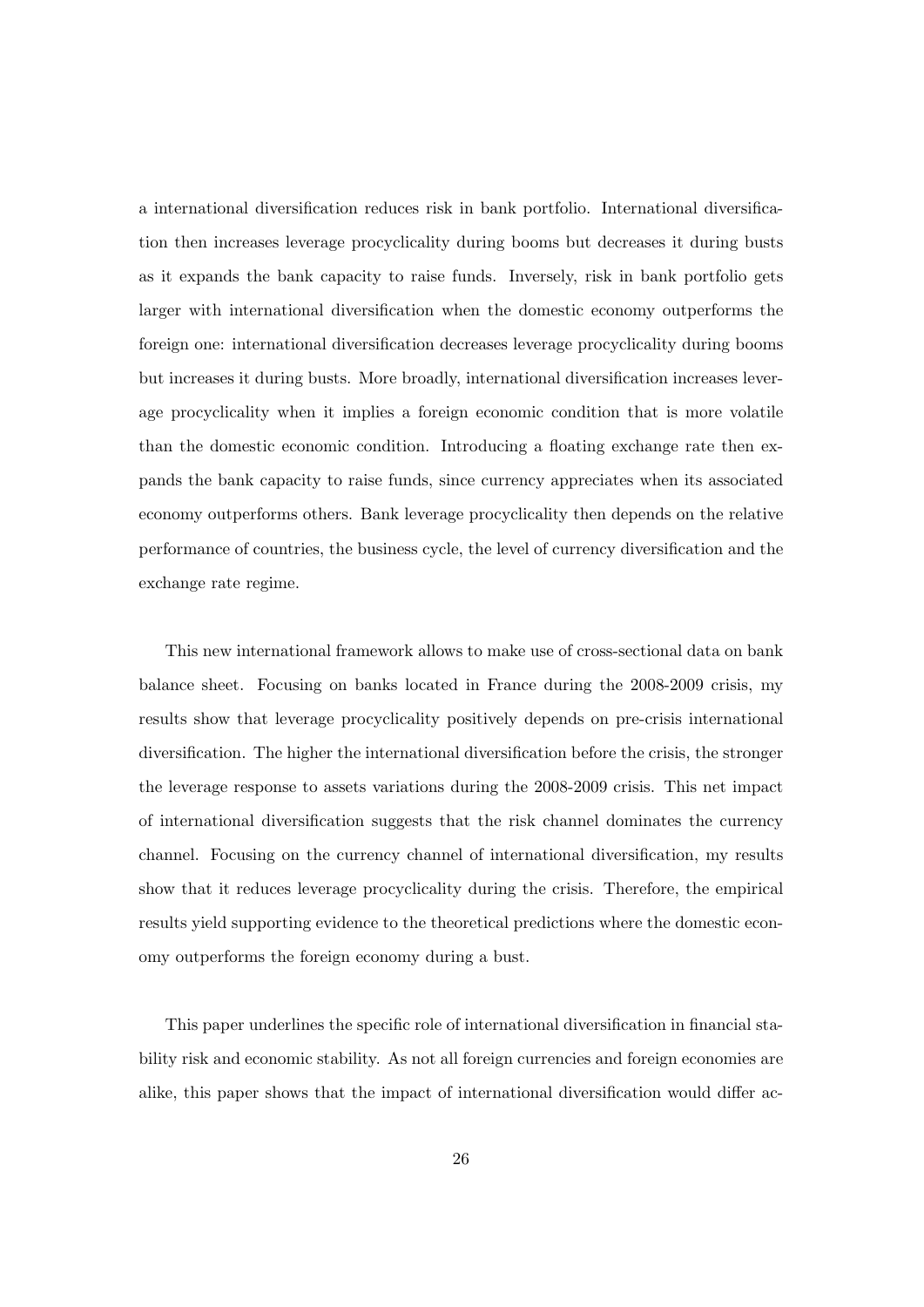a international diversification reduces risk in bank portfolio. International diversification then increases leverage procyclicality during booms but decreases it during busts as it expands the bank capacity to raise funds. Inversely, risk in bank portfolio gets larger with international diversification when the domestic economy outperforms the foreign one: international diversification decreases leverage procyclicality during booms but increases it during busts. More broadly, international diversification increases leverage procyclicality when it implies a foreign economic condition that is more volatile than the domestic economic condition. Introducing a floating exchange rate then expands the bank capacity to raise funds, since currency appreciates when its associated economy outperforms others. Bank leverage procyclicality then depends on the relative performance of countries, the business cycle, the level of currency diversification and the exchange rate regime.

This new international framework allows to make use of cross-sectional data on bank balance sheet. Focusing on banks located in France during the 2008-2009 crisis, my results show that leverage procyclicality positively depends on pre-crisis international diversification. The higher the international diversification before the crisis, the stronger the leverage response to assets variations during the 2008-2009 crisis. This net impact of international diversification suggests that the risk channel dominates the currency channel. Focusing on the currency channel of international diversification, my results show that it reduces leverage procyclicality during the crisis. Therefore, the empirical results yield supporting evidence to the theoretical predictions where the domestic economy outperforms the foreign economy during a bust.

This paper underlines the specific role of international diversification in financial stability risk and economic stability. As not all foreign currencies and foreign economies are alike, this paper shows that the impact of international diversification would differ ac-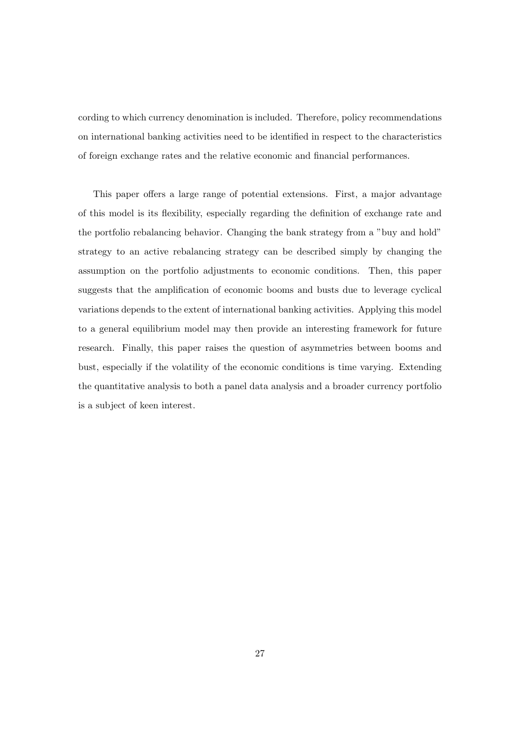cording to which currency denomination is included. Therefore, policy recommendations on international banking activities need to be identified in respect to the characteristics of foreign exchange rates and the relative economic and financial performances.

This paper offers a large range of potential extensions. First, a major advantage of this model is its flexibility, especially regarding the definition of exchange rate and the portfolio rebalancing behavior. Changing the bank strategy from a "buy and hold" strategy to an active rebalancing strategy can be described simply by changing the assumption on the portfolio adjustments to economic conditions. Then, this paper suggests that the amplification of economic booms and busts due to leverage cyclical variations depends to the extent of international banking activities. Applying this model to a general equilibrium model may then provide an interesting framework for future research. Finally, this paper raises the question of asymmetries between booms and bust, especially if the volatility of the economic conditions is time varying. Extending the quantitative analysis to both a panel data analysis and a broader currency portfolio is a subject of keen interest.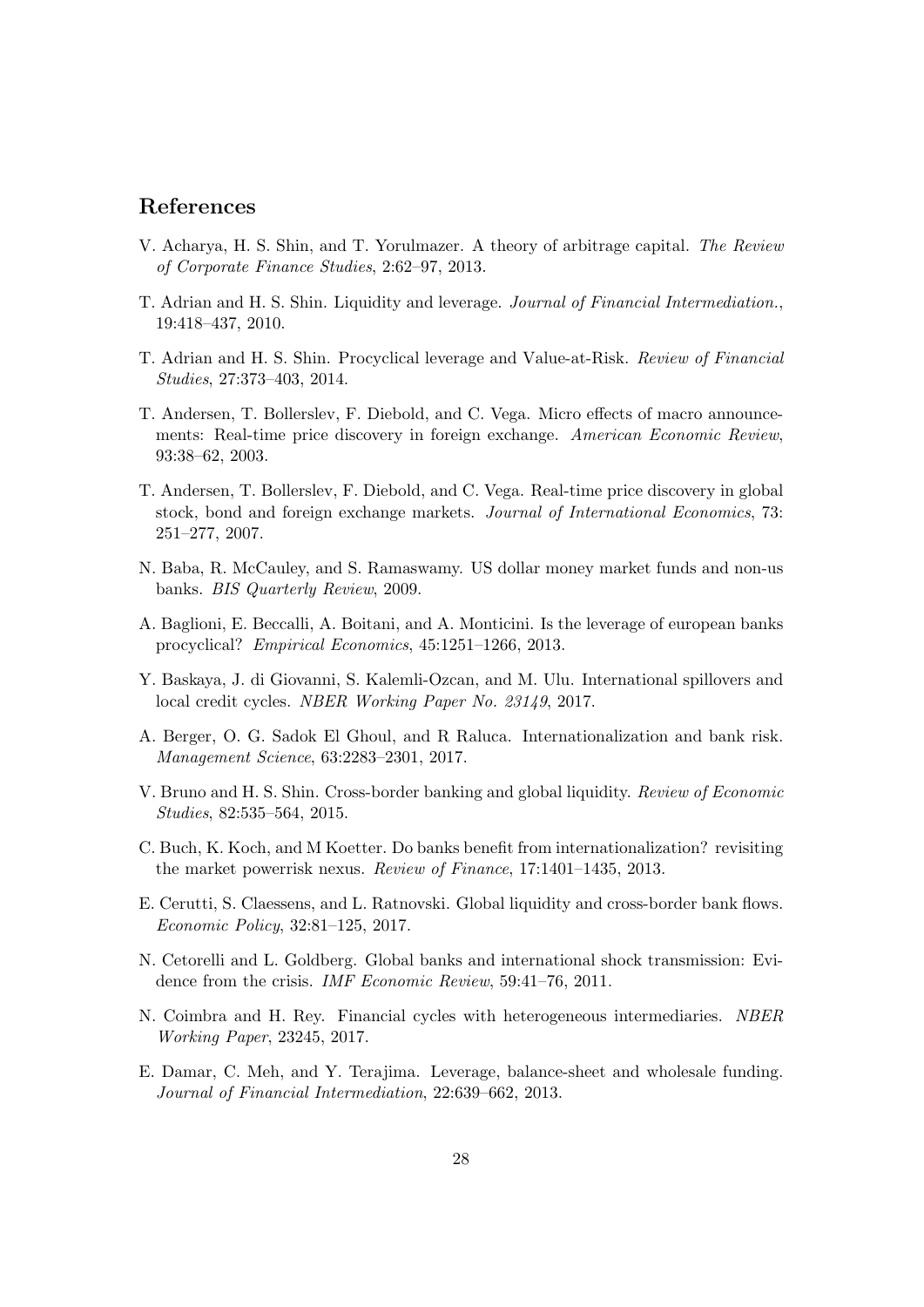## References

V. Acharya, H. S. Shin, and T. Yorulmazer. A theory of arbitrage capital. *The Review of Corporate Finance Studies*, 2:62–97, 2013.

T. Adrian and H. S. Shin. Liquidity and leverage. *Journal of Financial Intermediation.*, 19:418–437, 2010.

T. Adrian and H. S. Shin. Procyclical leverage and Value-at-Risk. *Review of Financial Studies*, 27:373–403, 2014.

T. Andersen, T. Bollerslev, F. Diebold, and C. Vega. Micro effects of macro announcements: Real-time price discovery in foreign exchange. *American Economic Review*, 93:38–62, 2003.

T. Andersen, T. Bollerslev, F. Diebold, and C. Vega. Real-time price discovery in global stock, bond and foreign exchange markets. *Journal of International Economics*, 73: 251–277, 2007.

N. Baba, R. McCauley, and S. Ramaswamy. US dollar money market funds and non-us banks. *BIS Quarterly Review*, 2009.

A. Baglioni, E. Beccalli, A. Boitani, and A. Monticini. Is the leverage of european banks procyclical? *Empirical Economics*, 45:1251–1266, 2013.

Y. Baskaya, J. di Giovanni, S. Kalemli-Ozcan, and M. Ulu. International spillovers and local credit cycles. *NBER Working Paper No. 23149*, 2017.

A. Berger, O. G. Sadok El Ghoul, and R Raluca. Internationalization and bank risk. *Management Science*, 63:2283–2301, 2017.

V. Bruno and H. S. Shin. Cross-border banking and global liquidity. *Review of Economic Studies*, 82:535–564, 2015.

C. Buch, K. Koch, and M Koetter. Do banks benefit from internationalization? revisiting the market powerrisk nexus. *Review of Finance*, 17:1401–1435, 2013.

E. Cerutti, S. Claessens, and L. Ratnovski. Global liquidity and cross-border bank flows. *Economic Policy*, 32:81–125, 2017.

N. Cetorelli and L. Goldberg. Global banks and international shock transmission: Evidence from the crisis. *IMF Economic Review*, 59:41–76, 2011.

N. Coimbra and H. Rey. Financial cycles with heterogeneous intermediaries. *NBER Working Paper*, 23245, 2017.

E. Damar, C. Meh, and Y. Terajima. Leverage, balance-sheet and wholesale funding. *Journal of Financial Intermediation*, 22:639–662, 2013.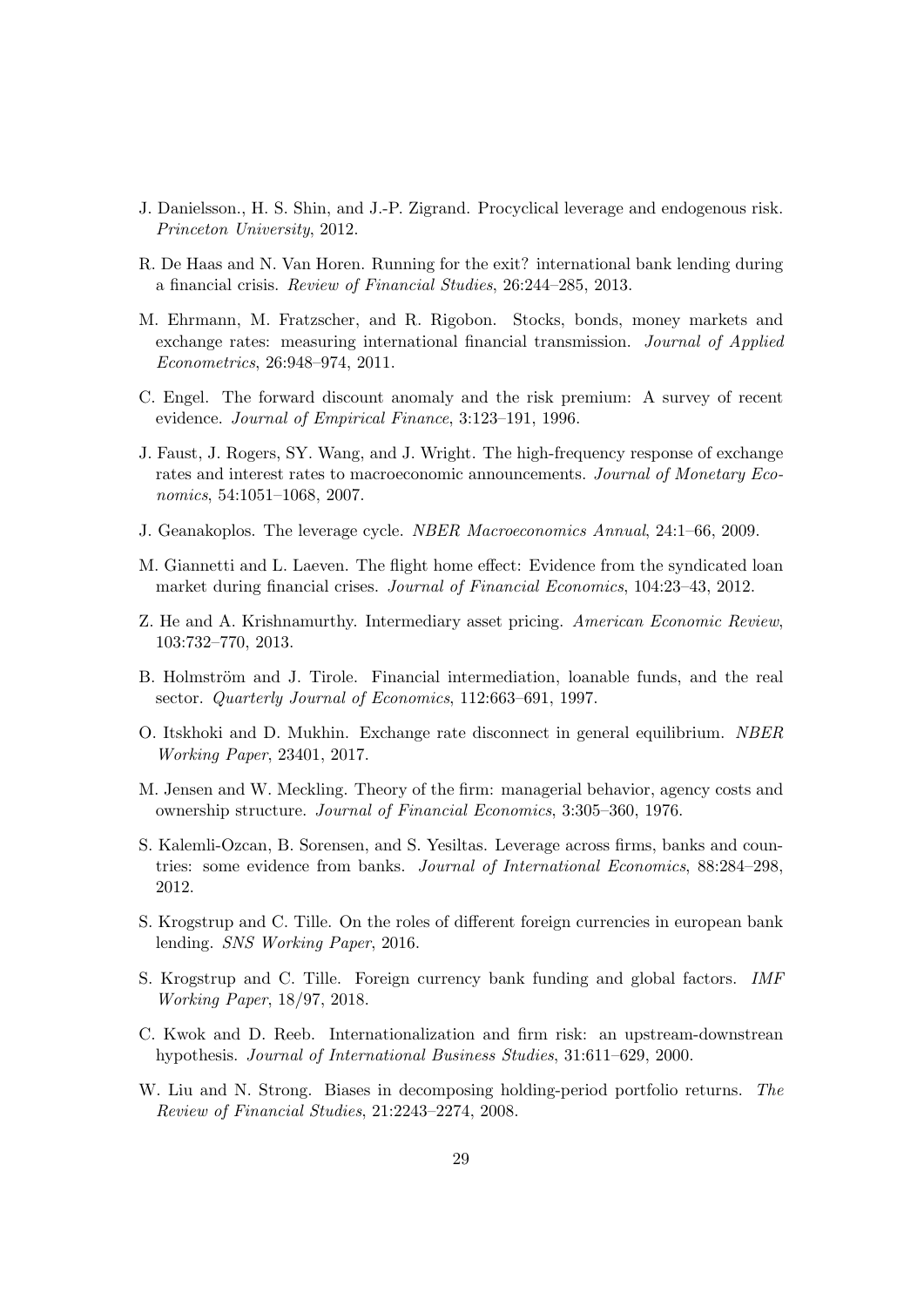J. Danielsson., H. S. Shin, and J.-P. Zigrand. Procyclical leverage and endogenous risk. *Princeton University*, 2012.

R. De Haas and N. Van Horen. Running for the exit? international bank lending during a financial crisis. *Review of Financial Studies*, 26:244–285, 2013.

M. Ehrmann, M. Fratzscher, and R. Rigobon. Stocks, bonds, money markets and exchange rates: measuring international financial transmission. *Journal of Applied Econometrics*, 26:948–974, 2011.

C. Engel. The forward discount anomaly and the risk premium: A survey of recent evidence. *Journal of Empirical Finance*, 3:123–191, 1996.

J. Faust, J. Rogers, SY. Wang, and J. Wright. The high-frequency response of exchange rates and interest rates to macroeconomic announcements. *Journal of Monetary Economics*, 54:1051–1068, 2007.

J. Geanakoplos. The leverage cycle. *NBER Macroeconomics Annual*, 24:1–66, 2009.

M. Giannetti and L. Laeven. The flight home effect: Evidence from the syndicated loan market during financial crises. *Journal of Financial Economics*, 104:23–43, 2012.

Z. He and A. Krishnamurthy. Intermediary asset pricing. *American Economic Review*, 103:732–770, 2013.

B. Holmström and J. Tirole. Financial intermediation, loanable funds, and the real sector. *Quarterly Journal of Economics*, 112:663–691, 1997.

O. Itskhoki and D. Mukhin. Exchange rate disconnect in general equilibrium. *NBER Working Paper*, 23401, 2017.

M. Jensen and W. Meckling. Theory of the firm: managerial behavior, agency costs and ownership structure. *Journal of Financial Economics*, 3:305–360, 1976.

S. Kalemli-Ozcan, B. Sorensen, and S. Yesiltas. Leverage across firms, banks and countries: some evidence from banks. *Journal of International Economics*, 88:284–298, 2012.

S. Krogstrup and C. Tille. On the roles of different foreign currencies in european bank lending. *SNS Working Paper*, 2016.

S. Krogstrup and C. Tille. Foreign currency bank funding and global factors. *IMF Working Paper*, 18/97, 2018.

C. Kwok and D. Reeb. Internationalization and firm risk: an upstream-downstrean hypothesis. *Journal of International Business Studies*, 31:611–629, 2000.

W. Liu and N. Strong. Biases in decomposing holding-period portfolio returns. *The Review of Financial Studies*, 21:2243–2274, 2008.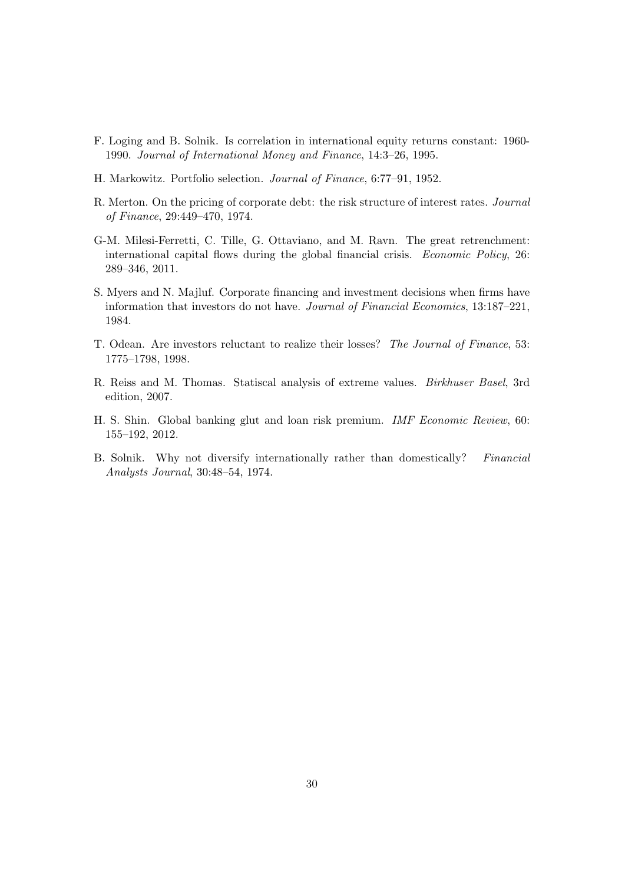F. Loging and B. Solnik. Is correlation in international equity returns constant: 1960-1990. *Journal of International Money and Finance*, 14:3–26, 1995.

H. Markowitz. Portfolio selection. *Journal of Finance*, 6:77–91, 1952.

R. Merton. On the pricing of corporate debt: the risk structure of interest rates. *Journal of Finance*, 29:449–470, 1974.

G-M. Milesi-Ferretti, C. Tille, G. Ottaviano, and M. Ravn. The great retrenchment: international capital flows during the global financial crisis. *Economic Policy*, 26: 289–346, 2011.

S. Myers and N. Majluf. Corporate financing and investment decisions when firms have information that investors do not have. *Journal of Financial Economics*, 13:187–221, 1984.

T. Odean. Are investors reluctant to realize their losses? *The Journal of Finance*, 53: 1775–1798, 1998.

R. Reiss and M. Thomas. Statiscal analysis of extreme values. *Birkhuser Basel*, 3rd edition, 2007.

H. S. Shin. Global banking glut and loan risk premium. *IMF Economic Review*, 60: 155–192, 2012.

B. Solnik. Why not diversify internationally rather than domestically? *Financial Analysts Journal*, 30:48–54, 1974.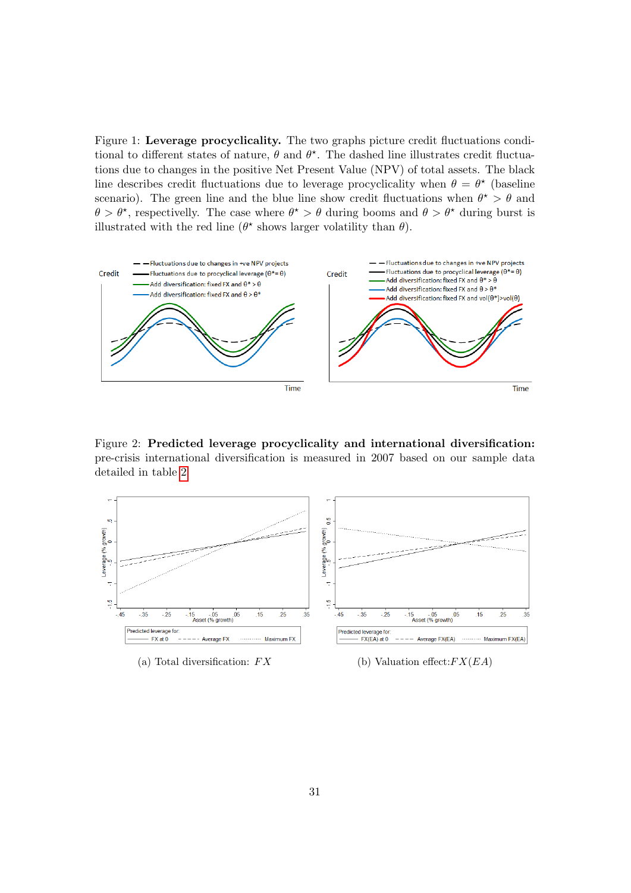Figure 1: **Leverage procyclicality.** The two graphs picture credit fluctuations conditional to different states of nature, $\theta$ and $\theta^\star$. The dashed line illustrates credit fluctuations due to changes in the positive Net Present Value (NPV) of total assets. The black line describes credit fluctuations due to leverage procyclicality when $\theta = \theta^\star$ (baseline scenario). The green line and the blue line show credit fluctuations when $\theta^\star > \theta$ and $\theta > \theta^\star$, respectivelly. The case where $\theta^\star > \theta$ during booms and $\theta > \theta^\star$ during burst is illustrated with the red line ($\theta^\star$ shows larger volatility than $\theta$).

Figure 2: **Predicted leverage procyclicality and international diversification:** pre-crisis international diversification is measured in 2007 based on our sample data detailed in table 2

(a) Total diversification: $FX$

(b) Valuation effect:$FX(EA)$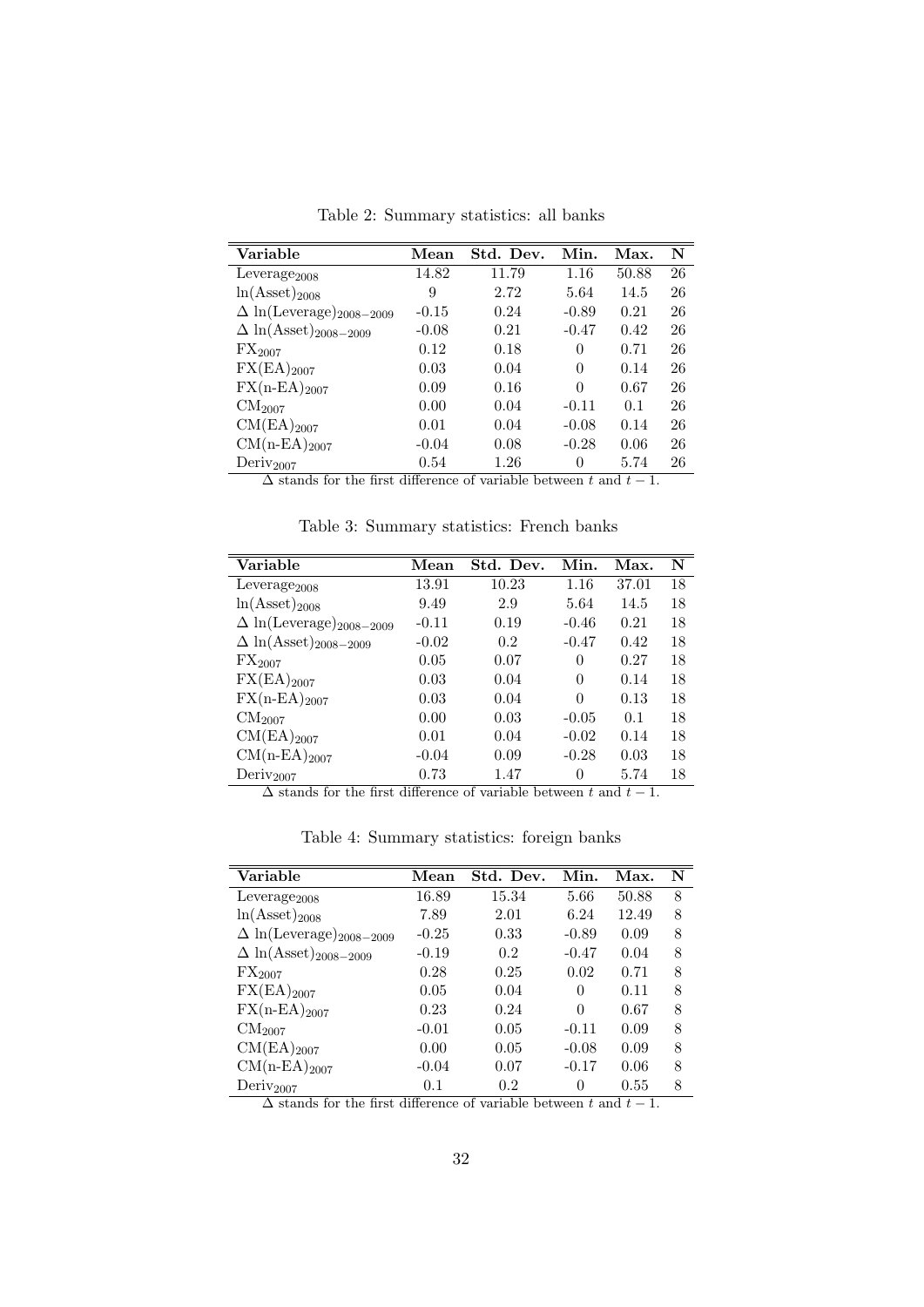Table 2: Summary statistics: all banks

| Variable | Mean | Std. Dev. | Min. | Max. | N |
|---|---|---|---|---|---|
| $\text{Leverage}_{2008}$ | 14.82 | 11.79 | 1.16 | 50.88 | 26 |
| $\ln(\text{Asset})_{2008}$ | 9 | 2.72 | 5.64 | 14.5 | 26 |
| $\Delta\ \ln(\text{Leverage})_{2008-2009}$ | -0.15 | 0.24 | -0.89 | 0.21 | 26 |
| $\Delta\ \ln(\text{Asset})_{2008-2009}$ | -0.08 | 0.21 | -0.47 | 0.42 | 26 |
| $\text{FX}_{2007}$ | 0.12 | 0.18 | 0 | 0.71 | 26 |
| $\text{FX(EA)}_{2007}$ | 0.03 | 0.04 | 0 | 0.14 | 26 |
| $\text{FX(n-EA)}_{2007}$ | 0.09 | 0.16 | 0 | 0.67 | 26 |
| $\text{CM}_{2007}$ | 0.00 | 0.04 | -0.11 | 0.1 | 26 |
| $\text{CM(EA)}_{2007}$ | 0.01 | 0.04 | -0.08 | 0.14 | 26 |
| $\text{CM(n-EA)}_{2007}$ | -0.04 | 0.08 | -0.28 | 0.06 | 26 |
| $\text{Deriv}_{2007}$ | 0.54 | 1.26 | 0 | 5.74 | 26 |

$\Delta$ stands for the first difference of variable between $t$ and $t-1$.

Table 3: Summary statistics: French banks

| Variable | Mean | Std. Dev. | Min. | Max. | N |
|---|---|---|---|---|---|
| $\text{Leverage}_{2008}$ | 13.91 | 10.23 | 1.16 | 37.01 | 18 |
| $\ln(\text{Asset})_{2008}$ | 9.49 | 2.9 | 5.64 | 14.5 | 18 |
| $\Delta\ \ln(\text{Leverage})_{2008-2009}$ | -0.11 | 0.19 | -0.46 | 0.21 | 18 |
| $\Delta\ \ln(\text{Asset})_{2008-2009}$ | -0.02 | 0.2 | -0.47 | 0.42 | 18 |
| $\text{FX}_{2007}$ | 0.05 | 0.07 | 0 | 0.27 | 18 |
| $\text{FX(EA)}_{2007}$ | 0.03 | 0.04 | 0 | 0.14 | 18 |
| $\text{FX(n-EA)}_{2007}$ | 0.03 | 0.04 | 0 | 0.13 | 18 |
| $\text{CM}_{2007}$ | 0.00 | 0.03 | -0.05 | 0.1 | 18 |
| $\text{CM(EA)}_{2007}$ | 0.01 | 0.04 | -0.02 | 0.14 | 18 |
| $\text{CM(n-EA)}_{2007}$ | -0.04 | 0.09 | -0.28 | 0.03 | 18 |
| $\text{Deriv}_{2007}$ | 0.73 | 1.47 | 0 | 5.74 | 18 |

$\Delta$ stands for the first difference of variable between $t$ and $t-1$.

Table 4: Summary statistics: foreign banks

| Variable | Mean | Std. Dev. | Min. | Max. | N |
|---|---|---|---|---|---|
| $\text{Leverage}_{2008}$ | 16.89 | 15.34 | 5.66 | 50.88 | 8 |
| $\ln(\text{Asset})_{2008}$ | 7.89 | 2.01 | 6.24 | 12.49 | 8 |
| $\Delta\ \ln(\text{Leverage})_{2008-2009}$ | -0.25 | 0.33 | -0.89 | 0.09 | 8 |
| $\Delta\ \ln(\text{Asset})_{2008-2009}$ | -0.19 | 0.2 | -0.47 | 0.04 | 8 |
| $\text{FX}_{2007}$ | 0.28 | 0.25 | 0.02 | 0.71 | 8 |
| $\text{FX(EA)}_{2007}$ | 0.05 | 0.04 | 0 | 0.11 | 8 |
| $\text{FX(n-EA)}_{2007}$ | 0.23 | 0.24 | 0 | 0.67 | 8 |
| $\text{CM}_{2007}$ | -0.01 | 0.05 | -0.11 | 0.09 | 8 |
| $\text{CM(EA)}_{2007}$ | 0.00 | 0.05 | -0.08 | 0.09 | 8 |
| $\text{CM(n-EA)}_{2007}$ | -0.04 | 0.07 | -0.17 | 0.06 | 8 |
| $\text{Deriv}_{2007}$ | 0.1 | 0.2 | 0 | 0.55 | 8 |

$\Delta$ stands for the first difference of variable between $t$ and $t-1$.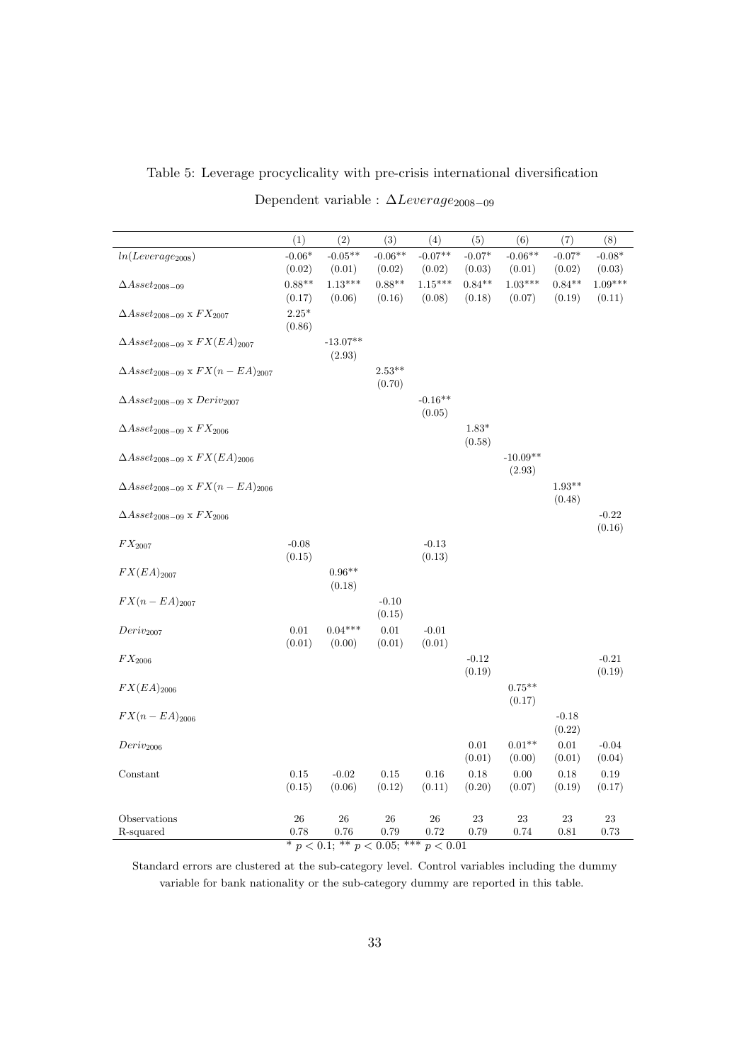Table 5: Leverage procyclicality with pre-crisis international diversification

Dependent variable : $\Delta Leverage_{2008-09}$

| | (1) | (2) | (3) | (4) | (5) | (6) | (7) | (8) |
|---|---|---|---|---|---|---|---|---|
| $ln(Leverage_{2008})$ | -0.06* | -0.05** | -0.06** | -0.07** | -0.07* | -0.06** | -0.07* | -0.08* |
| | (0.02) | (0.01) | (0.02) | (0.02) | (0.03) | (0.01) | (0.02) | (0.03) |
| $\Delta Asset_{2008-09}$ | 0.88** | 1.13*** | 0.88** | 1.15*** | 0.84** | 1.03*** | 0.84** | 1.09*** |
| | (0.17) | (0.06) | (0.16) | (0.08) | (0.18) | (0.07) | (0.19) | (0.11) |
| $\Delta Asset_{2008-09}$ x $FX_{2007}$ | 2.25* | | | | | | | |
| | (0.86) | | | | | | | |
| $\Delta Asset_{2008-09}$ x $FX(EA)_{2007}$ | | -13.07** | | | | | | |
| | | (2.93) | | | | | | |
| $\Delta Asset_{2008-09}$ x $FX(n-EA)_{2007}$ | | | 2.53** | | | | | |
| | | | (0.70) | | | | | |
| $\Delta Asset_{2008-09}$ x $Deriv_{2007}$ | | | | -0.16** | | | | |
| | | | | (0.05) | | | | |
| $\Delta Asset_{2008-09}$ x $FX_{2006}$ | | | | | 1.83* | | | |
| | | | | | (0.58) | | | |
| $\Delta Asset_{2008-09}$ x $FX(EA)_{2006}$ | | | | | | -10.09** | | |
| | | | | | | (2.93) | | |
| $\Delta Asset_{2008-09}$ x $FX(n-EA)_{2006}$ | | | | | | | 1.93** | |
| | | | | | | | (0.48) | |
| $\Delta Asset_{2008-09}$ x $FX_{2006}$ | | | | | | | | -0.22 |
| | | | | | | | | (0.16) |
| $FX_{2007}$ | -0.08 | | | -0.13 | | | | |
| | (0.15) | | | (0.13) | | | | |
| $FX(EA)_{2007}$ | | 0.96** | | | | | | |
| | | (0.18) | | | | | | |
| $FX(n-EA)_{2007}$ | | | -0.10 | | | | | |
| | | | (0.15) | | | | | |
| $Deriv_{2007}$ | 0.01 | 0.04*** | 0.01 | -0.01 | | | | |
| | (0.01) | (0.00) | (0.01) | (0.01) | | | | |
| $FX_{2006}$ | | | | | -0.12 | | | -0.21 |
| | | | | | (0.19) | | | (0.19) |
| $FX(EA)_{2006}$ | | | | | | 0.75** | | |
| | | | | | | (0.17) | | |
| $FX(n-EA)_{2006}$ | | | | | | | -0.18 | |
| | | | | | | | (0.22) | |
| $Deriv_{2006}$ | | | | | 0.01 | 0.01** | 0.01 | -0.04 |
| | | | | | (0.01) | (0.00) | (0.01) | (0.04) |
| Constant | 0.15 | -0.02 | 0.15 | 0.16 | 0.18 | 0.00 | 0.18 | 0.19 |
| | (0.15) | (0.06) | (0.12) | (0.11) | (0.20) | (0.07) | (0.19) | (0.17) |
| Observations | 26 | 26 | 26 | 26 | 23 | 23 | 23 | 23 |
| R-squared | 0.78 | 0.76 | 0.79 | 0.72 | 0.79 | 0.74 | 0.81 | 0.73 |

* $p < 0.1$; ** $p < 0.05$; *** $p < 0.01$

Standard errors are clustered at the sub-category level. Control variables including the dummy variable for bank nationality or the sub-category dummy are reported in this table.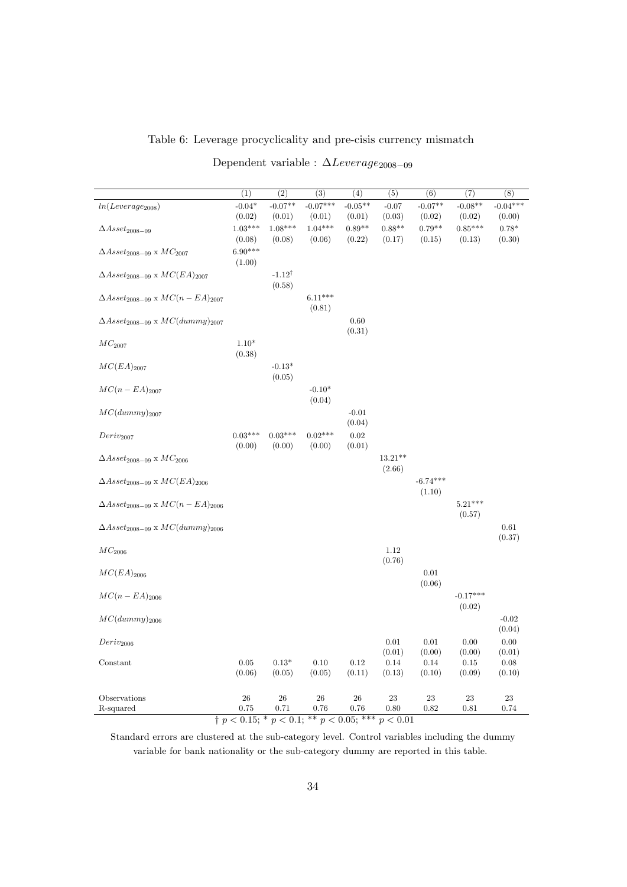Table 6: Leverage procyclicality and pre-cisis currency mismatch

Dependent variable : $\Delta Leverage_{2008-09}$

| | (1) | (2) | (3) | (4) | (5) | (6) | (7) | (8) |
|---|---|---|---|---|---|---|---|---|
| $ln(Leverage_{2008})$ | -0.04* | -0.07** | -0.07*** | -0.05** | -0.07 | -0.07** | -0.08** | -0.04*** |
| | (0.02) | (0.01) | (0.01) | (0.01) | (0.03) | (0.02) | (0.02) | (0.00) |
| $\Delta Asset_{2008-09}$ | 1.03*** | 1.08*** | 1.04*** | 0.89** | 0.88** | 0.79** | 0.85*** | 0.78* |
| | (0.08) | (0.08) | (0.06) | (0.22) | (0.17) | (0.15) | (0.13) | (0.30) |
| $\Delta Asset_{2008-09}$ x $MC_{2007}$ | 6.90*** | | | | | | | |
| | (1.00) | | | | | | | |
| $\Delta Asset_{2008-09}$ x $MC(EA)_{2007}$ | | -1.12† | | | | | | |
| | | (0.58) | | | | | | |
| $\Delta Asset_{2008-09}$ x $MC(n-EA)_{2007}$ | | | 6.11*** | | | | | |
| | | | (0.81) | | | | | |
| $\Delta Asset_{2008-09}$ x $MC(dummy)_{2007}$ | | | | 0.60 | | | | |
| | | | | (0.31) | | | | |
| $MC_{2007}$ | 1.10* | | | | | | | |
| | (0.38) | | | | | | | |
| $MC(EA)_{2007}$ | | -0.13* | | | | | | |
| | | (0.05) | | | | | | |
| $MC(n-EA)_{2007}$ | | | -0.10* | | | | | |
| | | | (0.04) | | | | | |
| $MC(dummy)_{2007}$ | | | | -0.01 | | | | |
| | | | | (0.04) | | | | |
| $Deriv_{2007}$ | 0.03*** | 0.03*** | 0.02*** | 0.02 | | | | |
| | (0.00) | (0.00) | (0.00) | (0.01) | | | | |
| $\Delta Asset_{2008-09}$ x $MC_{2006}$ | | | | | 13.21** | | | |
| | | | | | (2.66) | | | |
| $\Delta Asset_{2008-09}$ x $MC(EA)_{2006}$ | | | | | | -6.74*** | | |
| | | | | | | (1.10) | | |
| $\Delta Asset_{2008-09}$ x $MC(n-EA)_{2006}$ | | | | | | | 5.21*** | |
| | | | | | | | (0.57) | |
| $\Delta Asset_{2008-09}$ x $MC(dummy)_{2006}$ | | | | | | | | 0.61 |
| | | | | | | | | (0.37) |
| $MC_{2006}$ | | | | | 1.12 | | | |
| | | | | | (0.76) | | | |
| $MC(EA)_{2006}$ | | | | | | 0.01 | | |
| | | | | | | (0.06) | | |
| $MC(n-EA)_{2006}$ | | | | | | | -0.17*** | |
| | | | | | | | (0.02) | |
| $MC(dummy)_{2006}$ | | | | | | | | -0.02 |
| | | | | | | | | (0.04) |
| $Deriv_{2006}$ | | | | | 0.01 | 0.01 | 0.00 | 0.00 |
| | | | | | (0.01) | (0.00) | (0.00) | (0.01) |
| Constant | 0.05 | 0.13* | 0.10 | 0.12 | 0.14 | 0.14 | 0.15 | 0.08 |
| | (0.06) | (0.05) | (0.05) | (0.11) | (0.13) | (0.10) | (0.09) | (0.10) |
| Observations | 26 | 26 | 26 | 26 | 23 | 23 | 23 | 23 |
| R-squared | 0.75 | 0.71 | 0.76 | 0.76 | 0.80 | 0.82 | 0.81 | 0.74 |

† $p < 0.15$; * $p < 0.1$; ** $p < 0.05$; *** $p < 0.01$

Standard errors are clustered at the sub-category level. Control variables including the dummy variable for bank nationality or the sub-category dummy are reported in this table.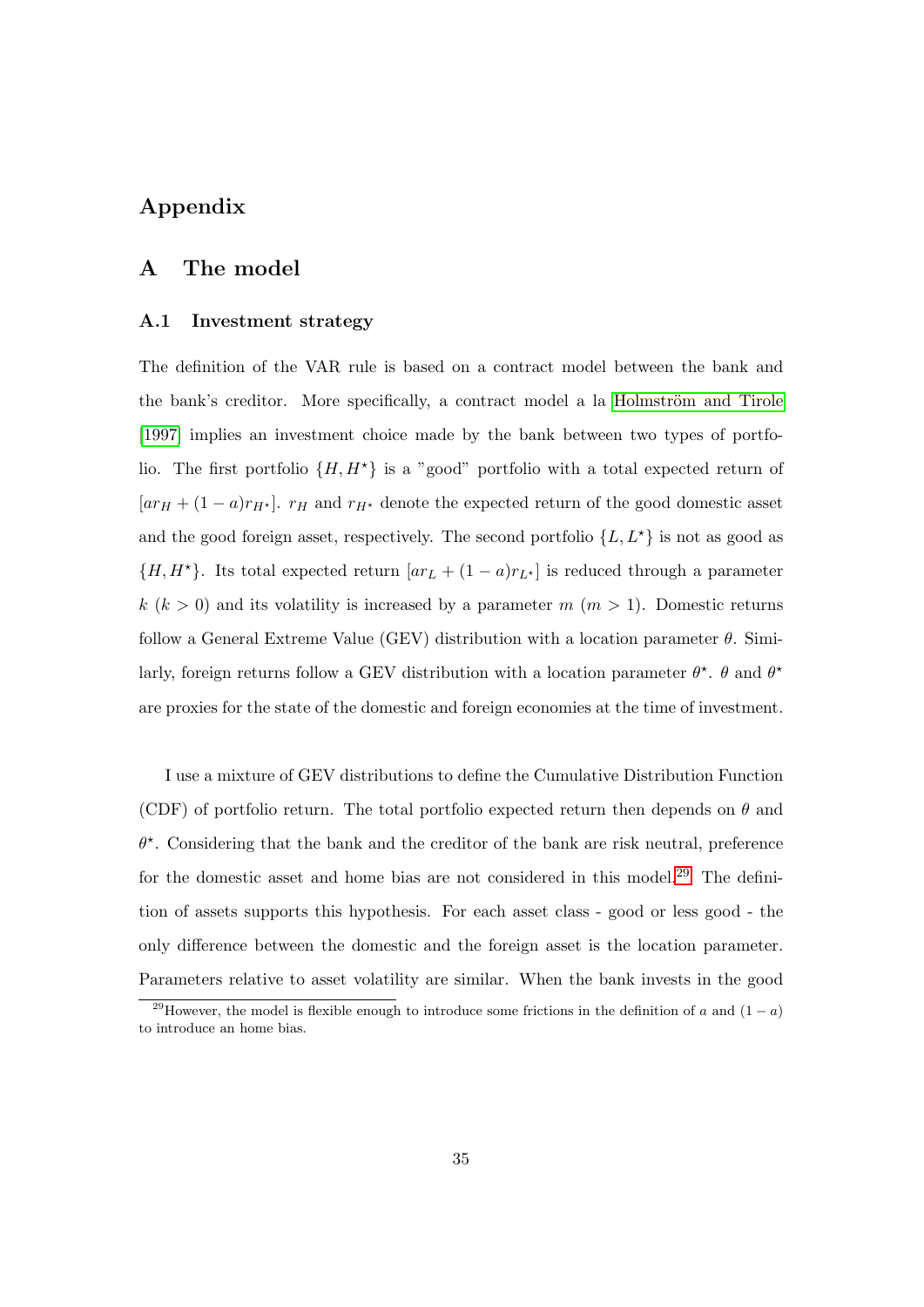# Appendix

## A The model

### A.1 Investment strategy

The definition of the VAR rule is based on a contract model between the bank and the bank's creditor. More specifically, a contract model a la Holmström and Tirole [1997] implies an investment choice made by the bank between two types of portfolio. The first portfolio $\{H, H^\star\}$ is a "good" portfolio with a total expected return of $[ar_H + (1-a)r_{H^\star}]$. $r_H$ and $r_{H^\star}$ denote the expected return of the good domestic asset and the good foreign asset, respectively. The second portfolio $\{L, L^\star\}$ is not as good as $\{H, H^\star\}$. Its total expected return $[ar_L + (1-a)r_{L^\star}]$ is reduced through a parameter $k$ ($k > 0$) and its volatility is increased by a parameter $m$ ($m > 1$). Domestic returns follow a General Extreme Value (GEV) distribution with a location parameter $\theta$. Similarly, foreign returns follow a GEV distribution with a location parameter $\theta^\star$. $\theta$ and $\theta^\star$ are proxies for the state of the domestic and foreign economies at the time of investment.

I use a mixture of GEV distributions to define the Cumulative Distribution Function (CDF) of portfolio return. The total portfolio expected return then depends on $\theta$ and $\theta^\star$. Considering that the bank and the creditor of the bank are risk neutral, preference for the domestic asset and home bias are not considered in this model.[29] The definition of assets supports this hypothesis. For each asset class - good or less good - the only difference between the domestic and the foreign asset is the location parameter. Parameters relative to asset volatility are similar. When the bank invests in the good

[29] However, the model is flexible enough to introduce some frictions in the definition of $a$ and $(1-a)$ to introduce an home bias.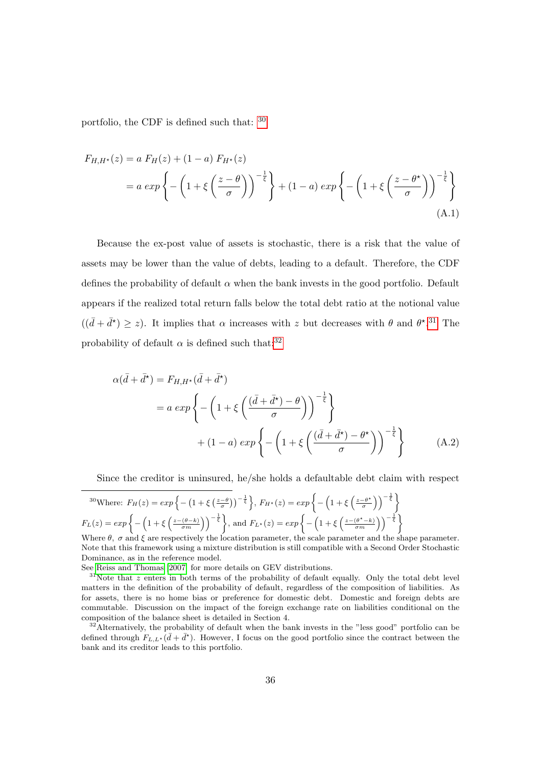portfolio, the CDF is defined such that: [30]

$$
\begin{aligned}
F_{H,H^\star}(z) &= a\ F_H(z) + (1-a)\ F_{H^\star}(z) \\
&= a\ exp\left\{-\left(1+\xi\left(\frac{z-\theta}{\sigma}\right)\right)^{-\frac{1}{\xi}}\right\} + (1-a)\ exp\left\{-\left(1+\xi\left(\frac{z-\theta^\star}{\sigma}\right)\right)^{-\frac{1}{\xi}}\right\}
\end{aligned}
\tag{A.1}
$$

Because the ex-post value of assets is stochastic, there is a risk that the value of assets may be lower than the value of debts, leading to a default. Therefore, the CDF defines the probability of default $\alpha$ when the bank invests in the good portfolio. Default appears if the realized total return falls below the total debt ratio at the notional value ($(\bar{d}+\bar{d^\star}) \geq z$). It implies that $\alpha$ increases with $z$ but decreases with $\theta$ and $\theta^\star$.[31] The probability of default $\alpha$ is defined such that:[32]

$$
\begin{aligned}
\alpha(\bar{d}+\bar{d^\star}) &= F_{H,H^\star}(\bar{d}+\bar{d^\star}) \\
&= a\ exp\left\{-\left(1+\xi\left(\frac{(\bar{d}+\bar{d^\star})-\theta}{\sigma}\right)\right)^{-\frac{1}{\xi}}\right\} \\
&\qquad + (1-a)\ exp\left\{-\left(1+\xi\left(\frac{(\bar{d}+\bar{d^\star})-\theta^\star}{\sigma}\right)\right)^{-\frac{1}{\xi}}\right\}
\end{aligned}
\tag{A.2}
$$

Since the creditor is uninsured, he/she holds a defaultable debt claim with respect

---

[30] Where: $F_H(z) = exp\left\{-\left(1+\xi\left(\frac{z-\theta}{\sigma}\right)\right)^{-\frac{1}{\xi}}\right\}$, $F_{H^\star}(z) = exp\left\{-\left(1+\xi\left(\frac{z-\theta^\star}{\sigma}\right)\right)^{-\frac{1}{\xi}}\right\}$ $F_L(z) = exp\left\{-\left(1+\xi\left(\frac{z-(\theta-k)}{\sigma m}\right)\right)^{-\frac{1}{\xi}}\right\}$, and $F_{L^\star}(z) = exp\left\{-\left(1+\xi\left(\frac{z-(\theta^\star-k)}{\sigma m}\right)\right)^{-\frac{1}{\xi}}\right\}$
Where $\theta$, $\sigma$ and $\xi$ are respectively the location parameter, the scale parameter and the shape parameter. Note that this framework using a mixture distribution is still compatible with a Second Order Stochastic Dominance, as in the reference model.
See Reiss and Thomas (2007) for more details on GEV distributions.

[31] Note that $z$ enters in both terms of the probability of default equally. Only the total debt level matters in the definition of the probability of default, regardless of the composition of liabilities. As for assets, there is no home bias or preference for domestic debt. Domestic and foreign debts are commutable. Discussion on the impact of the foreign exchange rate on liabilities conditional on the composition of the balance sheet is detailed in Section 4.

[32] Alternatively, the probability of default when the bank invests in the "less good" portfolio can be defined through $F_{L,L^\star}(\bar{d}+\bar{d}^\star)$. However, I focus on the good portfolio since the contract between the bank and its creditor leads to this portfolio.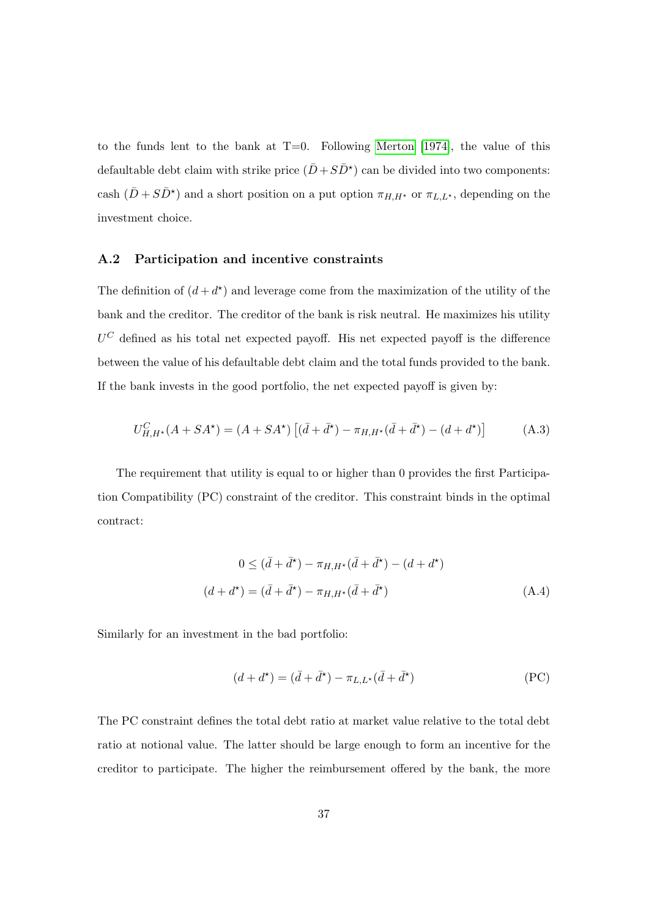to the funds lent to the bank at T=0. Following Merton [1974], the value of this defaultable debt claim with strike price $(\bar{D} + S\bar{D}^{\star})$ can be divided into two components: cash $(\bar{D} + S\bar{D}^{\star})$ and a short position on a put option $\pi_{H,H^{\star}}$ or $\pi_{L,L^{\star}}$, depending on the investment choice.

### A.2 Participation and incentive constraints

The definition of $(d + d^{\star})$ and leverage come from the maximization of the utility of the bank and the creditor. The creditor of the bank is risk neutral. He maximizes his utility $U^C$ defined as his total net expected payoff. His net expected payoff is the difference between the value of his defaultable debt claim and the total funds provided to the bank. If the bank invests in the good portfolio, the net expected payoff is given by:

$$U^C_{H,H^{\star}}(A + SA^{\star}) = (A + SA^{\star})\left[(\bar{d} + \bar{d}^{\star}) - \pi_{H,H^{\star}}(\bar{d} + \bar{d}^{\star}) - (d + d^{\star})\right] \tag{A.3}$$

The requirement that utility is equal to or higher than 0 provides the first Participation Compatibility (PC) constraint of the creditor. This constraint binds in the optimal contract:

$$\begin{aligned} 0 &\leq (\bar{d} + \bar{d}^{\star}) - \pi_{H,H^{\star}}(\bar{d} + \bar{d}^{\star}) - (d + d^{\star}) \\ (d + d^{\star}) &= (\bar{d} + \bar{d}^{\star}) - \pi_{H,H^{\star}}(\bar{d} + \bar{d}^{\star}) \end{aligned} \tag{A.4}$$

Similarly for an investment in the bad portfolio:

$$(d + d^{\star}) = (\bar{d} + \bar{d}^{\star}) - \pi_{L,L^{\star}}(\bar{d} + \bar{d}^{\star}) \tag{PC}$$

The PC constraint defines the total debt ratio at market value relative to the total debt ratio at notional value. The latter should be large enough to form an incentive for the creditor to participate. The higher the reimbursement offered by the bank, the more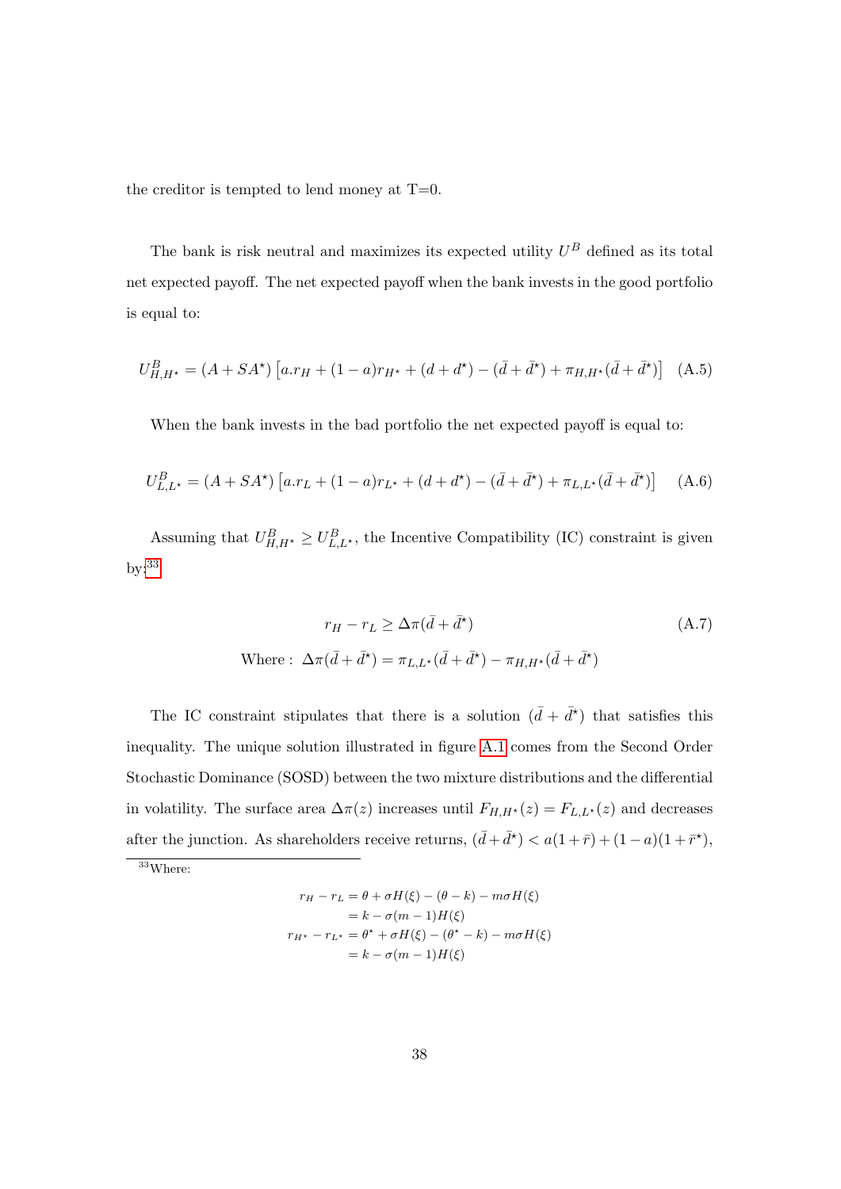the creditor is tempted to lend money at T=0.

The bank is risk neutral and maximizes its expected utility $U^B$ defined as its total net expected payoff. The net expected payoff when the bank invests in the good portfolio is equal to:

$$U^B_{H,H^\star} = (A + SA^\star)\left[a.r_H + (1-a)r_{H^\star} + (d + d^\star) - (\bar{d} + \bar{d^\star}) + \pi_{H,H^\star}(\bar{d} + \bar{d^\star})\right] \quad \text{(A.5)}$$

When the bank invests in the bad portfolio the net expected payoff is equal to:

$$U^B_{L,L^\star} = (A + SA^\star)\left[a.r_L + (1-a)r_{L^\star} + (d + d^\star) - (\bar{d} + \bar{d^\star}) + \pi_{L,L^\star}(\bar{d} + \bar{d^\star})\right] \quad \text{(A.6)}$$

Assuming that $U^B_{H,H^\star} \geq U^B_{L,L^\star}$, the Incentive Compatibility (IC) constraint is given by:[33]

$$r_H - r_L \geq \Delta\pi(\bar{d} + \bar{d^\star}) \quad \text{(A.7)}$$

$$\text{Where : } \Delta\pi(\bar{d} + \bar{d^\star}) = \pi_{L,L^\star}(\bar{d} + \bar{d^\star}) - \pi_{H,H^\star}(\bar{d} + \bar{d^\star})$$

The IC constraint stipulates that there is a solution $(\bar{d} + \bar{d^\star})$ that satisfies this inequality. The unique solution illustrated in figure A.1 comes from the Second Order Stochastic Dominance (SOSD) between the two mixture distributions and the differential in volatility. The surface area $\Delta\pi(z)$ increases until $F_{H,H^\star}(z) = F_{L,L^\star}(z)$ and decreases after the junction. As shareholders receive returns, $(\bar{d} + \bar{d^\star}) < a(1+\bar{r}) + (1-a)(1+\bar{r}^\star)$,

[33] Where:

$$\begin{aligned}
r_H - r_L &= \theta + \sigma H(\xi) - (\theta - k) - m\sigma H(\xi) \\
&= k - \sigma(m-1)H(\xi) \\
r_{H^\star} - r_{L^\star} &= \theta^\star + \sigma H(\xi) - (\theta^\star - k) - m\sigma H(\xi) \\
&= k - \sigma(m-1)H(\xi)
\end{aligned}$$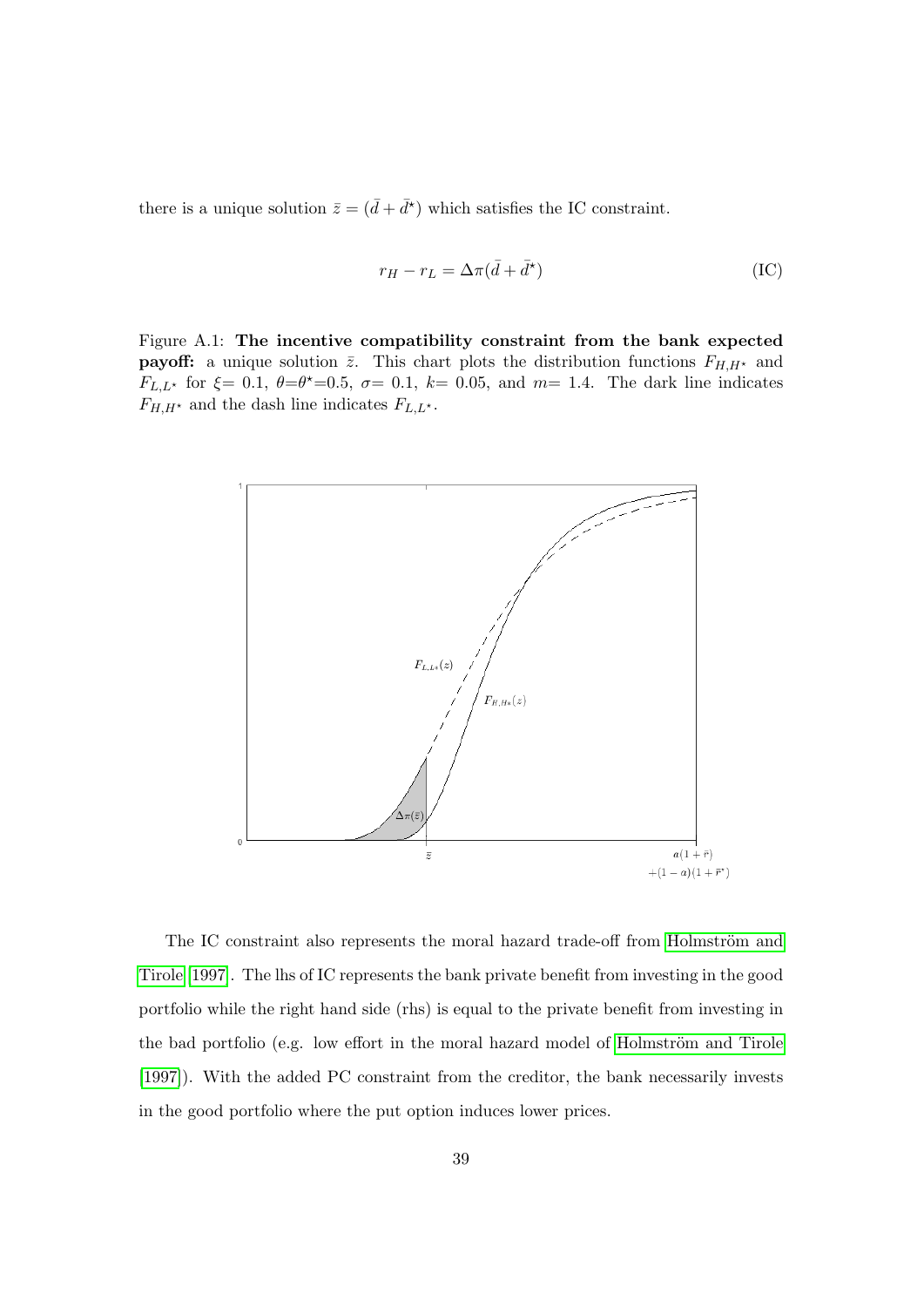there is a unique solution $\bar{z} = (\bar{d} + \bar{d}^\star)$ which satisfies the IC constraint.

$$r_H - r_L = \Delta\pi(\bar{d} + \bar{d}^\star) \tag{IC}$$

Figure A.1: **The incentive compatibility constraint from the bank expected payoff:** a unique solution $\bar{z}$. This chart plots the distribution functions $F_{H,H^\star}$ and $F_{L,L^\star}$ for $\xi$= 0.1, $\theta$=$\theta^\star$=0.5, $\sigma$= 0.1, $k$= 0.05, and $m$= 1.4. The dark line indicates $F_{H,H^\star}$ and the dash line indicates $F_{L,L^\star}$.

The IC constraint also represents the moral hazard trade-off from Holmström and Tirole [1997]. The lhs of IC represents the bank private benefit from investing in the good portfolio while the right hand side (rhs) is equal to the private benefit from investing in the bad portfolio (e.g. low effort in the moral hazard model of Holmström and Tirole [1997]). With the added PC constraint from the creditor, the bank necessarily invests in the good portfolio where the put option induces lower prices.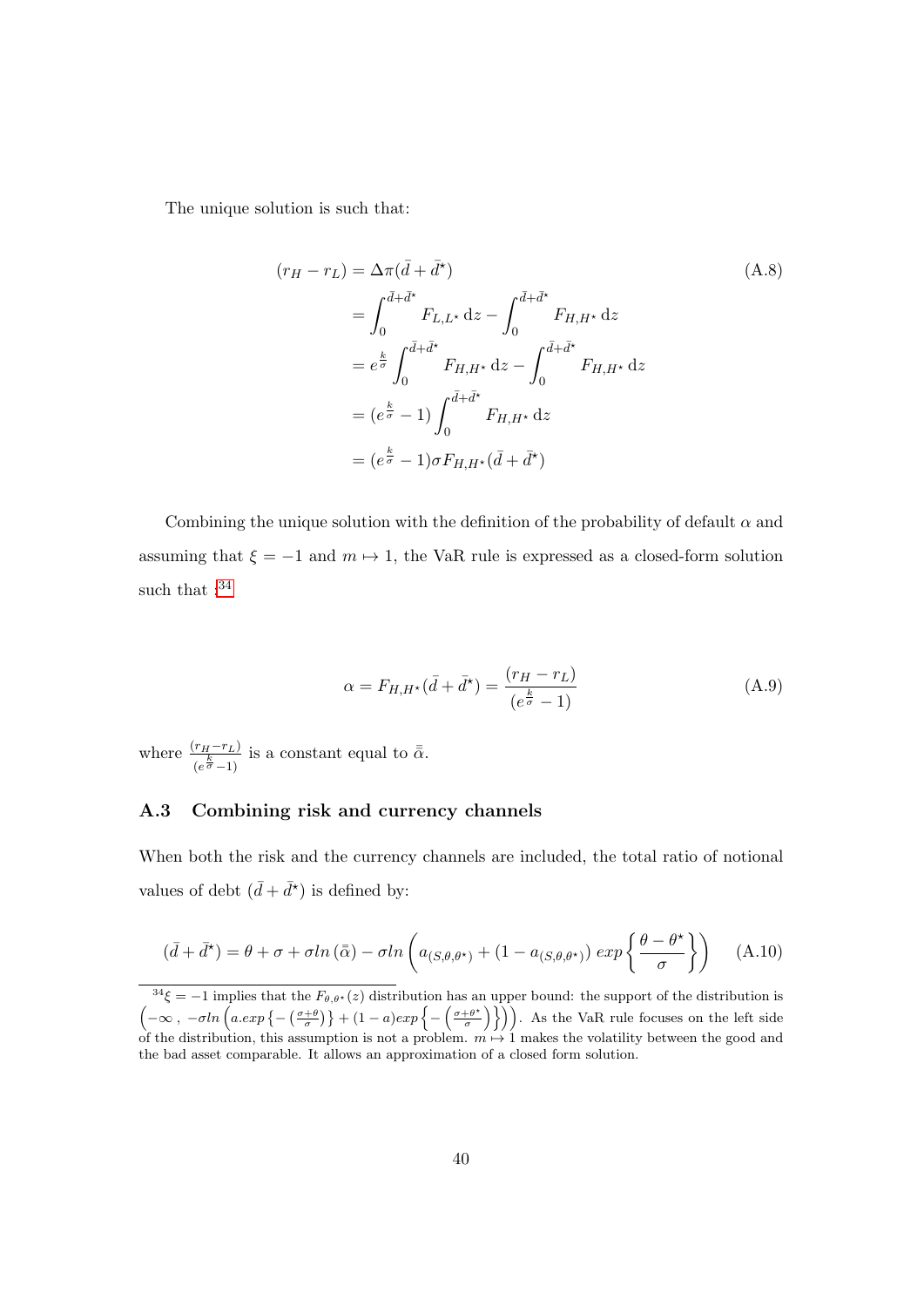The unique solution is such that:

$$
\begin{aligned}
(r_H - r_L) &= \Delta\pi(\bar{d} + \bar{d}^\star) \\
&= \int_0^{\bar{d}+\bar{d}^\star} F_{L,L^\star}\,\mathrm{d}z - \int_0^{\bar{d}+\bar{d}^\star} F_{H,H^\star}\,\mathrm{d}z \\
&= e^{\frac{k}{\sigma}} \int_0^{\bar{d}+\bar{d}^\star} F_{H,H^\star}\,\mathrm{d}z - \int_0^{\bar{d}+\bar{d}^\star} F_{H,H^\star}\,\mathrm{d}z \\
&= (e^{\frac{k}{\sigma}} - 1) \int_0^{\bar{d}+\bar{d}^\star} F_{H,H^\star}\,\mathrm{d}z \\
&= (e^{\frac{k}{\sigma}} - 1)\sigma F_{H,H^\star}(\bar{d} + \bar{d}^\star)
\end{aligned}
\tag{A.8}
$$

Combining the unique solution with the definition of the probability of default $\alpha$ and assuming that $\xi = -1$ and $m \mapsto 1$, the VaR rule is expressed as a closed-form solution such that :[34]

$$
\alpha = F_{H,H^\star}(\bar{d} + \bar{d}^\star) = \frac{(r_H - r_L)}{(e^{\frac{k}{\sigma}} - 1)} \tag{A.9}
$$

where $\frac{(r_H - r_L)}{(e^{\frac{k}{\sigma}} - 1)}$ is a constant equal to $\bar{\bar{\alpha}}$.

### A.3 Combining risk and currency channels

When both the risk and the currency channels are included, the total ratio of notional values of debt $(\bar{d} + \bar{d}^\star)$ is defined by:

$$
(\bar{d} + \bar{d}^\star) = \theta + \sigma + \sigma ln\left(\bar{\bar{\alpha}}\right) - \sigma ln\left(a_{(S,\theta,\theta^\star)} + (1 - a_{(S,\theta,\theta^\star)})\, exp\left\{\frac{\theta - \theta^\star}{\sigma}\right\}\right) \tag{A.10}
$$

[34] $\xi = -1$ implies that the $F_{\theta,\theta^\star}(z)$ distribution has an upper bound: the support of the distribution is $\left(-\infty\,,\ -\sigma ln\left(a.exp\left\{-\left(\frac{\sigma+\theta}{\sigma}\right)\right\} + (1-a)exp\left\{-\left(\frac{\sigma+\theta^\star}{\sigma}\right)\right\}\right)\right)$. As the VaR rule focuses on the left side of the distribution, this assumption is not a problem. $m \mapsto 1$ makes the volatility between the good and the bad asset comparable. It allows an approximation of a closed form solution.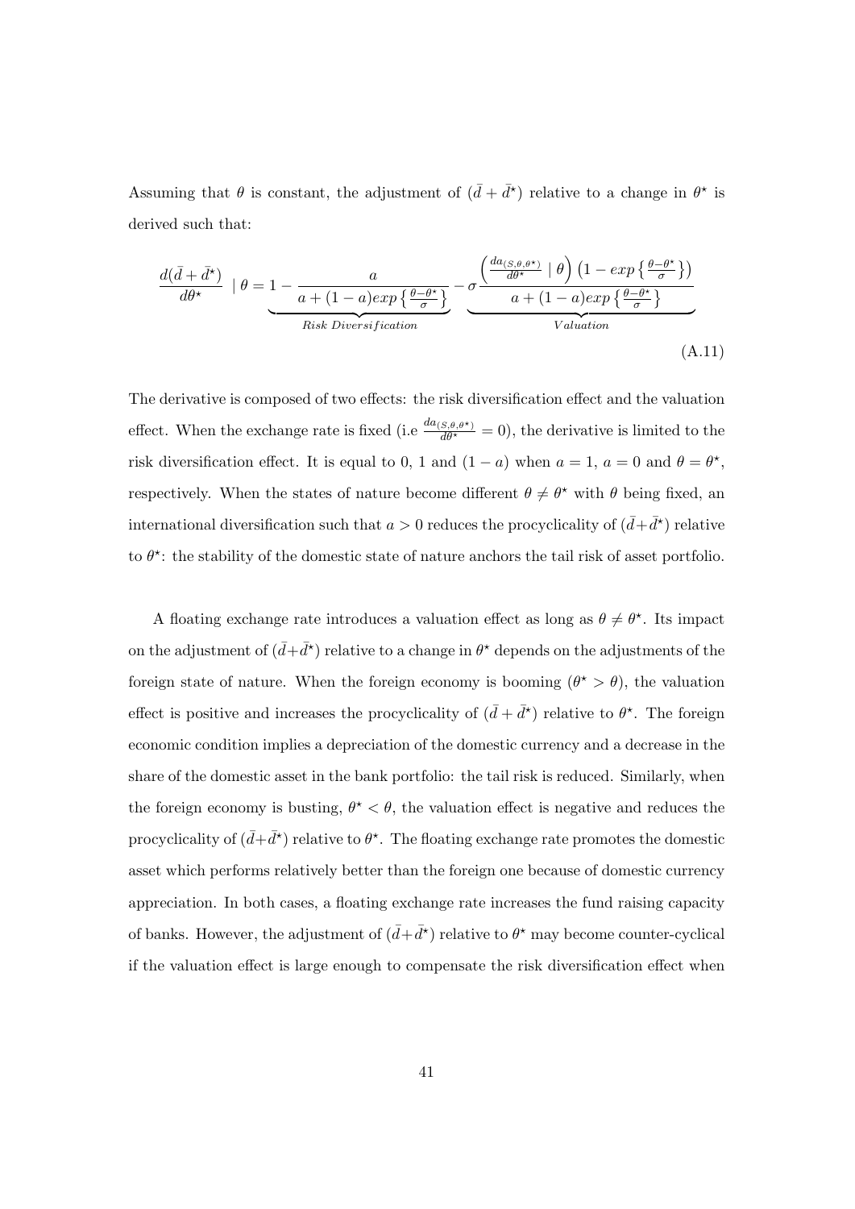Assuming that $\theta$ is constant, the adjustment of $(\bar{d}+\bar{d}^{\star})$ relative to a change in $\theta^{\star}$ is derived such that:

$$\frac{d(\bar{d}+\bar{d}^{\star})}{d\theta^{\star}} \mid \theta = \underbrace{1 - \frac{a}{a+(1-a)exp\left\{\frac{\theta-\theta^{\star}}{\sigma}\right\}}}_{Risk\ Diversification} - \underbrace{\sigma \frac{\left(\frac{da_{(S,\theta,\theta^{\star})}}{d\theta^{\star}} \mid \theta\right)\left(1-exp\left\{\frac{\theta-\theta^{\star}}{\sigma}\right\}\right)}{a+(1-a)exp\left\{\frac{\theta-\theta^{\star}}{\sigma}\right\}}}_{Valuation} \tag{A.11}$$

The derivative is composed of two effects: the risk diversification effect and the valuation effect. When the exchange rate is fixed (i.e $\frac{da_{(S,\theta,\theta^{\star})}}{d\theta^{\star}}=0$), the derivative is limited to the risk diversification effect. It is equal to 0, 1 and $(1-a)$ when $a=1$, $a=0$ and $\theta=\theta^{\star}$, respectively. When the states of nature become different $\theta \neq \theta^{\star}$ with $\theta$ being fixed, an international diversification such that $a>0$ reduces the procyclicality of $(\bar{d}+\bar{d}^{\star})$ relative to $\theta^{\star}$: the stability of the domestic state of nature anchors the tail risk of asset portfolio.

A floating exchange rate introduces a valuation effect as long as $\theta \neq \theta^{\star}$. Its impact on the adjustment of $(\bar{d}+\bar{d}^{\star})$ relative to a change in $\theta^{\star}$ depends on the adjustments of the foreign state of nature. When the foreign economy is booming $(\theta^{\star} > \theta)$, the valuation effect is positive and increases the procyclicality of $(\bar{d}+\bar{d}^{\star})$ relative to $\theta^{\star}$. The foreign economic condition implies a depreciation of the domestic currency and a decrease in the share of the domestic asset in the bank portfolio: the tail risk is reduced. Similarly, when the foreign economy is busting, $\theta^{\star} < \theta$, the valuation effect is negative and reduces the procyclicality of $(\bar{d}+\bar{d}^{\star})$ relative to $\theta^{\star}$. The floating exchange rate promotes the domestic asset which performs relatively better than the foreign one because of domestic currency appreciation. In both cases, a floating exchange rate increases the fund raising capacity of banks. However, the adjustment of $(\bar{d}+\bar{d}^{\star})$ relative to $\theta^{\star}$ may become counter-cyclical if the valuation effect is large enough to compensate the risk diversification effect when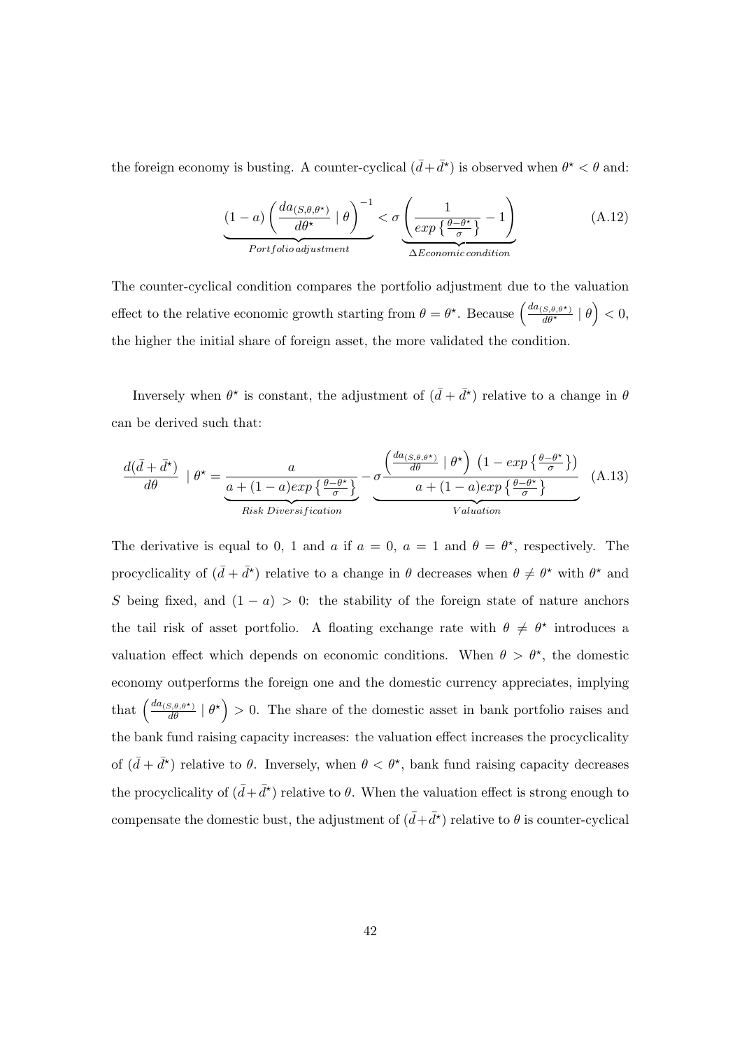the foreign economy is busting. A counter-cyclical $(\bar{d}+\bar{d}^{\star})$ is observed when $\theta^{\star} < \theta$ and:

$$\underbrace{(1-a)\left(\frac{da_{(S,\theta,\theta^{\star})}}{d\theta^{\star}} \mid \theta\right)^{-1}}_{Portfolio\, adjustment} < \underbrace{\sigma\left(\frac{1}{exp\left\{\frac{\theta-\theta^{\star}}{\sigma}\right\}}-1\right)}_{\Delta Economic\, condition} \tag{A.12}$$

The counter-cyclical condition compares the portfolio adjustment due to the valuation effect to the relative economic growth starting from $\theta = \theta^{\star}$. Because $\left(\frac{da_{(S,\theta,\theta^{\star})}}{d\theta^{\star}} \mid \theta\right) < 0$, the higher the initial share of foreign asset, the more validated the condition.

Inversely when $\theta^{\star}$ is constant, the adjustment of $(\bar{d}+\bar{d}^{\star})$ relative to a change in $\theta$ can be derived such that:

$$\frac{d(\bar{d}+\bar{d}^{\star})}{d\theta} \mid \theta^{\star} = \underbrace{\frac{a}{a+(1-a)exp\left\{\frac{\theta-\theta^{\star}}{\sigma}\right\}}}_{Risk\ Diversification} - \underbrace{\sigma\frac{\left(\frac{da_{(S,\theta,\theta^{\star})}}{d\theta} \mid \theta^{\star}\right)\left(1-exp\left\{\frac{\theta-\theta^{\star}}{\sigma}\right\}\right)}{a+(1-a)exp\left\{\frac{\theta-\theta^{\star}}{\sigma}\right\}}}_{Valuation} \tag{A.13}$$

The derivative is equal to 0, 1 and $a$ if $a = 0$, $a = 1$ and $\theta = \theta^{\star}$, respectively. The procyclicality of $(\bar{d}+\bar{d}^{\star})$ relative to a change in $\theta$ decreases when $\theta \neq \theta^{\star}$ with $\theta^{\star}$ and $S$ being fixed, and $(1-a) > 0$: the stability of the foreign state of nature anchors the tail risk of asset portfolio. A floating exchange rate with $\theta \neq \theta^{\star}$ introduces a valuation effect which depends on economic conditions. When $\theta > \theta^{\star}$, the domestic economy outperforms the foreign one and the domestic currency appreciates, implying that $\left(\frac{da_{(S,\theta,\theta^{\star})}}{d\theta} \mid \theta^{\star}\right) > 0$. The share of the domestic asset in bank portfolio raises and the bank fund raising capacity increases: the valuation effect increases the procyclicality of $(\bar{d}+\bar{d}^{\star})$ relative to $\theta$. Inversely, when $\theta < \theta^{\star}$, bank fund raising capacity decreases the procyclicality of $(\bar{d}+\bar{d}^{\star})$ relative to $\theta$. When the valuation effect is strong enough to compensate the domestic bust, the adjustment of $(\bar{d}+\bar{d}^{\star})$ relative to $\theta$ is counter-cyclical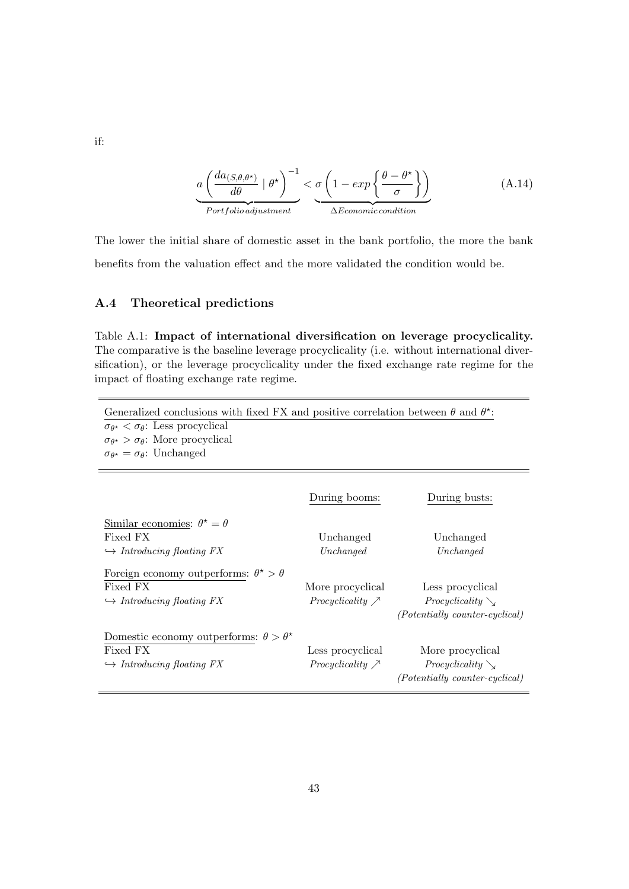if:

$$\underbrace{a\left(\frac{da_{(S,\theta,\theta^{\star})}}{d\theta} \mid \theta^{\star}\right)^{-1}}_{Portfolio\,adjustment} < \underbrace{\sigma\left(1 - exp\left\{\frac{\theta - \theta^{\star}}{\sigma}\right\}\right)}_{\Delta Economic\,condition} \tag{A.14}$$

The lower the initial share of domestic asset in the bank portfolio, the more the bank benefits from the valuation effect and the more validated the condition would be.

### A.4 Theoretical predictions

Table A.1: **Impact of international diversification on leverage procyclicality.** The comparative is the baseline leverage procyclicality (i.e. without international diversification), or the leverage procyclicality under the fixed exchange rate regime for the impact of floating exchange rate regime.

Generalized conclusions with fixed FX and positive correlation between $\theta$ and $\theta^{\star}$:
$\sigma_{\theta^{\star}} < \sigma_{\theta}$: Less procyclical
$\sigma_{\theta^{\star}} > \sigma_{\theta}$: More procyclical
$\sigma_{\theta^{\star}} = \sigma_{\theta}$: Unchanged

| | During booms: | During busts: |
|---|---|---|
| Similar economies: $\theta^{\star} = \theta$ | | |
| Fixed FX | Unchanged | Unchanged |
| ↪ *Introducing floating FX* | *Unchanged* | *Unchanged* |
| Foreign economy outperforms: $\theta^{\star} > \theta$ | | |
| Fixed FX | More procyclical | Less procyclical |
| ↪ *Introducing floating FX* | *Procyclicality* ↗ | *Procyclicality* ↘ *(Potentially counter-cyclical)* |
| Domestic economy outperforms: $\theta > \theta^{\star}$ | | |
| Fixed FX | Less procyclical | More procyclical |
| ↪ *Introducing floating FX* | *Procyclicality* ↗ | *Procyclicality* ↘ *(Potentially counter-cyclical)* |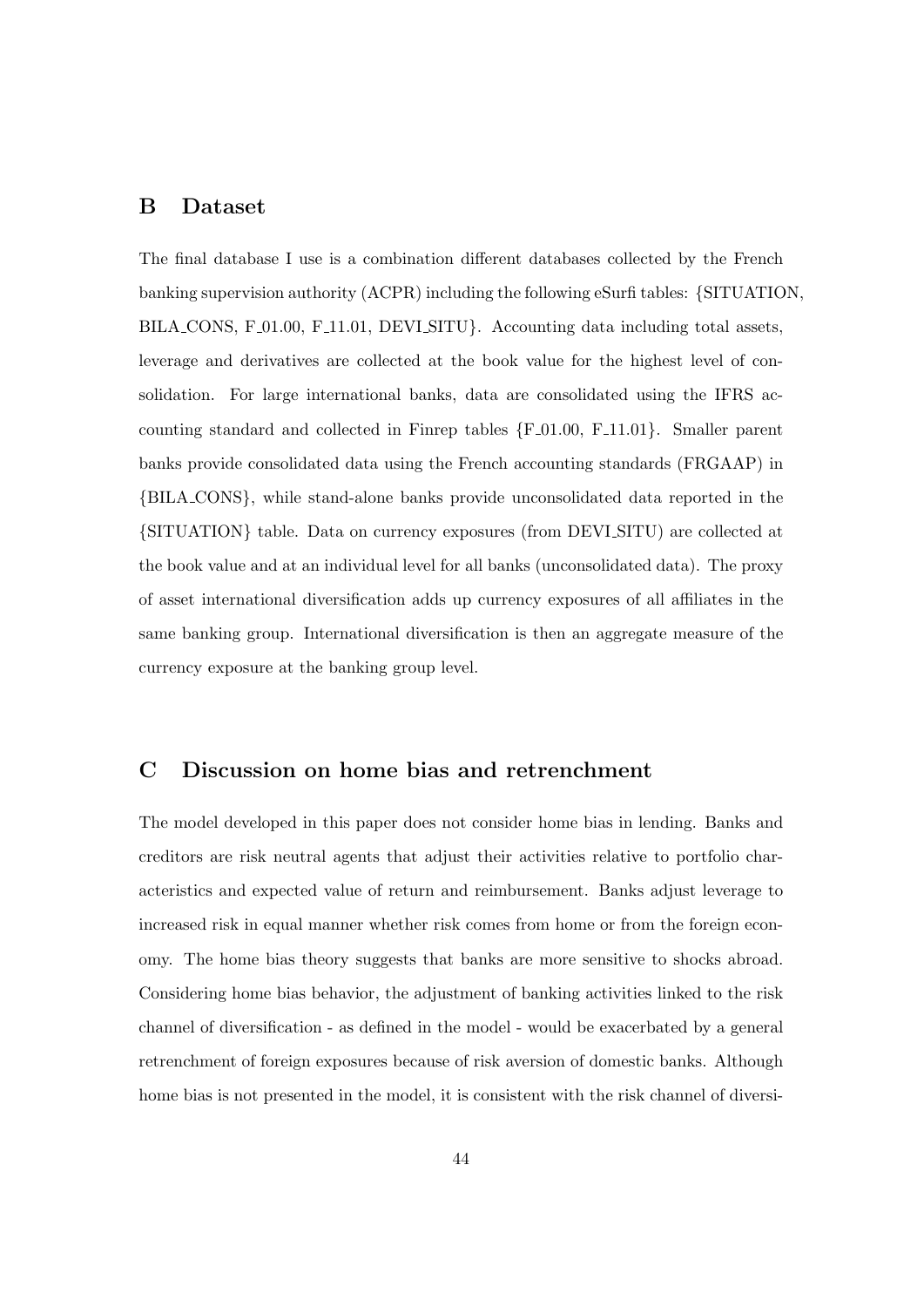## B Dataset

The final database I use is a combination different databases collected by the French banking supervision authority (ACPR) including the following eSurfi tables: {SITUATION, BILA_CONS, F_01.00, F_11.01, DEVI_SITU}. Accounting data including total assets, leverage and derivatives are collected at the book value for the highest level of consolidation. For large international banks, data are consolidated using the IFRS accounting standard and collected in Finrep tables {F_01.00, F_11.01}. Smaller parent banks provide consolidated data using the French accounting standards (FRGAAP) in {BILA_CONS}, while stand-alone banks provide unconsolidated data reported in the {SITUATION} table. Data on currency exposures (from DEVI_SITU) are collected at the book value and at an individual level for all banks (unconsolidated data). The proxy of asset international diversification adds up currency exposures of all affiliates in the same banking group. International diversification is then an aggregate measure of the currency exposure at the banking group level.

## C Discussion on home bias and retrenchment

The model developed in this paper does not consider home bias in lending. Banks and creditors are risk neutral agents that adjust their activities relative to portfolio characteristics and expected value of return and reimbursement. Banks adjust leverage to increased risk in equal manner whether risk comes from home or from the foreign economy. The home bias theory suggests that banks are more sensitive to shocks abroad. Considering home bias behavior, the adjustment of banking activities linked to the risk channel of diversification - as defined in the model - would be exacerbated by a general retrenchment of foreign exposures because of risk aversion of domestic banks. Although home bias is not presented in the model, it is consistent with the risk channel of diversi-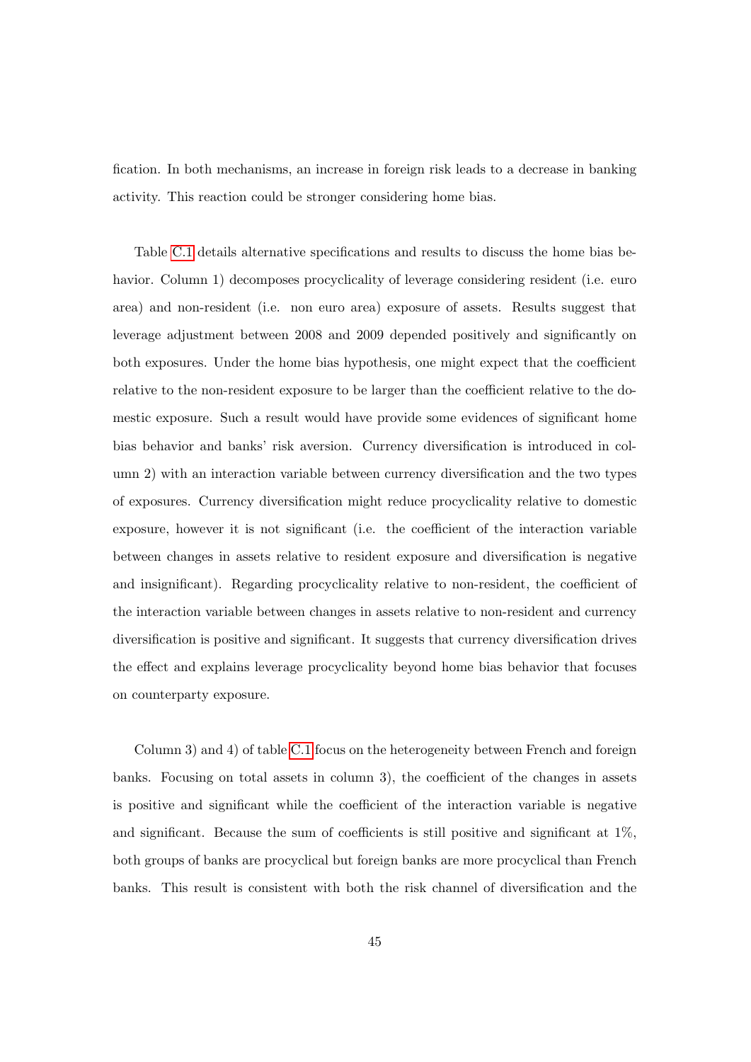fication. In both mechanisms, an increase in foreign risk leads to a decrease in banking activity. This reaction could be stronger considering home bias.

Table C.1 details alternative specifications and results to discuss the home bias behavior. Column 1) decomposes procyclicality of leverage considering resident (i.e. euro area) and non-resident (i.e. non euro area) exposure of assets. Results suggest that leverage adjustment between 2008 and 2009 depended positively and significantly on both exposures. Under the home bias hypothesis, one might expect that the coefficient relative to the non-resident exposure to be larger than the coefficient relative to the domestic exposure. Such a result would have provide some evidences of significant home bias behavior and banks' risk aversion. Currency diversification is introduced in column 2) with an interaction variable between currency diversification and the two types of exposures. Currency diversification might reduce procyclicality relative to domestic exposure, however it is not significant (i.e. the coefficient of the interaction variable between changes in assets relative to resident exposure and diversification is negative and insignificant). Regarding procyclicality relative to non-resident, the coefficient of the interaction variable between changes in assets relative to non-resident and currency diversification is positive and significant. It suggests that currency diversification drives the effect and explains leverage procyclicality beyond home bias behavior that focuses on counterparty exposure.

Column 3) and 4) of table C.1 focus on the heterogeneity between French and foreign banks. Focusing on total assets in column 3), the coefficient of the changes in assets is positive and significant while the coefficient of the interaction variable is negative and significant. Because the sum of coefficients is still positive and significant at 1%, both groups of banks are procyclical but foreign banks are more procyclical than French banks. This result is consistent with both the risk channel of diversification and the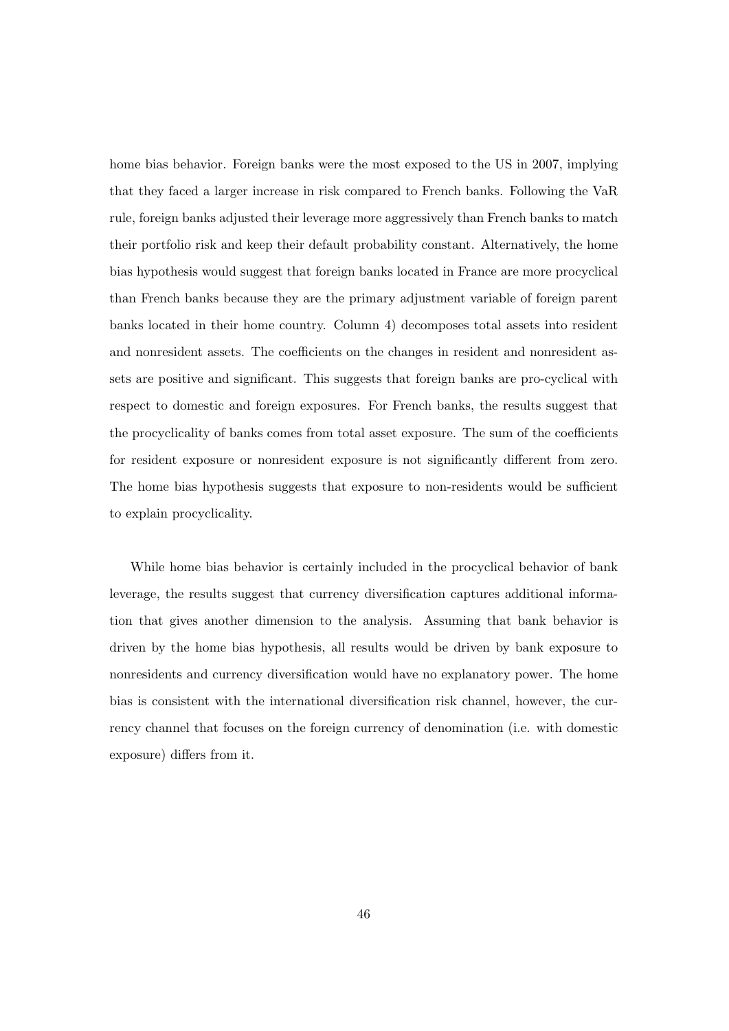home bias behavior. Foreign banks were the most exposed to the US in 2007, implying that they faced a larger increase in risk compared to French banks. Following the VaR rule, foreign banks adjusted their leverage more aggressively than French banks to match their portfolio risk and keep their default probability constant. Alternatively, the home bias hypothesis would suggest that foreign banks located in France are more procyclical than French banks because they are the primary adjustment variable of foreign parent banks located in their home country. Column 4) decomposes total assets into resident and nonresident assets. The coefficients on the changes in resident and nonresident assets are positive and significant. This suggests that foreign banks are pro-cyclical with respect to domestic and foreign exposures. For French banks, the results suggest that the procyclicality of banks comes from total asset exposure. The sum of the coefficients for resident exposure or nonresident exposure is not significantly different from zero. The home bias hypothesis suggests that exposure to non-residents would be sufficient to explain procyclicality.

While home bias behavior is certainly included in the procyclical behavior of bank leverage, the results suggest that currency diversification captures additional information that gives another dimension to the analysis. Assuming that bank behavior is driven by the home bias hypothesis, all results would be driven by bank exposure to nonresidents and currency diversification would have no explanatory power. The home bias is consistent with the international diversification risk channel, however, the currency channel that focuses on the foreign currency of denomination (i.e. with domestic exposure) differs from it.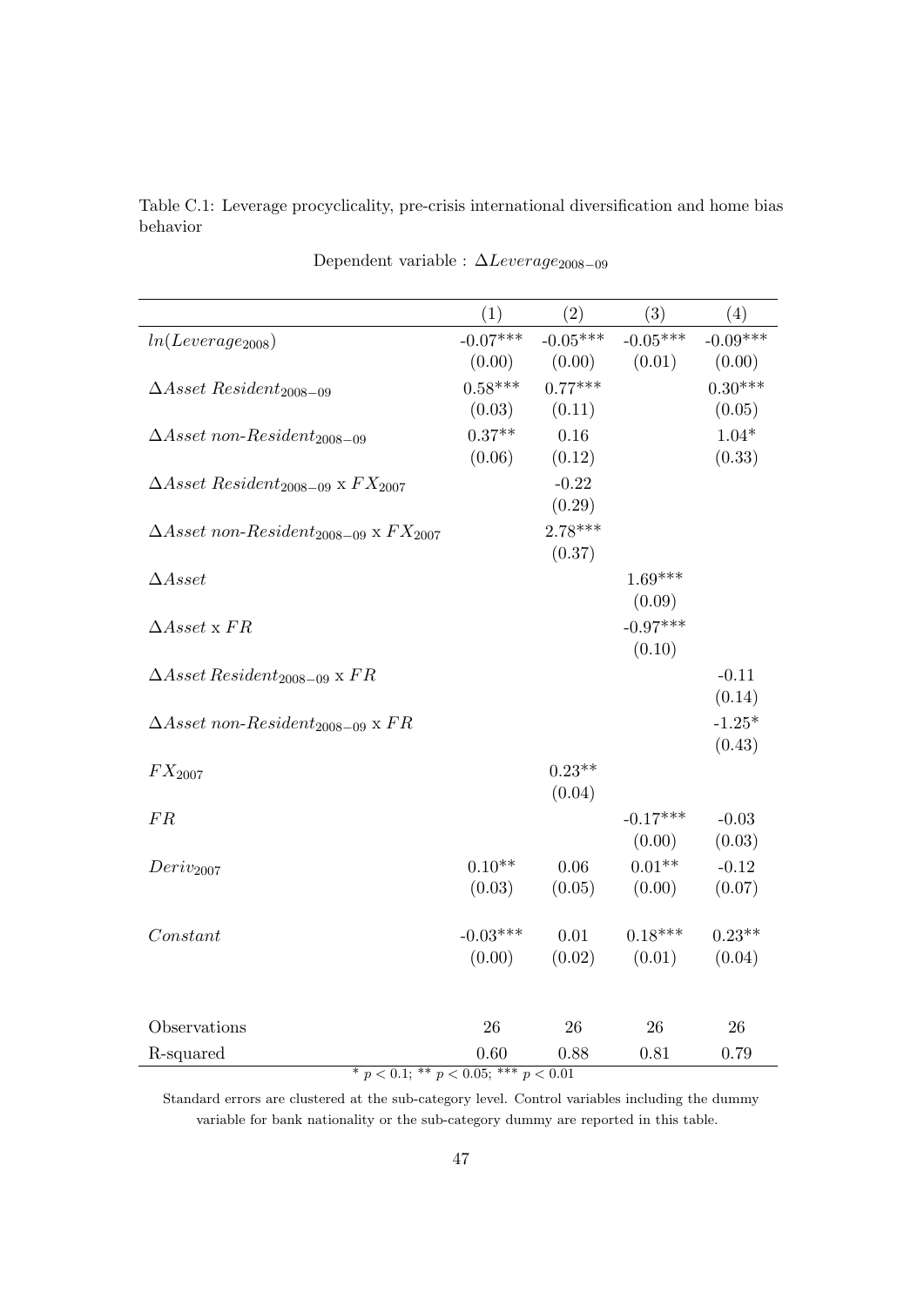Table C.1: Leverage procyclicality, pre-crisis international diversification and home bias behavior

Dependent variable : $\Delta Leverage_{2008-09}$

| | (1) | (2) | (3) | (4) |
|---|---|---|---|---|
| $ln(Leverage_{2008})$ | -0.07*** | -0.05*** | -0.05*** | -0.09*** |
| | (0.00) | (0.00) | (0.01) | (0.00) |
| $\Delta Asset\ Resident_{2008-09}$ | 0.58*** | 0.77*** | | 0.30*** |
| | (0.03) | (0.11) | | (0.05) |
| $\Delta Asset\ non\text{-}Resident_{2008-09}$ | 0.37** | 0.16 | | 1.04* |
| | (0.06) | (0.12) | | (0.33) |
| $\Delta Asset\ Resident_{2008-09}$ x $FX_{2007}$ | | -0.22 | | |
| | | (0.29) | | |
| $\Delta Asset\ non\text{-}Resident_{2008-09}$ x $FX_{2007}$ | | 2.78*** | | |
| | | (0.37) | | |
| $\Delta Asset$ | | | 1.69*** | |
| | | | (0.09) | |
| $\Delta Asset$ x $FR$ | | | -0.97*** | |
| | | | (0.10) | |
| $\Delta Asset\ Resident_{2008-09}$ x $FR$ | | | | -0.11 |
| | | | | (0.14) |
| $\Delta Asset\ non\text{-}Resident_{2008-09}$ x $FR$ | | | | -1.25* |
| | | | | (0.43) |
| $FX_{2007}$ | | 0.23** | | |
| | | (0.04) | | |
| $FR$ | | | -0.17*** | -0.03 |
| | | | (0.00) | (0.03) |
| $Deriv_{2007}$ | 0.10** | 0.06 | 0.01** | -0.12 |
| | (0.03) | (0.05) | (0.00) | (0.07) |
| $Constant$ | -0.03*** | 0.01 | 0.18*** | 0.23** |
| | (0.00) | (0.02) | (0.01) | (0.04) |
| Observations | 26 | 26 | 26 | 26 |
| R-squared | 0.60 | 0.88 | 0.81 | 0.79 |

* $p < 0.1$; ** $p < 0.05$; *** $p < 0.01$

Standard errors are clustered at the sub-category level. Control variables including the dummy variable for bank nationality or the sub-category dummy are reported in this table.